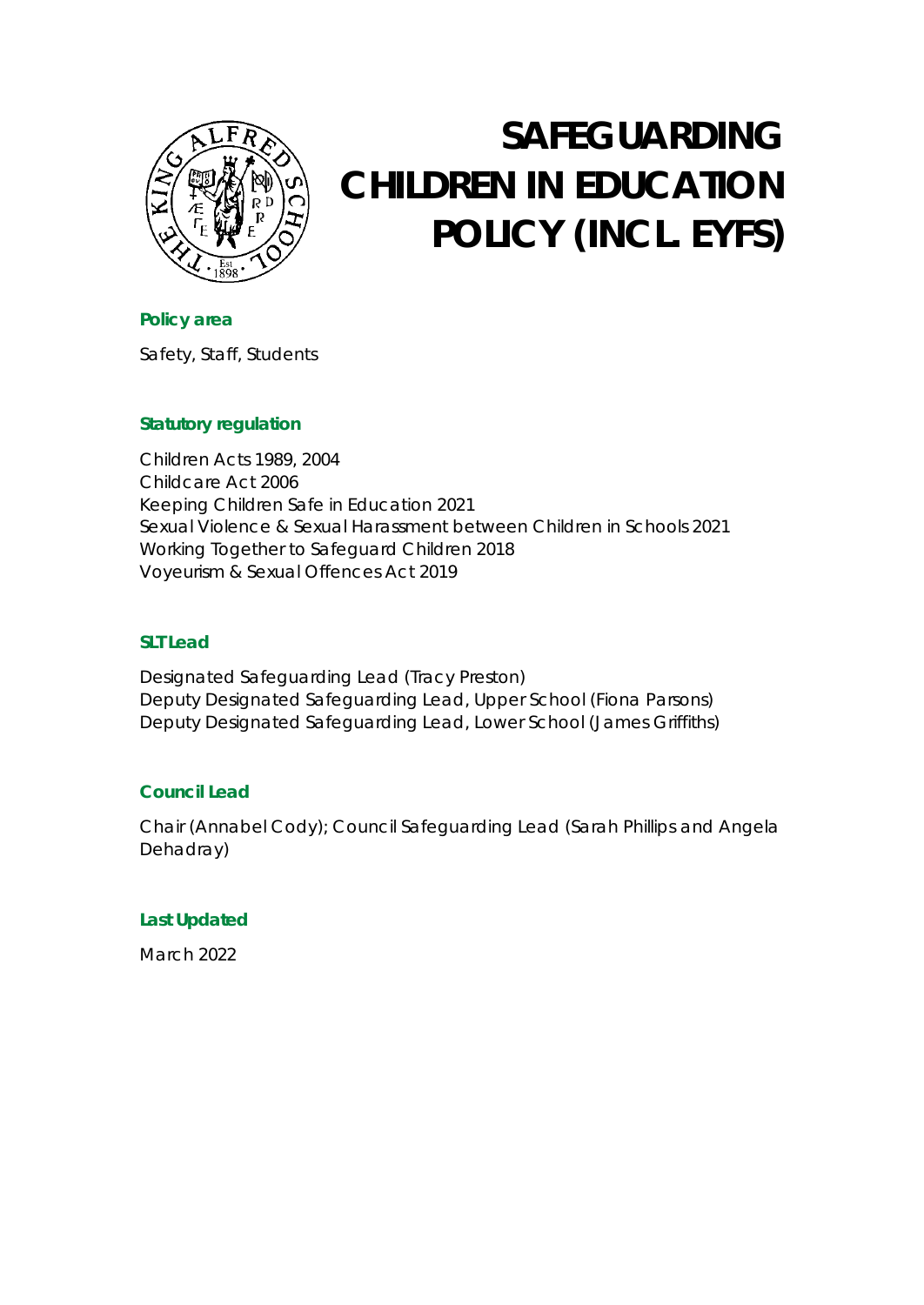# SAFEGUARDING CHILDREN IN EDUCATION POLICY (INCL. EYFS)

**Policy area**

Safety, Staff, Students

**Statutory regulation**

Children Acts 1989, 2004
Childcare Act 2006
Keeping Children Safe in Education 2021
Sexual Violence & Sexual Harassment between Children in Schools 2021
Working Together to Safeguard Children 2018
Voyeurism & Sexual Offences Act 2019

**SLT Lead**

Designated Safeguarding Lead (Tracy Preston)
Deputy Designated Safeguarding Lead, Upper School (Fiona Parsons)
Deputy Designated Safeguarding Lead, Lower School (James Griffiths)

**Council Lead**

Chair (Annabel Cody); Council Safeguarding Lead (Sarah Phillips and Angela Dehadray)

**Last Updated**

March 2022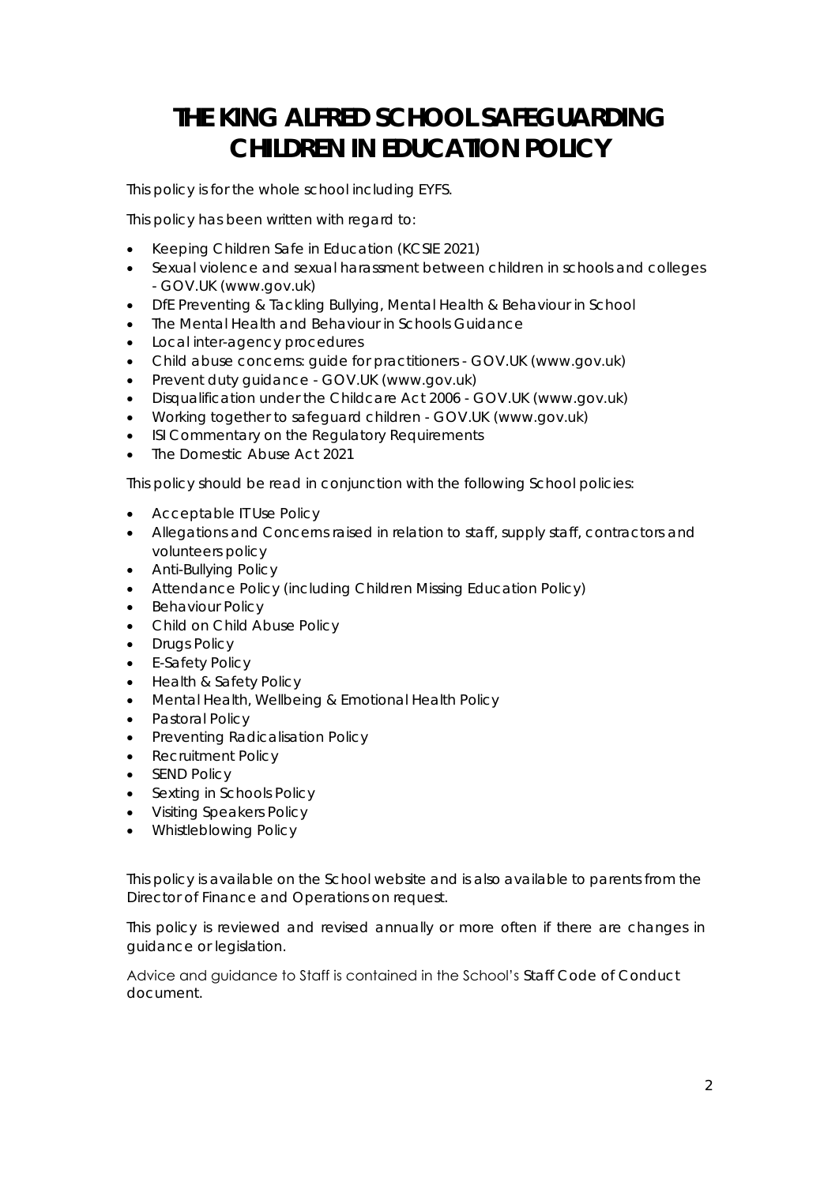# THE KING ALFRED SCHOOL SAFEGUARDING CHILDREN IN EDUCATION POLICY

This policy is for the whole school including EYFS.

This policy has been written with regard to:

- Keeping Children Safe in Education (KCSIE 2021)
- Sexual violence and sexual harassment between children in schools and colleges - GOV.UK (www.gov.uk)
- DfE Preventing & Tackling Bullying, Mental Health & Behaviour in School
- The Mental Health and Behaviour in Schools Guidance
- Local inter-agency procedures
- Child abuse concerns: guide for practitioners - GOV.UK (www.gov.uk)
- Prevent duty guidance - GOV.UK (www.gov.uk)
- Disqualification under the Childcare Act 2006 - GOV.UK (www.gov.uk)
- Working together to safeguard children - GOV.UK (www.gov.uk)
- ISI Commentary on the Regulatory Requirements
- The Domestic Abuse Act 2021

This policy should be read in conjunction with the following School policies:

- Acceptable IT Use Policy
- Allegations and Concerns raised in relation to staff, supply staff, contractors and volunteers policy
- Anti-Bullying Policy
- Attendance Policy (including Children Missing Education Policy)
- Behaviour Policy
- Child on Child Abuse Policy
- Drugs Policy
- E-Safety Policy
- Health & Safety Policy
- Mental Health, Wellbeing & Emotional Health Policy
- Pastoral Policy
- Preventing Radicalisation Policy
- Recruitment Policy
- SEND Policy
- Sexting in Schools Policy
- Visiting Speakers Policy
- Whistleblowing Policy

This policy is available on the School website and is also available to parents from the Director of Finance and Operations on request.

This policy is reviewed and revised annually or more often if there are changes in guidance or legislation.

Advice and guidance to Staff is contained in the School's Staff Code of Conduct document.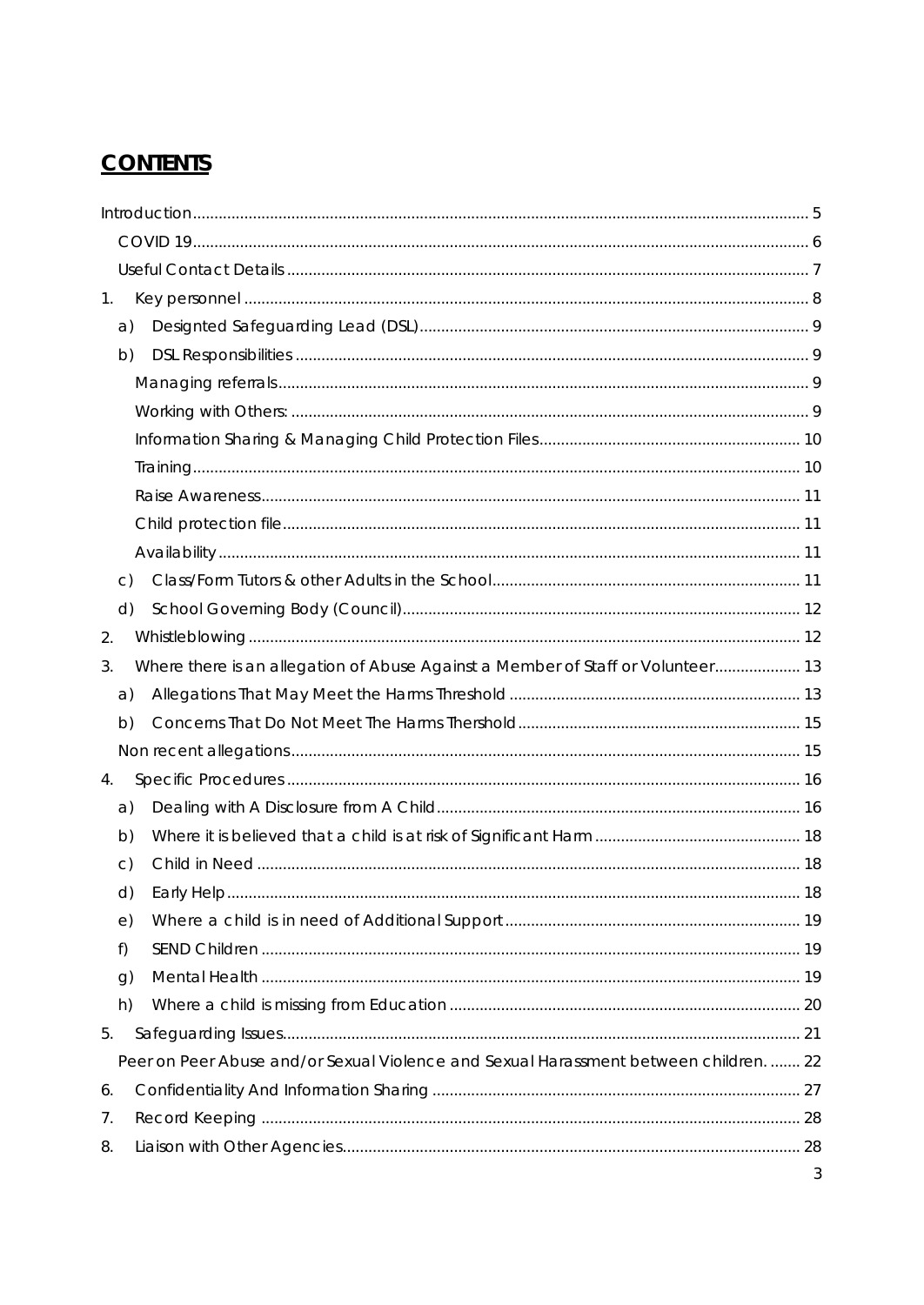# CONTENTS

Introduction ........ 5

COVID 19 ........ 6

Useful Contact Details ........ 7

1. Key personnel ........ 8
   - a) Designted Safeguarding Lead (DSL) ........ 9
   - b) DSL Responsibilities ........ 9
     - Managing referrals ........ 9
     - Working with Others: ........ 9
     - Information Sharing & Managing Child Protection Files ........ 10
     - Training ........ 10
     - Raise Awareness ........ 11
     - Child protection file ........ 11
     - Availability ........ 11
   - c) Class/Form Tutors & other Adults in the School ........ 11
   - d) School Governing Body (Council) ........ 12
2. Whistleblowing ........ 12
3. Where there is an allegation of Abuse Against a Member of Staff or Volunteer ........ 13
   - a) Allegations That May Meet the Harms Threshold ........ 13
   - b) Concerns That Do Not Meet The Harms Thershold ........ 15
   - Non recent allegations ........ 15
4. Specific Procedures ........ 16
   - a) Dealing with A Disclosure from A Child ........ 16
   - b) Where it is believed that a child is at risk of Significant Harm ........ 18
   - c) Child in Need ........ 18
   - d) Early Help ........ 18
   - e) Where a child is in need of Additional Support ........ 19
   - f) SEND Children ........ 19
   - g) Mental Health ........ 19
   - h) Where a child is missing from Education ........ 20
5. Safeguarding Issues ........ 21
   - Peer on Peer Abuse and/or Sexual Violence and Sexual Harassment between children. ........ 22
6. Confidentiality And Information Sharing ........ 27
7. Record Keeping ........ 28
8. Liaison with Other Agencies ........ 28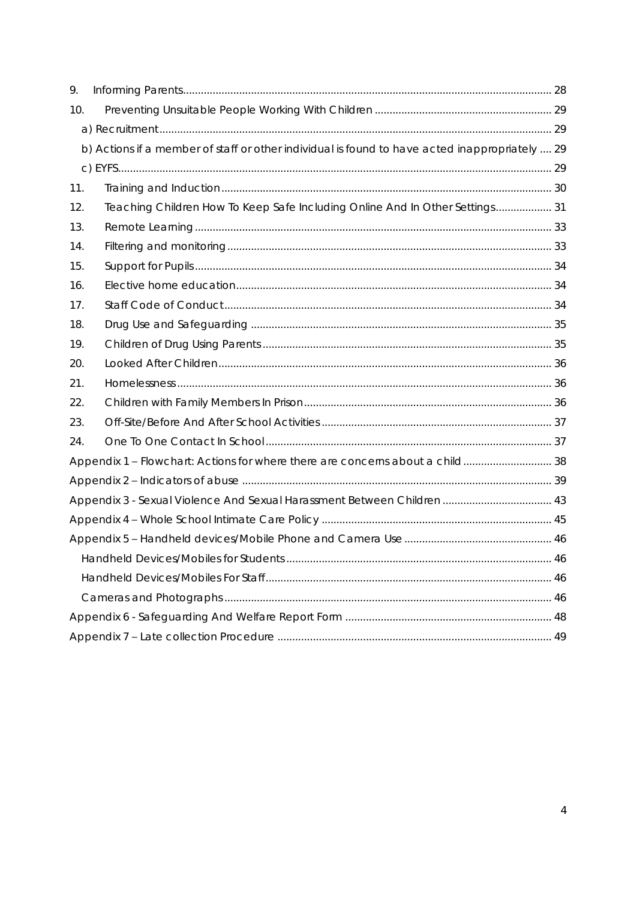9. Informing Parents ............................................................................................................................ 28

10. Preventing Unsuitable People Working With Children ........................................................... 29

a) Recruitment .................................................................................................................................... 29

b) Actions if a member of staff or other individual is found to have acted inappropriately .... 29

c) EYFS .................................................................................................................................................. 29

11. Training and Induction ............................................................................................................... 30

12. Teaching Children How To Keep Safe Including Online And In Other Settings ................... 31

13. Remote Learning ........................................................................................................................ 33

14. Filtering and monitoring ............................................................................................................. 33

15. Support for Pupils ........................................................................................................................ 34

16. Elective home education .......................................................................................................... 34

17. Staff Code of Conduct .............................................................................................................. 34

18. Drug Use and Safeguarding ..................................................................................................... 35

19. Children of Drug Using Parents ................................................................................................. 35

20. Looked After Children ................................................................................................................ 36

21. Homelessness .............................................................................................................................. 36

22. Children with Family Members In Prison ................................................................................... 36

23. Off-Site/Before And After School Activities ............................................................................. 37

24. One To One Contact In School ................................................................................................ 37

Appendix 1 – Flowchart: Actions for where there are concerns about a child ............................. 38

Appendix 2 – Indicators of abuse ........................................................................................................ 39

Appendix 3 - Sexual Violence And Sexual Harassment Between Children ..................................... 43

Appendix 4 – Whole School Intimate Care Policy ............................................................................. 45

Appendix 5 – Handheld devices/Mobile Phone and Camera Use ................................................. 46

Handheld Devices/Mobiles for Students ......................................................................................... 46

Handheld Devices/Mobiles For Staff ................................................................................................ 46

Cameras and Photographs ............................................................................................................. 46

Appendix 6 - Safeguarding And Welfare Report Form ...................................................................... 48

Appendix 7 – Late collection Procedure ............................................................................................ 49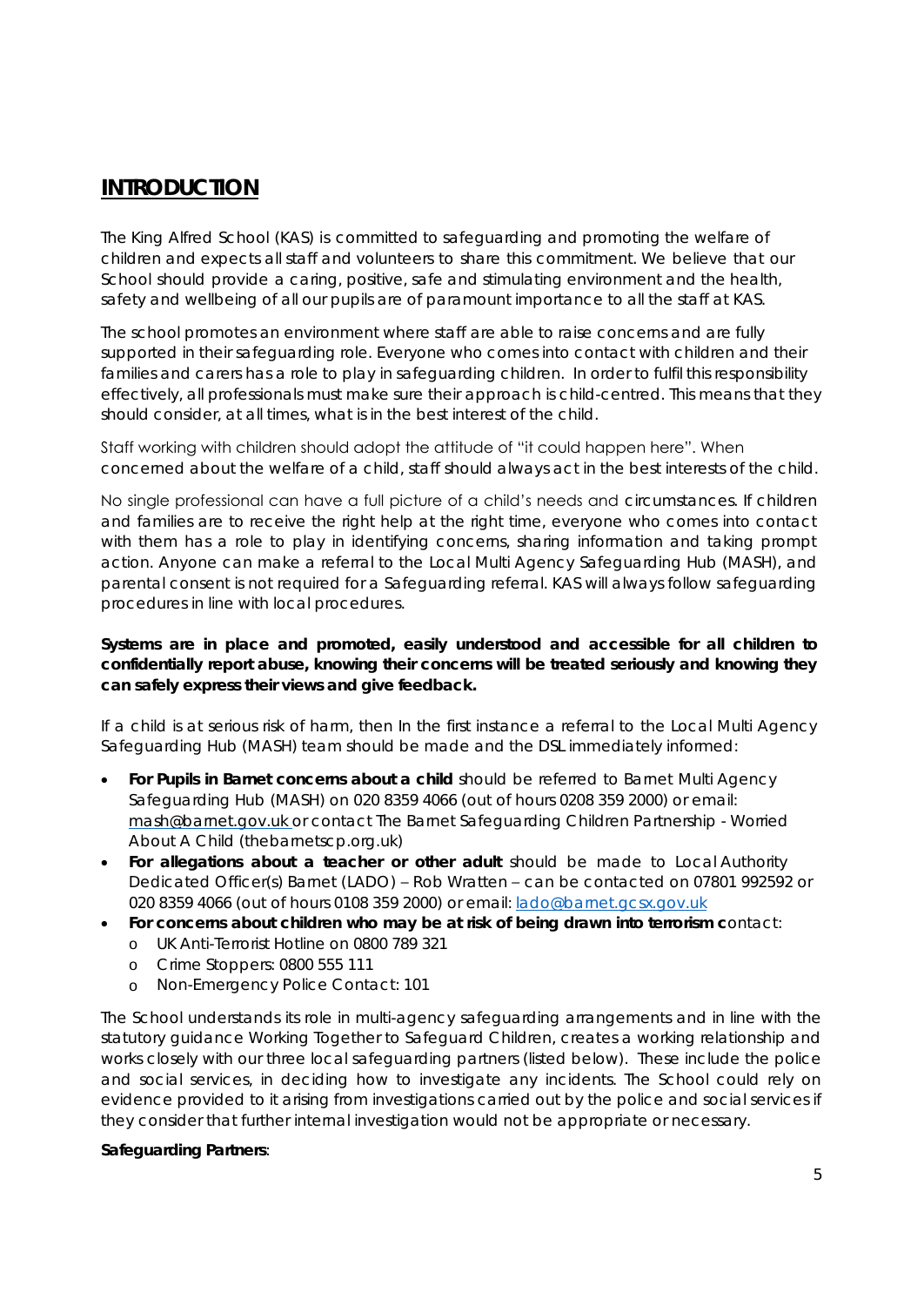## INTRODUCTION

The King Alfred School (KAS) is committed to safeguarding and promoting the welfare of children and expects all staff and volunteers to share this commitment. We believe that our School should provide a caring, positive, safe and stimulating environment and the health, safety and wellbeing of all our pupils are of paramount importance to all the staff at KAS.

The school promotes an environment where staff are able to raise concerns and are fully supported in their safeguarding role. Everyone who comes into contact with children and their families and carers has a role to play in safeguarding children. In order to fulfil this responsibility effectively, all professionals must make sure their approach is child-centred. This means that they should consider, at all times, what is in the best interest of the child.

Staff working with children should adopt the attitude of "it could happen here". When concerned about the welfare of a child, staff should always act in the best interests of the child.

No single professional can have a full picture of a child's needs and circumstances. If children and families are to receive the right help at the right time, everyone who comes into contact with them has a role to play in identifying concerns, sharing information and taking prompt action. Anyone can make a referral to the Local Multi Agency Safeguarding Hub (MASH), and parental consent is not required for a Safeguarding referral. KAS will always follow safeguarding procedures in line with local procedures.

**Systems are in place and promoted, easily understood and accessible for all children to confidentially report abuse, knowing their concerns will be treated seriously and knowing they can safely express their views and give feedback.**

If a child is at serious risk of harm, then In the first instance a referral to the Local Multi Agency Safeguarding Hub (MASH) team should be made and the DSL immediately informed:

- **For Pupils in Barnet concerns about a child** should be referred to Barnet Multi Agency Safeguarding Hub (MASH) on 020 8359 4066 (out of hours 0208 359 2000) or email: mash@barnet.gov.uk or contact The Barnet Safeguarding Children Partnership - Worried About A Child (thebarnetscp.org.uk)
- **For allegations about a teacher or other adult** should be made to Local Authority Dedicated Officer(s) Barnet (LADO) – Rob Wratten – can be contacted on 07801 992592 or 020 8359 4066 (out of hours 0108 359 2000) or email: lado@barnet.gcsx.gov.uk
- **For concerns about children who may be at risk of being drawn into terrorism c**ontact:
  - UK Anti-Terrorist Hotline on 0800 789 321
  - Crime Stoppers: 0800 555 111
  - Non-Emergency Police Contact: 101

The School understands its role in multi-agency safeguarding arrangements and in line with the statutory guidance Working Together to Safeguard Children, creates a working relationship and works closely with our three local safeguarding partners (listed below). These include the police and social services, in deciding how to investigate any incidents. The School could rely on evidence provided to it arising from investigations carried out by the police and social services if they consider that further internal investigation would not be appropriate or necessary.

**Safeguarding Partners**: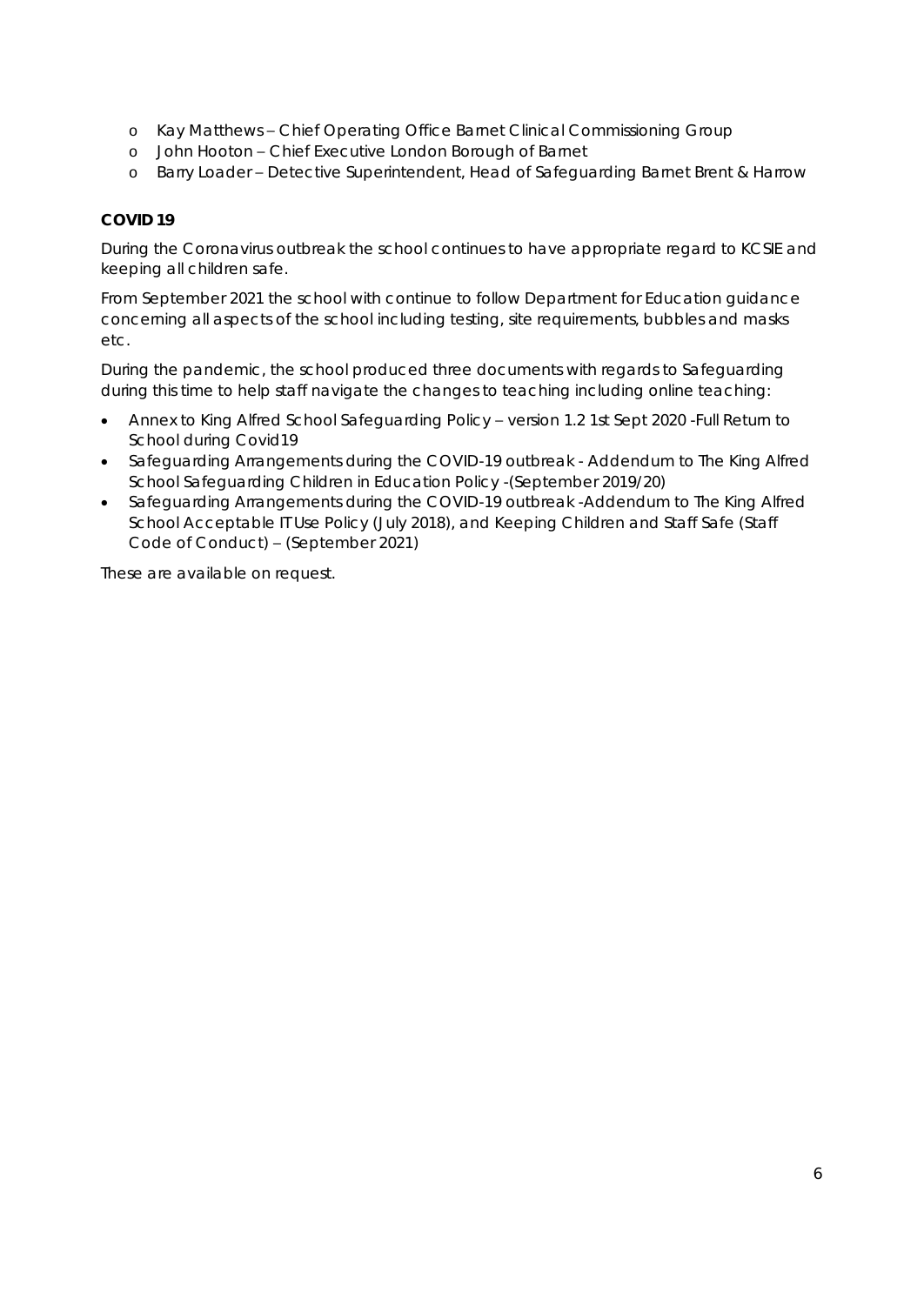- Kay Matthews – Chief Operating Office Barnet Clinical Commissioning Group
- John Hooton – Chief Executive London Borough of Barnet
- Barry Loader – Detective Superintendent, Head of Safeguarding Barnet Brent & Harrow

**COVID 19**

During the Coronavirus outbreak the school continues to have appropriate regard to KCSIE and keeping all children safe.

From September 2021 the school with continue to follow Department for Education guidance concerning all aspects of the school including testing, site requirements, bubbles and masks etc.

During the pandemic, the school produced three documents with regards to Safeguarding during this time to help staff navigate the changes to teaching including online teaching:

- Annex to King Alfred School Safeguarding Policy – version 1.2 1st Sept 2020 -Full Return to School during Covid19
- Safeguarding Arrangements during the COVID-19 outbreak - Addendum to The King Alfred School Safeguarding Children in Education Policy -(September 2019/20)
- Safeguarding Arrangements during the COVID-19 outbreak -Addendum to The King Alfred School Acceptable IT Use Policy (July 2018), and Keeping Children and Staff Safe (Staff Code of Conduct) – (September 2021)

These are available on request.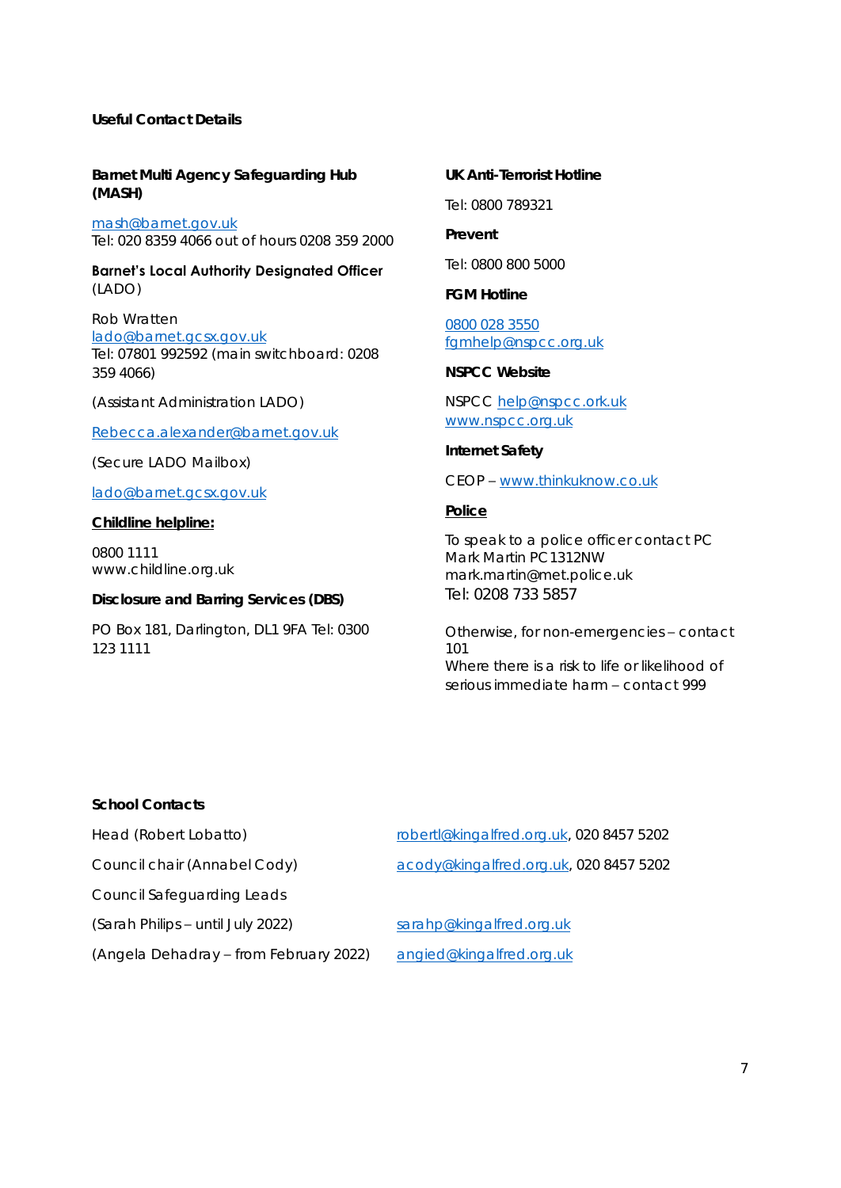**Useful Contact Details**

**Barnet Multi Agency Safeguarding Hub (MASH)**

mash@barnet.gov.uk
Tel: 020 8359 4066 out of hours 0208 359 2000

**Barnet's Local Authority Designated Officer** (LADO)

Rob Wratten
lado@barnet.gcsx.gov.uk
Tel: 07801 992592 (main switchboard: 0208 359 4066)

(Assistant Administration LADO)

Rebecca.alexander@barnet.gov.uk

(Secure LADO Mailbox)

lado@barnet.gcsx.gov.uk

**Childline helpline:**

0800 1111
www.childline.org.uk

**Disclosure and Barring Services (DBS)**

PO Box 181, Darlington, DL1 9FA Tel: 0300 123 1111

**UK Anti-Terrorist Hotline**

Tel: 0800 789321

**Prevent**

Tel: 0800 800 5000

**FGM Hotline**

0800 028 3550
fgmhelp@nspcc.org.uk

**NSPCC Website**

NSPCC help@nspcc.ork.uk
www.nspcc.org.uk

**Internet Safety**

CEOP – www.thinkuknow.co.uk

**Police**

To speak to a police officer contact PC Mark Martin PC1312NW
mark.martin@met.police.uk
Tel: 0208 733 5857

Otherwise, for non-emergencies – contact 101
Where there is a risk to life or likelihood of serious immediate harm – contact 999

**School Contacts**

| | |
|---|---|
| Head (Robert Lobatto) | robertl@kingalfred.org.uk, 020 8457 5202 |
| Council chair (Annabel Cody) | acody@kingalfred.org.uk, 020 8457 5202 |
| Council Safeguarding Leads | |
| (Sarah Philips – until July 2022) | sarahp@kingalfred.org.uk |
| (Angela Dehadray – from February 2022) | angied@kingalfred.org.uk |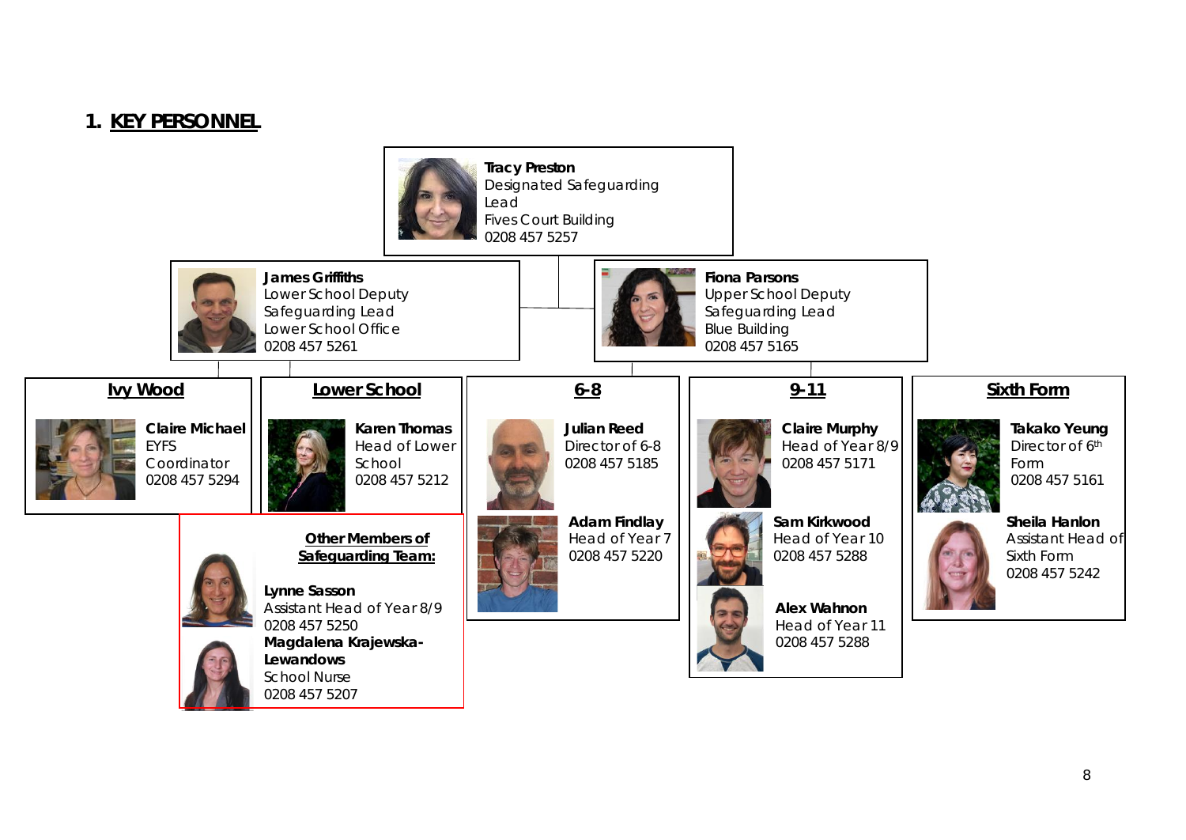## 1. KEY PERSONNEL

**Tracy Preston**
Designated Safeguarding Lead
Fives Court Building
0208 457 5257

**James Griffiths**
Lower School Deputy Safeguarding Lead
Lower School Office
0208 457 5261

**Fiona Parsons**
Upper School Deputy Safeguarding Lead
Blue Building
0208 457 5165

### Ivy Wood

**Claire Michael**
EYFS Coordinator
0208 457 5294

### Lower School

**Karen Thomas**
Head of Lower School
0208 457 5212

### 6-8

**Julian Reed**
Director of 6-8
0208 457 5185

**Adam Findlay**
Head of Year 7
0208 457 5220

### 9-11

**Claire Murphy**
Head of Year 8/9
0208 457 5171

**Sam Kirkwood**
Head of Year 10
0208 457 5288

**Alex Wahnon**
Head of Year 11
0208 457 5288

### Sixth Form

**Takako Yeung**
Director of 6th Form
0208 457 5161

**Sheila Hanlon**
Assistant Head of Sixth Form
0208 457 5242

### Other Members of Safeguarding Team:

**Lynne Sasson**
Assistant Head of Year 8/9
0208 457 5250

**Magdalena Krajewska-Lewandows**
School Nurse
0208 457 5207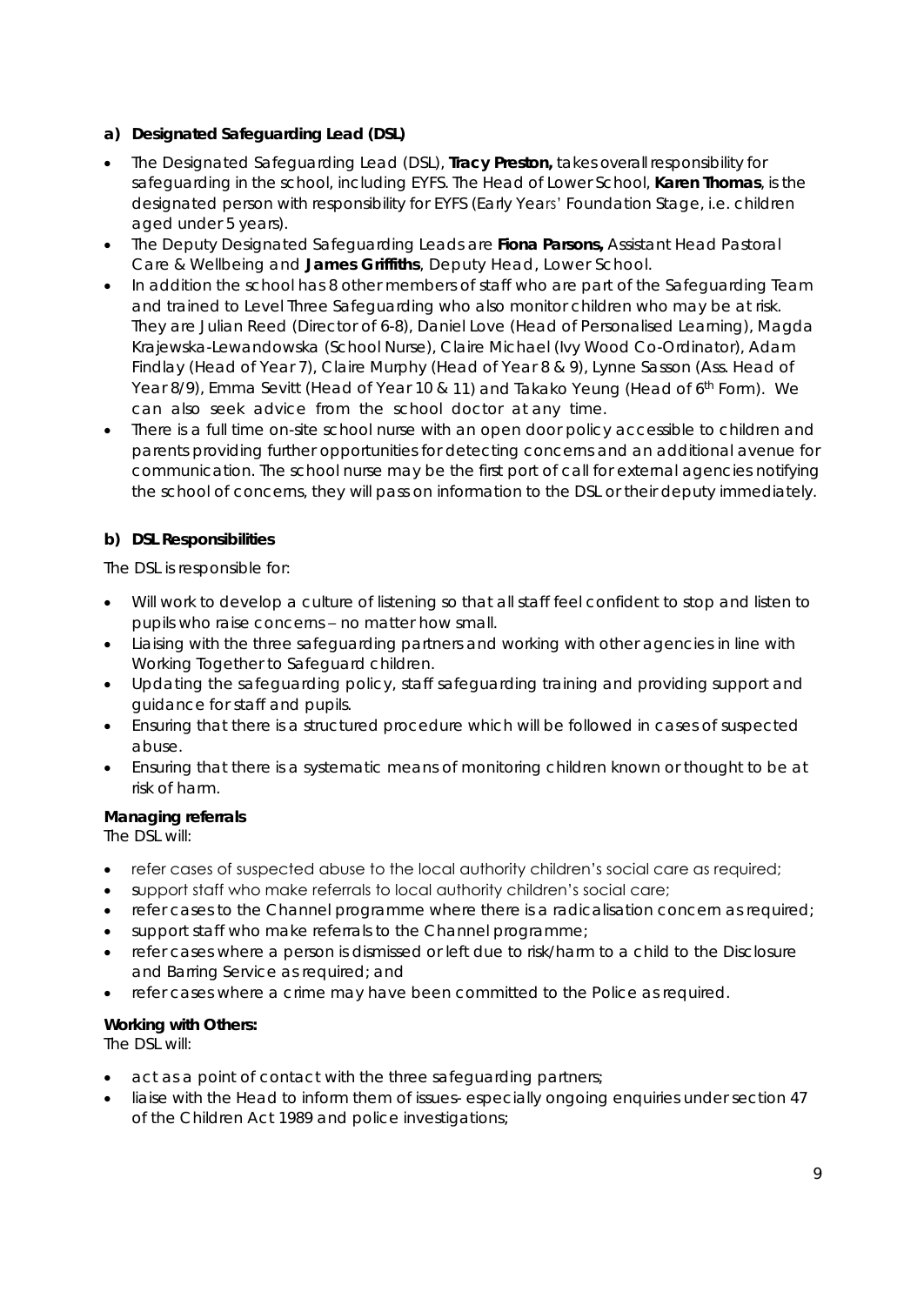**a) Designated Safeguarding Lead (DSL)**

- The Designated Safeguarding Lead (DSL), **Tracy Preston,** takes overall responsibility for safeguarding in the school, including EYFS. The Head of Lower School, **Karen Thomas**, is the designated person with responsibility for EYFS (Early Years' Foundation Stage, i.e. children aged under 5 years).
- The Deputy Designated Safeguarding Leads are **Fiona Parsons,** Assistant Head Pastoral Care & Wellbeing and **James Griffiths**, Deputy Head, Lower School.
- In addition the school has 8 other members of staff who are part of the Safeguarding Team and trained to Level Three Safeguarding who also monitor children who may be at risk. They are Julian Reed (Director of 6-8), Daniel Love (Head of Personalised Learning), Magda Krajewska-Lewandowska (School Nurse), Claire Michael (Ivy Wood Co-Ordinator), Adam Findlay (Head of Year 7), Claire Murphy (Head of Year 8 & 9), Lynne Sasson (Ass. Head of Year 8/9), Emma Sevitt (Head of Year 10 & 11) and Takako Yeung (Head of 6th Form). We can also seek advice from the school doctor at any time.
- There is a full time on-site school nurse with an open door policy accessible to children and parents providing further opportunities for detecting concerns and an additional avenue for communication. The school nurse may be the first port of call for external agencies notifying the school of concerns, they will pass on information to the DSL or their deputy immediately.

**b) DSL Responsibilities**

The DSL is responsible for:

- Will work to develop a culture of listening so that all staff feel confident to stop and listen to pupils who raise concerns – no matter how small.
- Liaising with the three safeguarding partners and working with other agencies in line with Working Together to Safeguard children.
- Updating the safeguarding policy, staff safeguarding training and providing support and guidance for staff and pupils.
- Ensuring that there is a structured procedure which will be followed in cases of suspected abuse.
- Ensuring that there is a systematic means of monitoring children known or thought to be at risk of harm.

**Managing referrals**

The DSL will:

- refer cases of suspected abuse to the local authority children's social care as required;
- support staff who make referrals to local authority children's social care;
- refer cases to the Channel programme where there is a radicalisation concern as required;
- support staff who make referrals to the Channel programme;
- refer cases where a person is dismissed or left due to risk/harm to a child to the Disclosure and Barring Service as required; and
- refer cases where a crime may have been committed to the Police as required.

**Working with Others:**

The DSL will:

- act as a point of contact with the three safeguarding partners;
- liaise with the Head to inform them of issues- especially ongoing enquiries under section 47 of the Children Act 1989 and police investigations;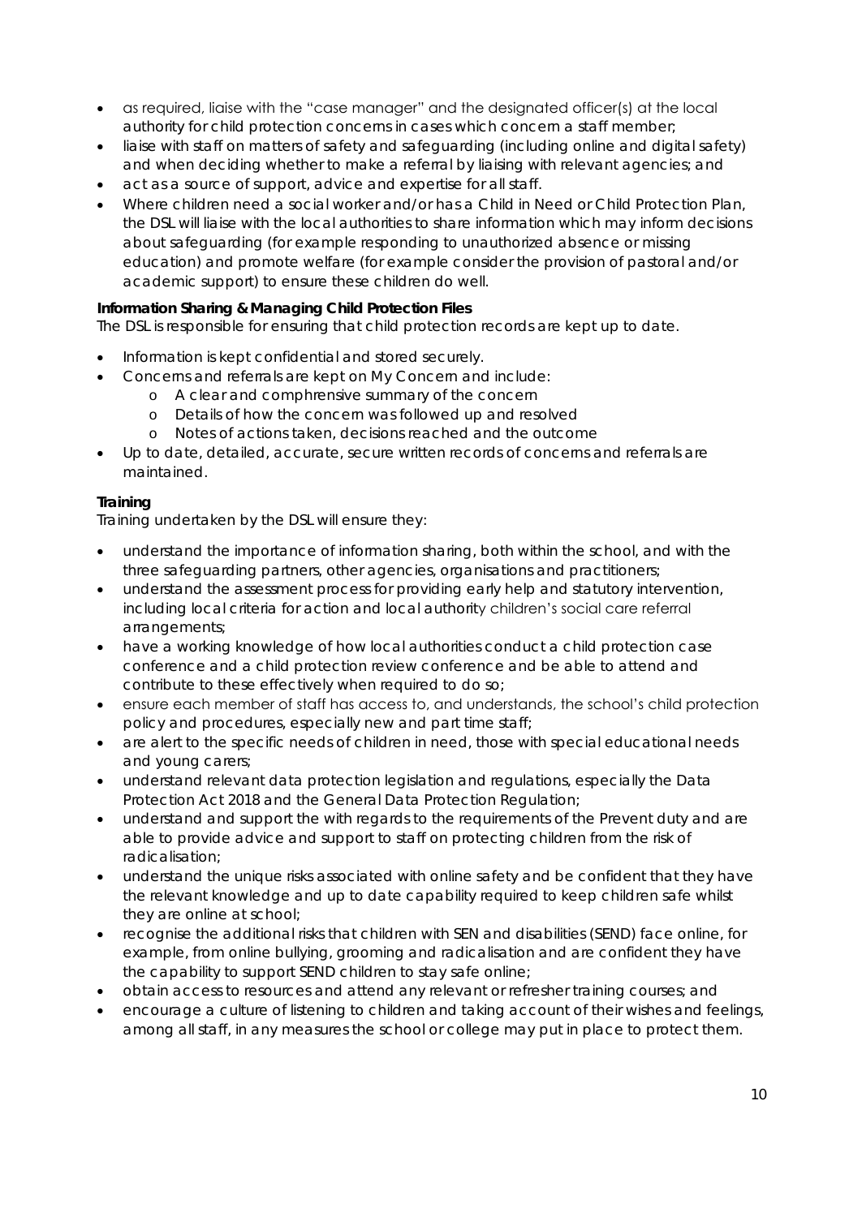- as required, liaise with the "case manager" and the designated officer(s) at the local authority for child protection concerns in cases which concern a staff member;
- liaise with staff on matters of safety and safeguarding (including online and digital safety) and when deciding whether to make a referral by liaising with relevant agencies; and
- act as a source of support, advice and expertise for all staff.
- Where children need a social worker and/or has a Child in Need or Child Protection Plan, the DSL will liaise with the local authorities to share information which may inform decisions about safeguarding (for example responding to unauthorized absence or missing education) and promote welfare (for example consider the provision of pastoral and/or academic support) to ensure these children do well.

**Information Sharing & Managing Child Protection Files**

The DSL is responsible for ensuring that child protection records are kept up to date.

- Information is kept confidential and stored securely.
- Concerns and referrals are kept on My Concern and include:
  - A clear and comphrensive summary of the concern
  - Details of how the concern was followed up and resolved
  - Notes of actions taken, decisions reached and the outcome
- Up to date, detailed, accurate, secure written records of concerns and referrals are maintained.

**Training**

Training undertaken by the DSL will ensure they:

- understand the importance of information sharing, both within the school, and with the three safeguarding partners, other agencies, organisations and practitioners;
- understand the assessment process for providing early help and statutory intervention, including local criteria for action and local authority children's social care referral arrangements;
- have a working knowledge of how local authorities conduct a child protection case conference and a child protection review conference and be able to attend and contribute to these effectively when required to do so;
- ensure each member of staff has access to, and understands, the school's child protection policy and procedures, especially new and part time staff;
- are alert to the specific needs of children in need, those with special educational needs and young carers;
- understand relevant data protection legislation and regulations, especially the Data Protection Act 2018 and the General Data Protection Regulation;
- understand and support the with regards to the requirements of the Prevent duty and are able to provide advice and support to staff on protecting children from the risk of radicalisation;
- understand the unique risks associated with online safety and be confident that they have the relevant knowledge and up to date capability required to keep children safe whilst they are online at school;
- recognise the additional risks that children with SEN and disabilities (SEND) face online, for example, from online bullying, grooming and radicalisation and are confident they have the capability to support SEND children to stay safe online;
- obtain access to resources and attend any relevant or refresher training courses; and
- encourage a culture of listening to children and taking account of their wishes and feelings, among all staff, in any measures the school or college may put in place to protect them.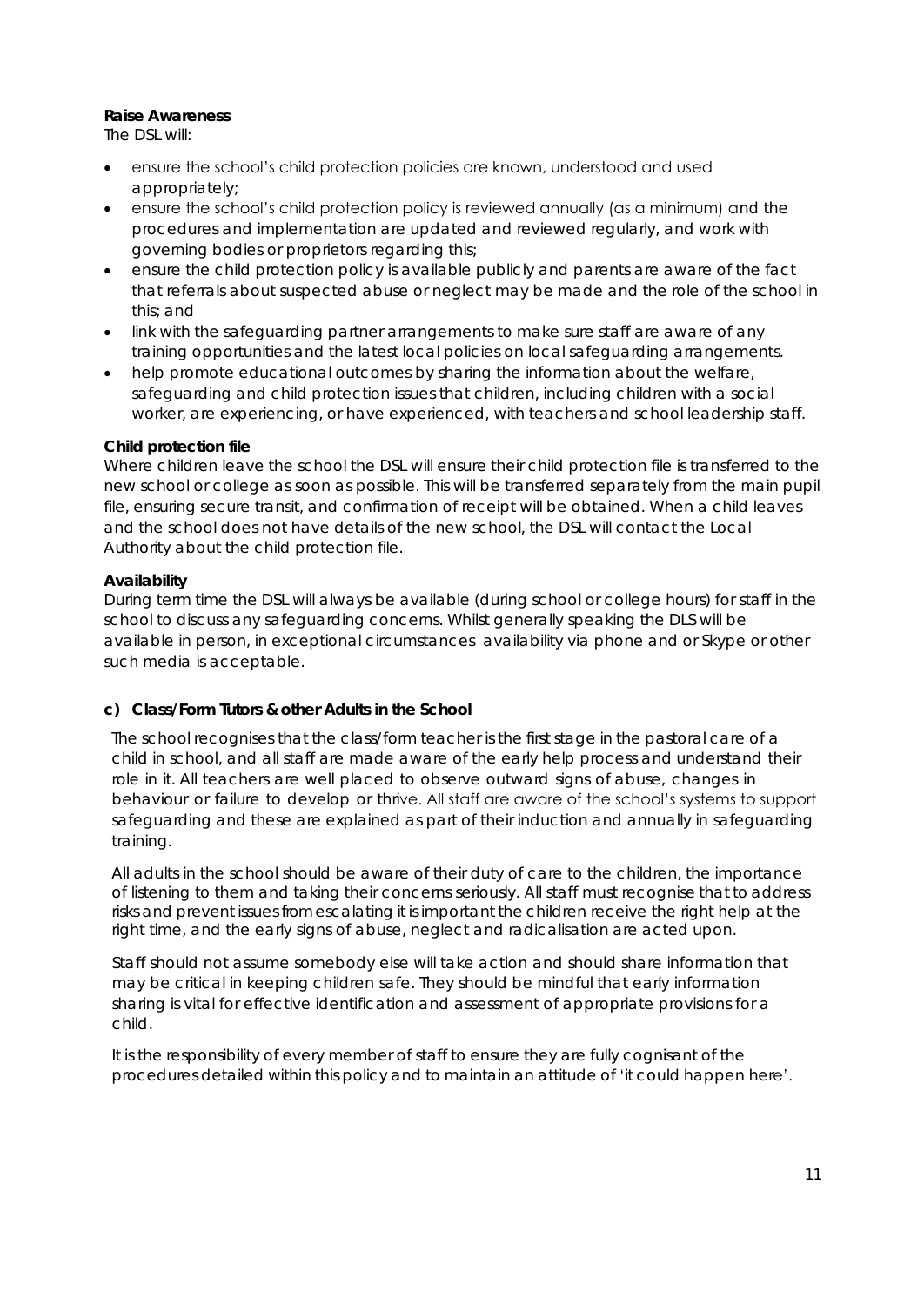**Raise Awareness**

The DSL will:

- ensure the school's child protection policies are known, understood and used appropriately;
- ensure the school's child protection policy is reviewed annually (as a minimum) and the procedures and implementation are updated and reviewed regularly, and work with governing bodies or proprietors regarding this;
- ensure the child protection policy is available publicly and parents are aware of the fact that referrals about suspected abuse or neglect may be made and the role of the school in this; and
- link with the safeguarding partner arrangements to make sure staff are aware of any training opportunities and the latest local policies on local safeguarding arrangements.
- help promote educational outcomes by sharing the information about the welfare, safeguarding and child protection issues that children, including children with a social worker, are experiencing, or have experienced, with teachers and school leadership staff.

**Child protection file**

Where children leave the school the DSL will ensure their child protection file is transferred to the new school or college as soon as possible. This will be transferred separately from the main pupil file, ensuring secure transit, and confirmation of receipt will be obtained. When a child leaves and the school does not have details of the new school, the DSL will contact the Local Authority about the child protection file.

**Availability**

During term time the DSL will always be available (during school or college hours) for staff in the school to discuss any safeguarding concerns. Whilst generally speaking the DLS will be available in person, in exceptional circumstances availability via phone and or Skype or other such media is acceptable.

**c) Class/Form Tutors & other Adults in the School**

The school recognises that the class/form teacher is the first stage in the pastoral care of a child in school, and all staff are made aware of the early help process and understand their role in it. All teachers are well placed to observe outward signs of abuse, changes in behaviour or failure to develop or thrive. All staff are aware of the school's systems to support safeguarding and these are explained as part of their induction and annually in safeguarding training.

All adults in the school should be aware of their duty of care to the children, the importance of listening to them and taking their concerns seriously. All staff must recognise that to address risks and prevent issues from escalating it is important the children receive the right help at the right time, and the early signs of abuse, neglect and radicalisation are acted upon.

Staff should not assume somebody else will take action and should share information that may be critical in keeping children safe. They should be mindful that early information sharing is vital for effective identification and assessment of appropriate provisions for a child.

It is the responsibility of every member of staff to ensure they are fully cognisant of the procedures detailed within this policy and to maintain an attitude of 'it could happen here'.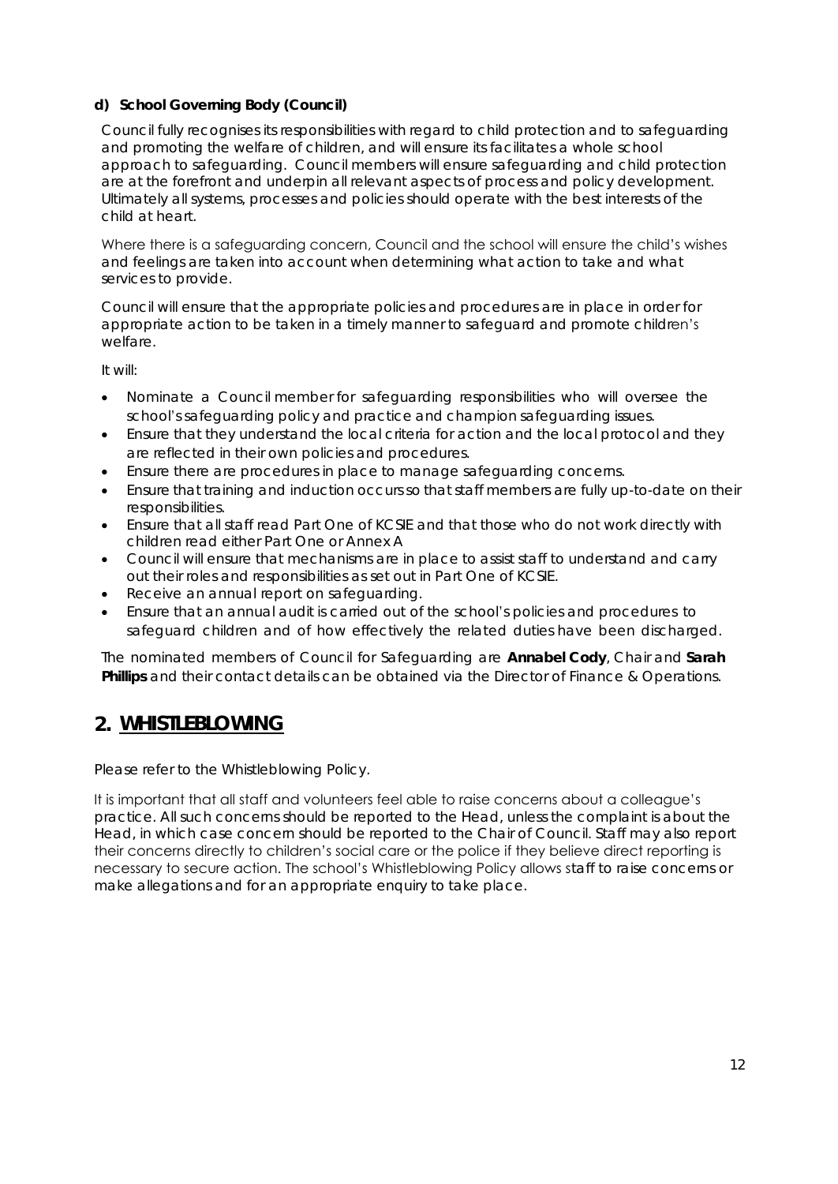**d) School Governing Body (Council)**

Council fully recognises its responsibilities with regard to child protection and to safeguarding and promoting the welfare of children, and will ensure its facilitates a whole school approach to safeguarding. Council members will ensure safeguarding and child protection are at the forefront and underpin all relevant aspects of process and policy development. Ultimately all systems, processes and policies should operate with the best interests of the child at heart.

Where there is a safeguarding concern, Council and the school will ensure the child's wishes and feelings are taken into account when determining what action to take and what services to provide.

Council will ensure that the appropriate policies and procedures are in place in order for appropriate action to be taken in a timely manner to safeguard and promote children's welfare.

It will:

- Nominate a Council member for safeguarding responsibilities who will oversee the school's safeguarding policy and practice and champion safeguarding issues.
- Ensure that they understand the local criteria for action and the local protocol and they are reflected in their own policies and procedures.
- Ensure there are procedures in place to manage safeguarding concerns.
- Ensure that training and induction occurs so that staff members are fully up-to-date on their responsibilities.
- Ensure that all staff read Part One of KCSIE and that those who do not work directly with children read either Part One or Annex A
- Council will ensure that mechanisms are in place to assist staff to understand and carry out their roles and responsibilities as set out in Part One of KCSIE.
- Receive an annual report on safeguarding.
- Ensure that an annual audit is carried out of the school's policies and procedures to safeguard children and of how effectively the related duties have been discharged.

The nominated members of Council for Safeguarding are **Annabel Cody**, Chair and **Sarah Phillips** and their contact details can be obtained via the Director of Finance & Operations.

## 2. WHISTLEBLOWING

Please refer to the Whistleblowing Policy.

It is important that all staff and volunteers feel able to raise concerns about a colleague's practice. All such concerns should be reported to the Head, unless the complaint is about the Head, in which case concern should be reported to the Chair of Council. Staff may also report their concerns directly to children's social care or the police if they believe direct reporting is necessary to secure action. The school's Whistleblowing Policy allows staff to raise concerns or make allegations and for an appropriate enquiry to take place.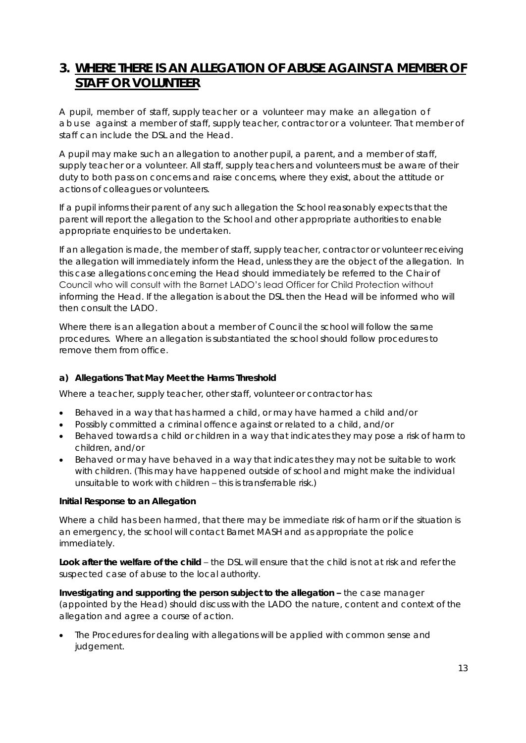# 3. WHERE THERE IS AN ALLEGATION OF ABUSE AGAINST A MEMBER OF STAFF OR VOLUNTEER

A pupil, member of staff, supply teacher or a volunteer may make an allegation of abuse against a member of staff, supply teacher, contractor or a volunteer. That member of staff can include the DSL and the Head.

A pupil may make such an allegation to another pupil, a parent, and a member of staff, supply teacher or a volunteer. All staff, supply teachers and volunteers must be aware of their duty to both pass on concerns and raise concerns, where they exist, about the attitude or actions of colleagues or volunteers.

If a pupil informs their parent of any such allegation the School reasonably expects that the parent will report the allegation to the School and other appropriate authorities to enable appropriate enquiries to be undertaken.

If an allegation is made, the member of staff, supply teacher, contractor or volunteer receiving the allegation will immediately inform the Head, unless they are the object of the allegation. In this case allegations concerning the Head should immediately be referred to the Chair of Council who will consult with the Barnet LADO's lead Officer for Child Protection without informing the Head. If the allegation is about the DSL then the Head will be informed who will then consult the LADO.

Where there is an allegation about a member of Council the school will follow the same procedures. Where an allegation is substantiated the school should follow procedures to remove them from office.

### a) Allegations That May Meet the Harms Threshold

Where a teacher, supply teacher, other staff, volunteer or contractor has:

- Behaved in a way that has harmed a child, or may have harmed a child and/or
- Possibly committed a criminal offence against or related to a child, and/or
- Behaved towards a child or children in a way that indicates they may pose a risk of harm to children, and/or
- Behaved or may have behaved in a way that indicates they may not be suitable to work with children. (This may have happened outside of school and might make the individual unsuitable to work with children – this is transferrable risk.)

**Initial Response to an Allegation**

Where a child has been harmed, that there may be immediate risk of harm or if the situation is an emergency, the school will contact Barnet MASH and as appropriate the police immediately.

**Look after the welfare of the child** – the DSL will ensure that the child is not at risk and refer the suspected case of abuse to the local authority.

**Investigating and supporting the person subject to the allegation –** the case manager (appointed by the Head) should discuss with the LADO the nature, content and context of the allegation and agree a course of action.

- The Procedures for dealing with allegations will be applied with common sense and judgement.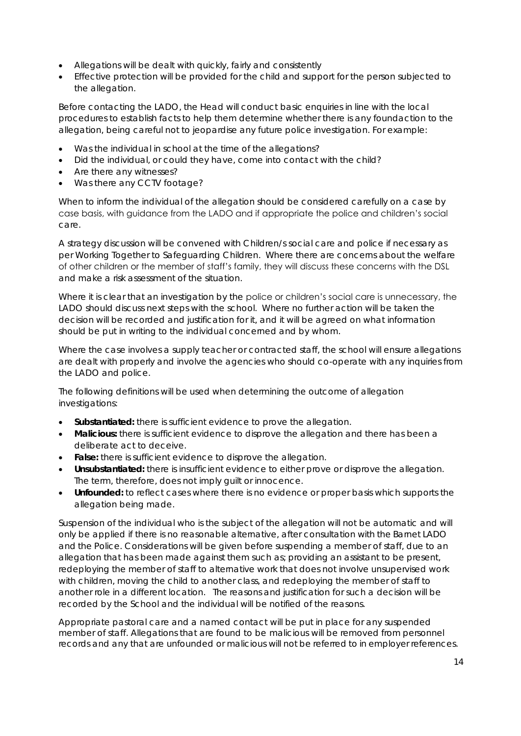- Allegations will be dealt with quickly, fairly and consistently
- Effective protection will be provided for the child and support for the person subjected to the allegation.

Before contacting the LADO, the Head will conduct basic enquiries in line with the local procedures to establish facts to help them determine whether there is any foundaction to the allegation, being careful not to jeopardise any future police investigation. For example:

- Was the individual in school at the time of the allegations?
- Did the individual, or could they have, come into contact with the child?
- Are there any witnesses?
- Was there any CCTV footage?

When to inform the individual of the allegation should be considered carefully on a case by case basis, with guidance from the LADO and if appropriate the police and children's social care.

A strategy discussion will be convened with Children/s social care and police if necessary as per Working Together to Safeguarding Children. Where there are concerns about the welfare of other children or the member of staff's family, they will discuss these concerns with the DSL and make a risk assessment of the situation.

Where it is clear that an investigation by the police or children's social care is unnecessary, the LADO should discuss next steps with the school. Where no further action will be taken the decision will be recorded and justification for it, and it will be agreed on what information should be put in writing to the individual concerned and by whom.

Where the case involves a supply teacher or contracted staff, the school will ensure allegations are dealt with properly and involve the agencies who should co-operate with any inquiries from the LADO and police.

The following definitions will be used when determining the outcome of allegation investigations:

- **Substantiated:** there is sufficient evidence to prove the allegation.
- **Malicious:** there is sufficient evidence to disprove the allegation and there has been a deliberate act to deceive.
- **False:** there is sufficient evidence to disprove the allegation.
- **Unsubstantiated:** there is insufficient evidence to either prove or disprove the allegation. The term, therefore, does not imply guilt or innocence.
- **Unfounded:** to reflect cases where there is no evidence or proper basis which supports the allegation being made.

Suspension of the individual who is the subject of the allegation will not be automatic and will only be applied if there is no reasonable alternative, after consultation with the Barnet LADO and the Police. Considerations will be given before suspending a member of staff, due to an allegation that has been made against them such as; providing an assistant to be present, redeploying the member of staff to alternative work that does not involve unsupervised work with children, moving the child to another class, and redeploying the member of staff to another role in a different location. The reasons and justification for such a decision will be recorded by the School and the individual will be notified of the reasons.

Appropriate pastoral care and a named contact will be put in place for any suspended member of staff. Allegations that are found to be malicious will be removed from personnel records and any that are unfounded or malicious will not be referred to in employer references.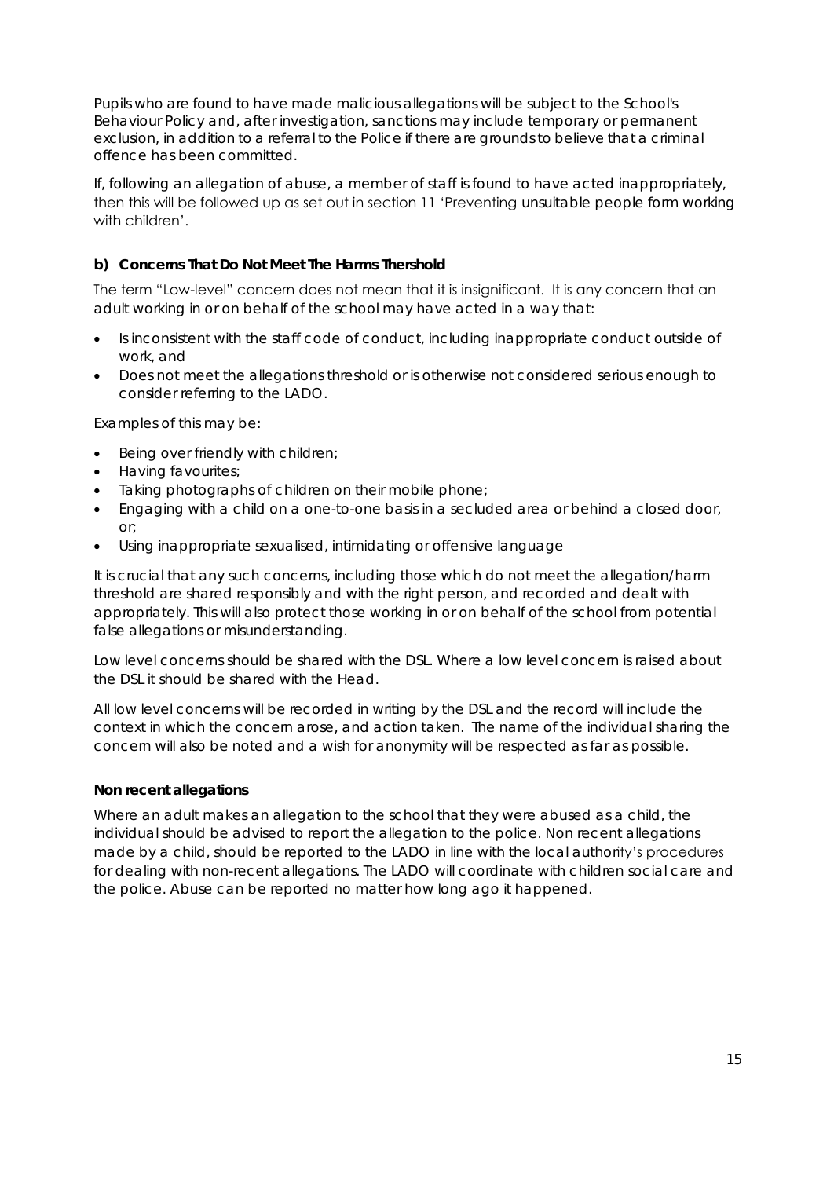Pupils who are found to have made malicious allegations will be subject to the School's Behaviour Policy and, after investigation, sanctions may include temporary or permanent exclusion, in addition to a referral to the Police if there are grounds to believe that a criminal offence has been committed.

If, following an allegation of abuse, a member of staff is found to have acted inappropriately, then this will be followed up as set out in section 11 'Preventing unsuitable people form working with children'.

### b) Concerns That Do Not Meet The Harms Thershold

The term "Low-level" concern does not mean that it is insignificant. It is any concern that an adult working in or on behalf of the school may have acted in a way that:

- Is inconsistent with the staff code of conduct, including inappropriate conduct outside of work, and
- Does not meet the allegations threshold or is otherwise not considered serious enough to consider referring to the LADO.

Examples of this may be:

- Being over friendly with children;
- Having favourites;
- Taking photographs of children on their mobile phone;
- Engaging with a child on a one-to-one basis in a secluded area or behind a closed door, or;
- Using inappropriate sexualised, intimidating or offensive language

It is crucial that any such concerns, including those which do not meet the allegation/harm threshold are shared responsibly and with the right person, and recorded and dealt with appropriately. This will also protect those working in or on behalf of the school from potential false allegations or misunderstanding.

Low level concerns should be shared with the DSL. Where a low level concern is raised about the DSL it should be shared with the Head.

All low level concerns will be recorded in writing by the DSL and the record will include the context in which the concern arose, and action taken. The name of the individual sharing the concern will also be noted and a wish for anonymity will be respected as far as possible.

#### Non recent allegations

Where an adult makes an allegation to the school that they were abused as a child, the individual should be advised to report the allegation to the police. Non recent allegations made by a child, should be reported to the LADO in line with the local authority's procedures for dealing with non-recent allegations. The LADO will coordinate with children social care and the police. Abuse can be reported no matter how long ago it happened.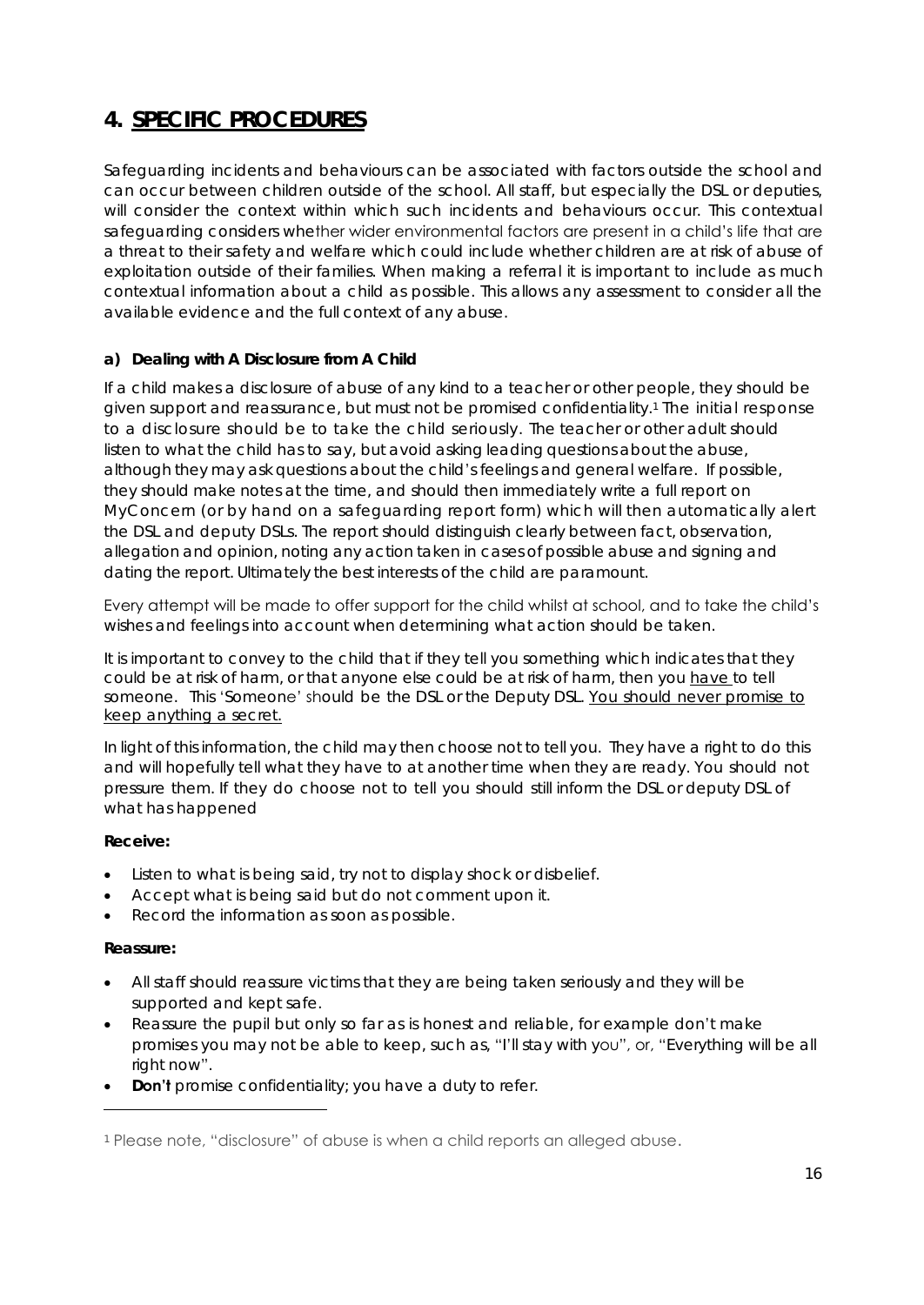# 4. SPECIFIC PROCEDURES

Safeguarding incidents and behaviours can be associated with factors outside the school and can occur between children outside of the school. All staff, but especially the DSL or deputies, will consider the context within which such incidents and behaviours occur. This contextual safeguarding considers whether wider environmental factors are present in a child's life that are a threat to their safety and welfare which could include whether children are at risk of abuse of exploitation outside of their families. When making a referral it is important to include as much contextual information about a child as possible. This allows any assessment to consider all the available evidence and the full context of any abuse.

### a) Dealing with A Disclosure from A Child

If a child makes a disclosure of abuse of any kind to a teacher or other people, they should be given support and reassurance, but must not be promised confidentiality.[1] The initial response to a disclosure should be to take the child seriously. The teacher or other adult should listen to what the child has to say, but avoid asking leading questions about the abuse, although they may ask questions about the child's feelings and general welfare. If possible, they should make notes at the time, and should then immediately write a full report on MyConcern (or by hand on a safeguarding report form) which will then automatically alert the DSL and deputy DSLs. The report should distinguish clearly between fact, observation, allegation and opinion, noting any action taken in cases of possible abuse and signing and dating the report. Ultimately the best interests of the child are paramount.

Every attempt will be made to offer support for the child whilst at school, and to take the child's wishes and feelings into account when determining what action should be taken.

It is important to convey to the child that if they tell you something which indicates that they could be at risk of harm, or that anyone else could be at risk of harm, then you have to tell someone. This 'Someone' should be the DSL or the Deputy DSL. You should never promise to keep anything a secret.

In light of this information, the child may then choose not to tell you. They have a right to do this and will hopefully tell what they have to at another time when they are ready. You should not pressure them. If they do choose not to tell you should still inform the DSL or deputy DSL of what has happened

**Receive:**

- Listen to what is being said, try not to display shock or disbelief.
- Accept what is being said but do not comment upon it.
- Record the information as soon as possible.

**Reassure:**

- All staff should reassure victims that they are being taken seriously and they will be supported and kept safe.
- Reassure the pupil but only so far as is honest and reliable, for example don't make promises you may not be able to keep, such as, "I'll stay with you", or, "Everything will be all right now".
- **Don't** promise confidentiality; you have a duty to refer.

[1] Please note, "disclosure" of abuse is when a child reports an alleged abuse.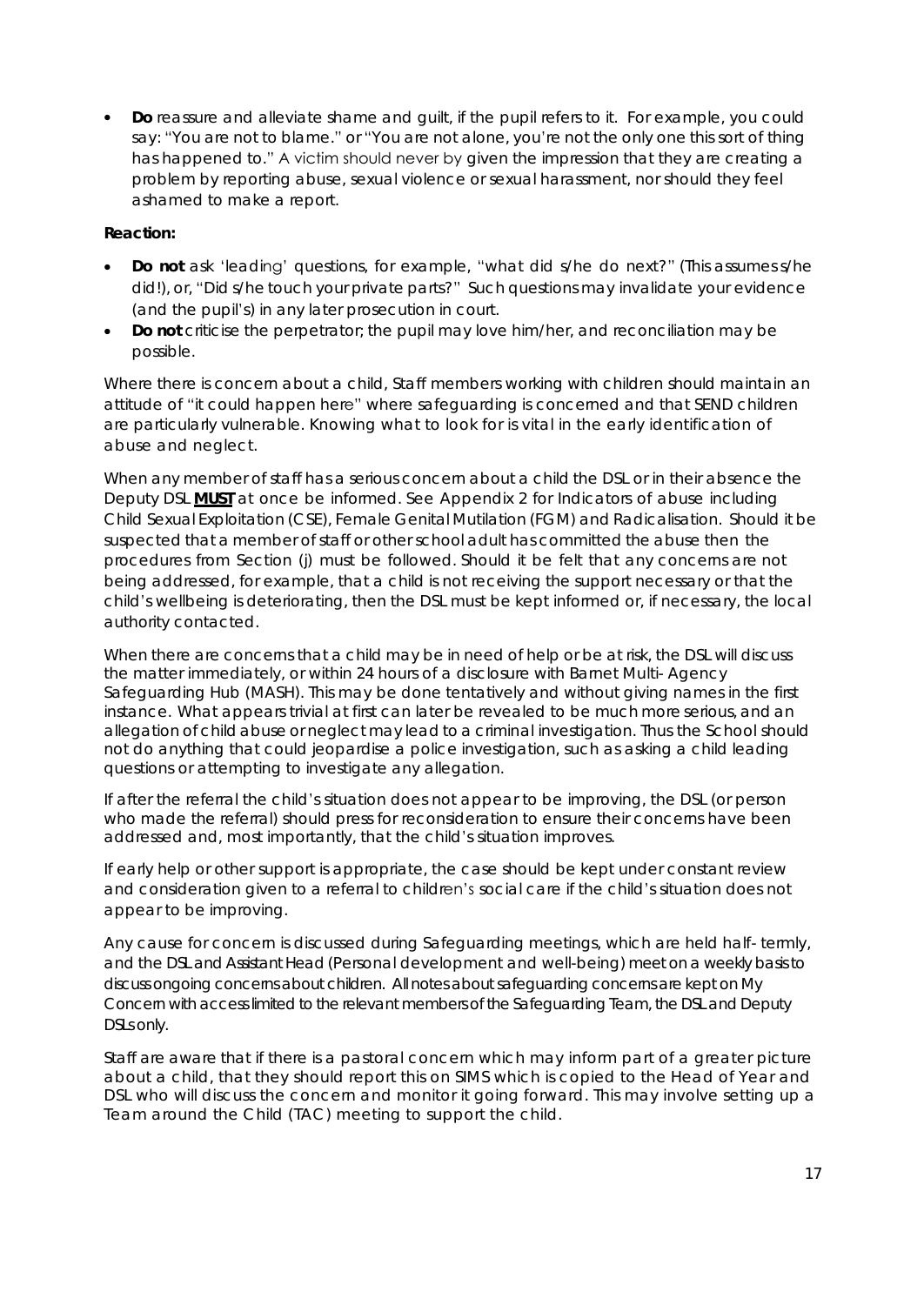- **Do** reassure and alleviate shame and guilt, if the pupil refers to it. For example, you could say: "You are not to blame." or "You are not alone, you're not the only one this sort of thing has happened to." A victim should never by given the impression that they are creating a problem by reporting abuse, sexual violence or sexual harassment, nor should they feel ashamed to make a report.

**Reaction:**

- **Do not** ask 'leading' questions, for example, "what did s/he do next?" (This assumes s/he did!), or, "Did s/he touch your private parts?" Such questions may invalidate your evidence (and the pupil's) in any later prosecution in court.
- **Do not** criticise the perpetrator; the pupil may love him/her, and reconciliation may be possible.

Where there is concern about a child, Staff members working with children should maintain an attitude of "it could happen here" where safeguarding is concerned and that SEND children are particularly vulnerable. Knowing what to look for is vital in the early identification of abuse and neglect.

When any member of staff has a serious concern about a child the DSL or in their absence the Deputy DSL **MUST** at once be informed. See Appendix 2 for Indicators of abuse including Child Sexual Exploitation (CSE), Female Genital Mutilation (FGM) and Radicalisation. Should it be suspected that a member of staff or other school adult has committed the abuse then the procedures from Section (j) must be followed. Should it be felt that any concerns are not being addressed, for example, that a child is not receiving the support necessary or that the child's wellbeing is deteriorating, then the DSL must be kept informed or, if necessary, the local authority contacted.

When there are concerns that a child may be in need of help or be at risk, the DSL will discuss the matter immediately, or within 24 hours of a disclosure with Barnet Multi- Agency Safeguarding Hub (MASH). This may be done tentatively and without giving names in the first instance. What appears trivial at first can later be revealed to be much more serious, and an allegation of child abuse or neglect may lead to a criminal investigation. Thus the School should not do anything that could jeopardise a police investigation, such as asking a child leading questions or attempting to investigate any allegation.

If after the referral the child's situation does not appear to be improving, the DSL (or person who made the referral) should press for reconsideration to ensure their concerns have been addressed and, most importantly, that the child's situation improves.

If early help or other support is appropriate, the case should be kept under constant review and consideration given to a referral to children's social care if the child's situation does not appear to be improving.

Any cause for concern is discussed during Safeguarding meetings, which are held half- termly, and the DSL and Assistant Head (Personal development and well-being) meet on a weekly basis to discuss ongoing concerns about children. All notes about safeguarding concerns are kept on My Concern with access limited to the relevant members of the Safeguarding Team, the DSL and Deputy DSLs only.

Staff are aware that if there is a pastoral concern which may inform part of a greater picture about a child, that they should report this on SIMS which is copied to the Head of Year and DSL who will discuss the concern and monitor it going forward. This may involve setting up a Team around the Child (TAC) meeting to support the child.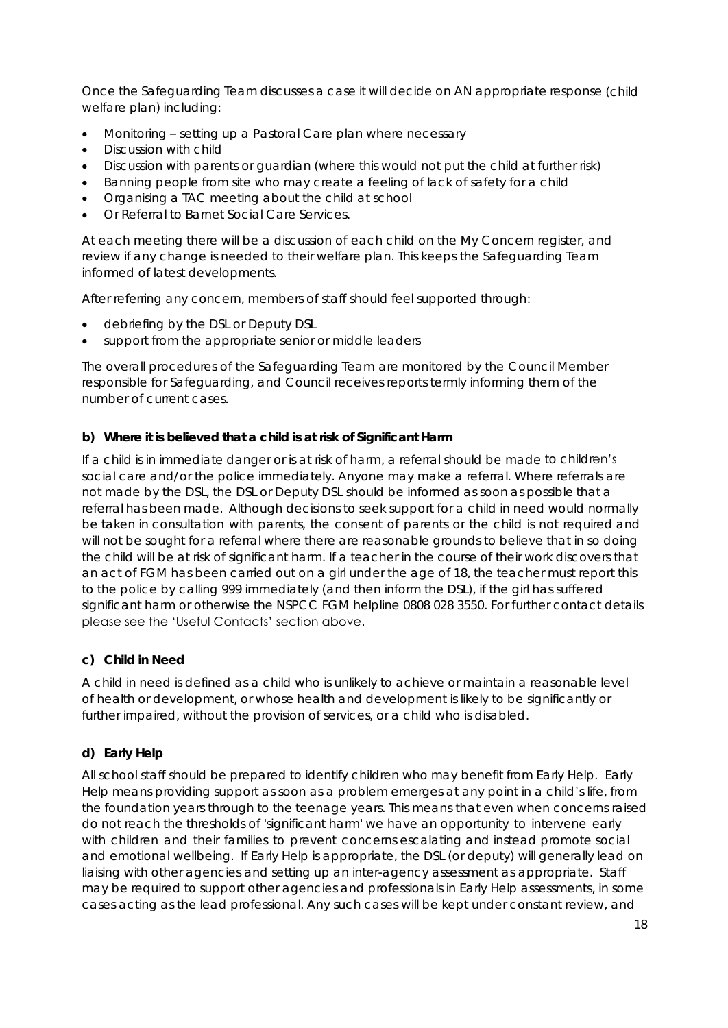Once the Safeguarding Team discusses a case it will decide on AN appropriate response (child welfare plan) including:

- Monitoring – setting up a Pastoral Care plan where necessary
- Discussion with child
- Discussion with parents or guardian (where this would not put the child at further risk)
- Banning people from site who may create a feeling of lack of safety for a child
- Organising a TAC meeting about the child at school
- Or Referral to Barnet Social Care Services.

At each meeting there will be a discussion of each child on the My Concern register, and review if any change is needed to their welfare plan. This keeps the Safeguarding Team informed of latest developments.

After referring any concern, members of staff should feel supported through:

- debriefing by the DSL or Deputy DSL
- support from the appropriate senior or middle leaders

The overall procedures of the Safeguarding Team are monitored by the Council Member responsible for Safeguarding, and Council receives reports termly informing them of the number of current cases.

**b) Where it is believed that a child is at risk of Significant Harm**

If a child is in immediate danger or is at risk of harm, a referral should be made to children's social care and/or the police immediately. Anyone may make a referral. Where referrals are not made by the DSL, the DSL or Deputy DSL should be informed as soon as possible that a referral has been made. Although decisions to seek support for a child in need would normally be taken in consultation with parents, the consent of parents or the child is not required and will not be sought for a referral where there are reasonable grounds to believe that in so doing the child will be at risk of significant harm. If a teacher in the course of their work discovers that an act of FGM has been carried out on a girl under the age of 18, the teacher must report this to the police by calling 999 immediately (and then inform the DSL), if the girl has suffered significant harm or otherwise the NSPCC FGM helpline 0808 028 3550. For further contact details please see the 'Useful Contacts' section above.

**c) Child in Need**

A child in need is defined as a child who is unlikely to achieve or maintain a reasonable level of health or development, or whose health and development is likely to be significantly or further impaired, without the provision of services, or a child who is disabled.

**d) Early Help**

All school staff should be prepared to identify children who may benefit from Early Help. Early Help means providing support as soon as a problem emerges at any point in a child's life, from the foundation years through to the teenage years. This means that even when concerns raised do not reach the thresholds of 'significant harm' we have an opportunity to intervene early with children and their families to prevent concerns escalating and instead promote social and emotional wellbeing. If Early Help is appropriate, the DSL (or deputy) will generally lead on liaising with other agencies and setting up an inter-agency assessment as appropriate. Staff may be required to support other agencies and professionals in Early Help assessments, in some cases acting as the lead professional. Any such cases will be kept under constant review, and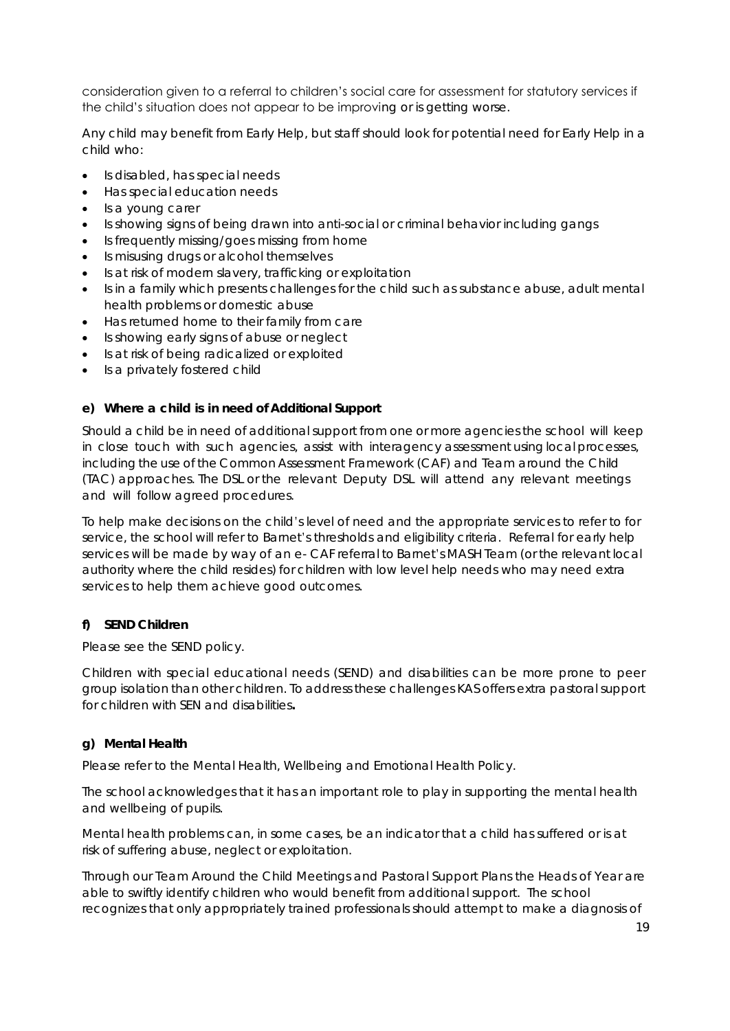consideration given to a referral to children's social care for assessment for statutory services if the child's situation does not appear to be improving or is getting worse.

Any child may benefit from Early Help, but staff should look for potential need for Early Help in a child who:

- Is disabled, has special needs
- Has special education needs
- Is a young carer
- Is showing signs of being drawn into anti-social or criminal behavior including gangs
- Is frequently missing/goes missing from home
- Is misusing drugs or alcohol themselves
- Is at risk of modern slavery, trafficking or exploitation
- Is in a family which presents challenges for the child such as substance abuse, adult mental health problems or domestic abuse
- Has returned home to their family from care
- Is showing early signs of abuse or neglect
- Is at risk of being radicalized or exploited
- Is a privately fostered child

**e) Where a child is in need of Additional Support**

Should a child be in need of additional support from one or more agencies the school will keep in close touch with such agencies, assist with interagency assessment using local processes, including the use of the Common Assessment Framework (CAF) and Team around the Child (TAC) approaches. The DSL or the relevant Deputy DSL will attend any relevant meetings and will follow agreed procedures.

To help make decisions on the child's level of need and the appropriate services to refer to for service, the school will refer to Barnet's thresholds and eligibility criteria. Referral for early help services will be made by way of an e- CAF referral to Barnet's MASH Team (or the relevant local authority where the child resides) for children with low level help needs who may need extra services to help them achieve good outcomes.

**f) SEND Children**

Please see the SEND policy.

Children with special educational needs (SEND) and disabilities can be more prone to peer group isolation than other children. To address these challenges KAS offers extra pastoral support for children with SEN and disabilities**.**

**g) Mental Health**

Please refer to the Mental Health, Wellbeing and Emotional Health Policy.

The school acknowledges that it has an important role to play in supporting the mental health and wellbeing of pupils.

Mental health problems can, in some cases, be an indicator that a child has suffered or is at risk of suffering abuse, neglect or exploitation.

Through our Team Around the Child Meetings and Pastoral Support Plans the Heads of Year are able to swiftly identify children who would benefit from additional support. The school recognizes that only appropriately trained professionals should attempt to make a diagnosis of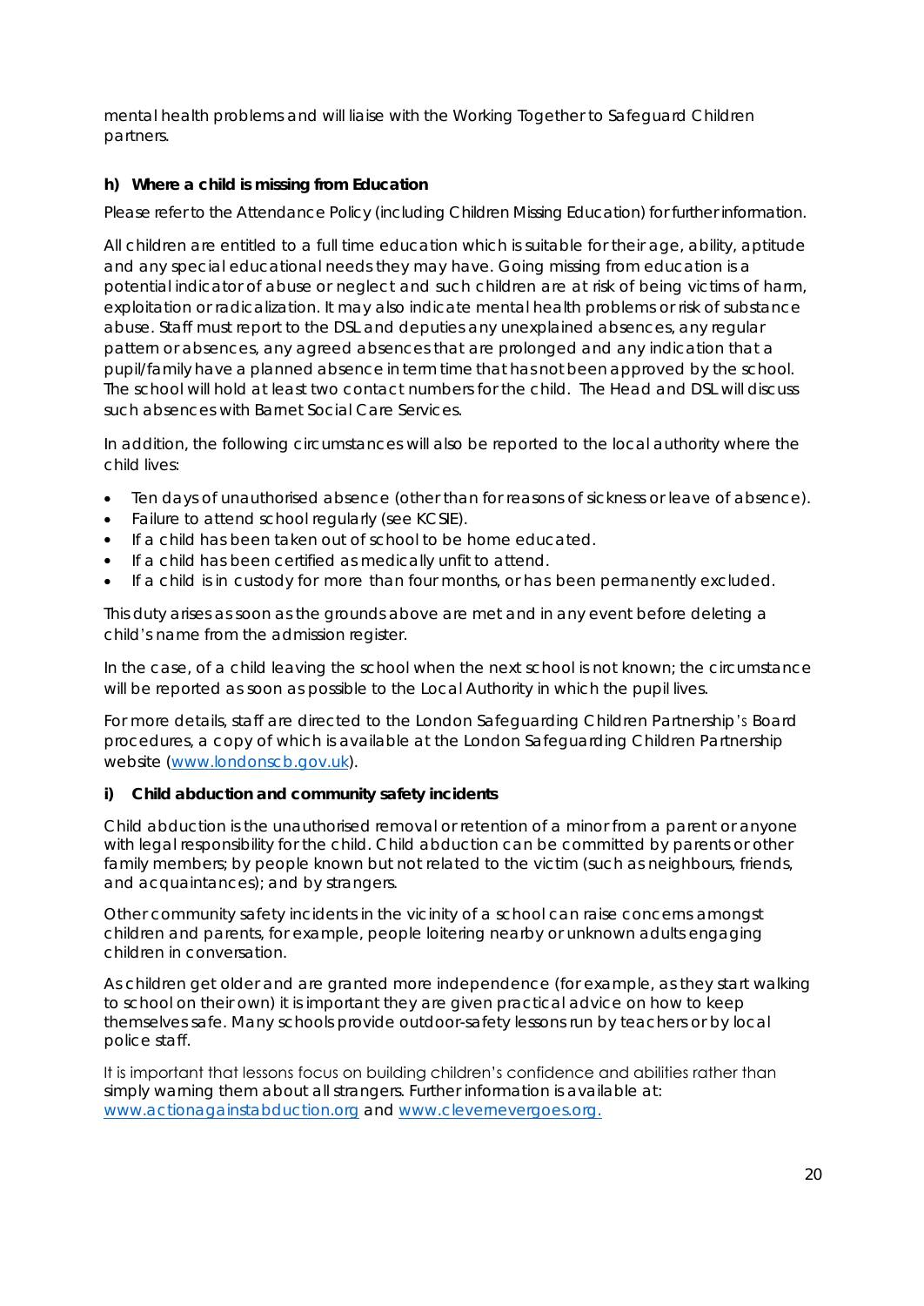mental health problems and will liaise with the Working Together to Safeguard Children partners.

**h) Where a child is missing from Education**

Please refer to the Attendance Policy (including Children Missing Education) for further information.

All children are entitled to a full time education which is suitable for their age, ability, aptitude and any special educational needs they may have. Going missing from education is a potential indicator of abuse or neglect and such children are at risk of being victims of harm, exploitation or radicalization. It may also indicate mental health problems or risk of substance abuse. Staff must report to the DSL and deputies any unexplained absences, any regular pattern or absences, any agreed absences that are prolonged and any indication that a pupil/family have a planned absence in term time that has not been approved by the school. The school will hold at least two contact numbers for the child. The Head and DSL will discuss such absences with Barnet Social Care Services.

In addition, the following circumstances will also be reported to the local authority where the child lives:

- Ten days of unauthorised absence (other than for reasons of sickness or leave of absence).
- Failure to attend school regularly (see KCSIE).
- If a child has been taken out of school to be home educated.
- If a child has been certified as medically unfit to attend.
- If a child is in custody for more than four months, or has been permanently excluded.

This duty arises as soon as the grounds above are met and in any event before deleting a child's name from the admission register.

In the case, of a child leaving the school when the next school is not known; the circumstance will be reported as soon as possible to the Local Authority in which the pupil lives.

For more details, staff are directed to the London Safeguarding Children Partnership's Board procedures, a copy of which is available at the London Safeguarding Children Partnership website (www.londonscb.gov.uk).

**i) Child abduction and community safety incidents**

Child abduction is the unauthorised removal or retention of a minor from a parent or anyone with legal responsibility for the child. Child abduction can be committed by parents or other family members; by people known but not related to the victim (such as neighbours, friends, and acquaintances); and by strangers.

Other community safety incidents in the vicinity of a school can raise concerns amongst children and parents, for example, people loitering nearby or unknown adults engaging children in conversation.

As children get older and are granted more independence (for example, as they start walking to school on their own) it is important they are given practical advice on how to keep themselves safe. Many schools provide outdoor-safety lessons run by teachers or by local police staff.

It is important that lessons focus on building children's confidence and abilities rather than simply warning them about all strangers. Further information is available at: www.actionagainstabduction.org and www.clevernevergoes.org.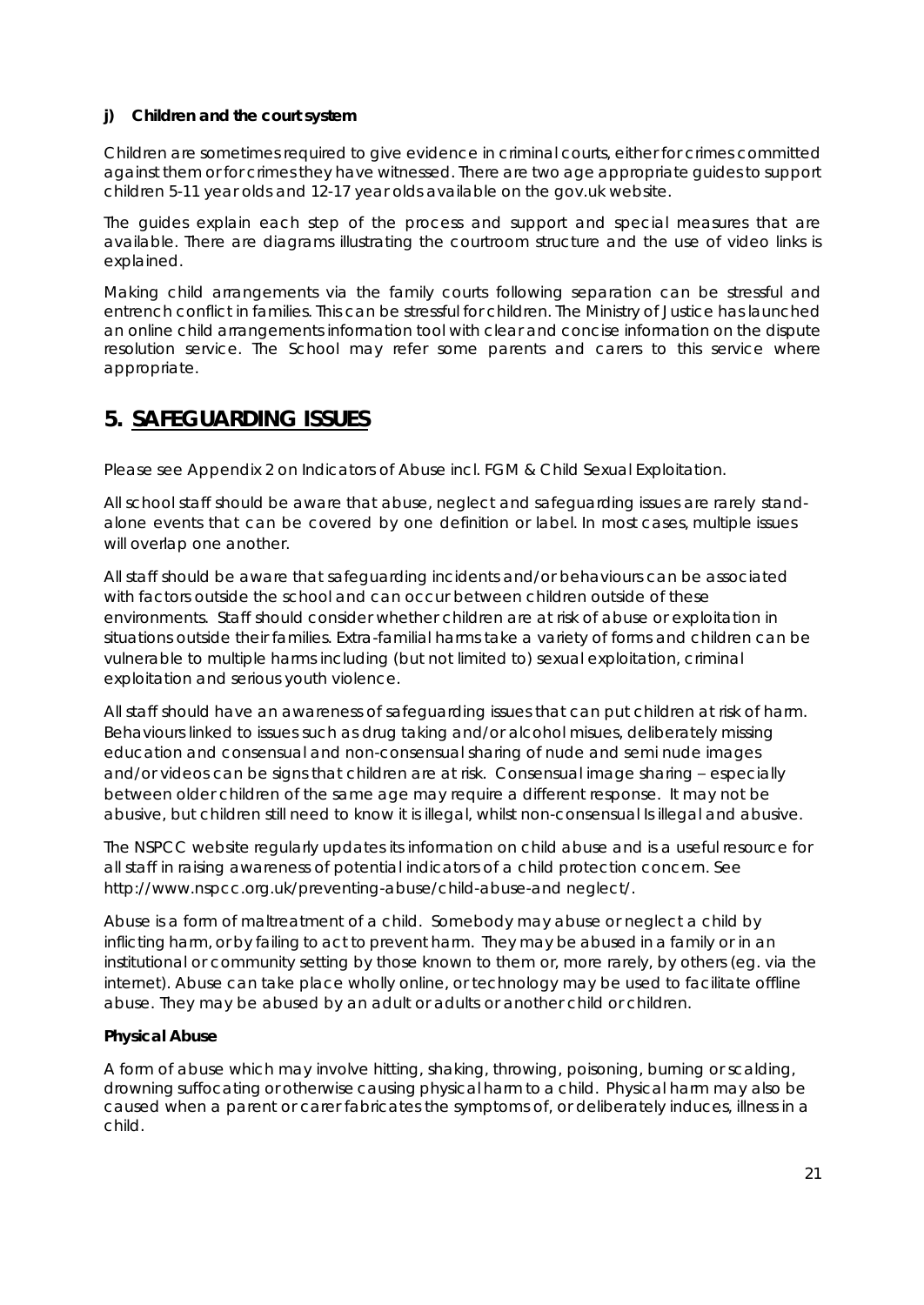**j) Children and the court system**

Children are sometimes required to give evidence in criminal courts, either for crimes committed against them or for crimes they have witnessed. There are two age appropriate guides to support children 5-11 year olds and 12-17 year olds available on the gov.uk website.

The guides explain each step of the process and support and special measures that are available. There are diagrams illustrating the courtroom structure and the use of video links is explained.

Making child arrangements via the family courts following separation can be stressful and entrench conflict in families. This can be stressful for children. The Ministry of Justice has launched an online child arrangements information tool with clear and concise information on the dispute resolution service. The School may refer some parents and carers to this service where appropriate.

# 5. SAFEGUARDING ISSUES

Please see Appendix 2 on Indicators of Abuse incl. FGM & Child Sexual Exploitation.

All school staff should be aware that abuse, neglect and safeguarding issues are rarely stand-alone events that can be covered by one definition or label. In most cases, multiple issues will overlap one another.

All staff should be aware that safeguarding incidents and/or behaviours can be associated with factors outside the school and can occur between children outside of these environments. Staff should consider whether children are at risk of abuse or exploitation in situations outside their families. Extra-familial harms take a variety of forms and children can be vulnerable to multiple harms including (but not limited to) sexual exploitation, criminal exploitation and serious youth violence.

All staff should have an awareness of safeguarding issues that can put children at risk of harm. Behaviours linked to issues such as drug taking and/or alcohol misues, deliberately missing education and consensual and non-consensual sharing of nude and semi nude images and/or videos can be signs that children are at risk. Consensual image sharing – especially between older children of the same age may require a different response. It may not be abusive, but children still need to know it is illegal, whilst non-consensual Is illegal and abusive.

The NSPCC website regularly updates its information on child abuse and is a useful resource for all staff in raising awareness of potential indicators of a child protection concern. See http://www.nspcc.org.uk/preventing-abuse/child-abuse-and neglect/.

Abuse is a form of maltreatment of a child. Somebody may abuse or neglect a child by inflicting harm, or by failing to act to prevent harm. They may be abused in a family or in an institutional or community setting by those known to them or, more rarely, by others (eg. via the internet). Abuse can take place wholly online, or technology may be used to facilitate offline abuse. They may be abused by an adult or adults or another child or children.

**Physical Abuse**

A form of abuse which may involve hitting, shaking, throwing, poisoning, burning or scalding, drowning suffocating or otherwise causing physical harm to a child. Physical harm may also be caused when a parent or carer fabricates the symptoms of, or deliberately induces, illness in a child.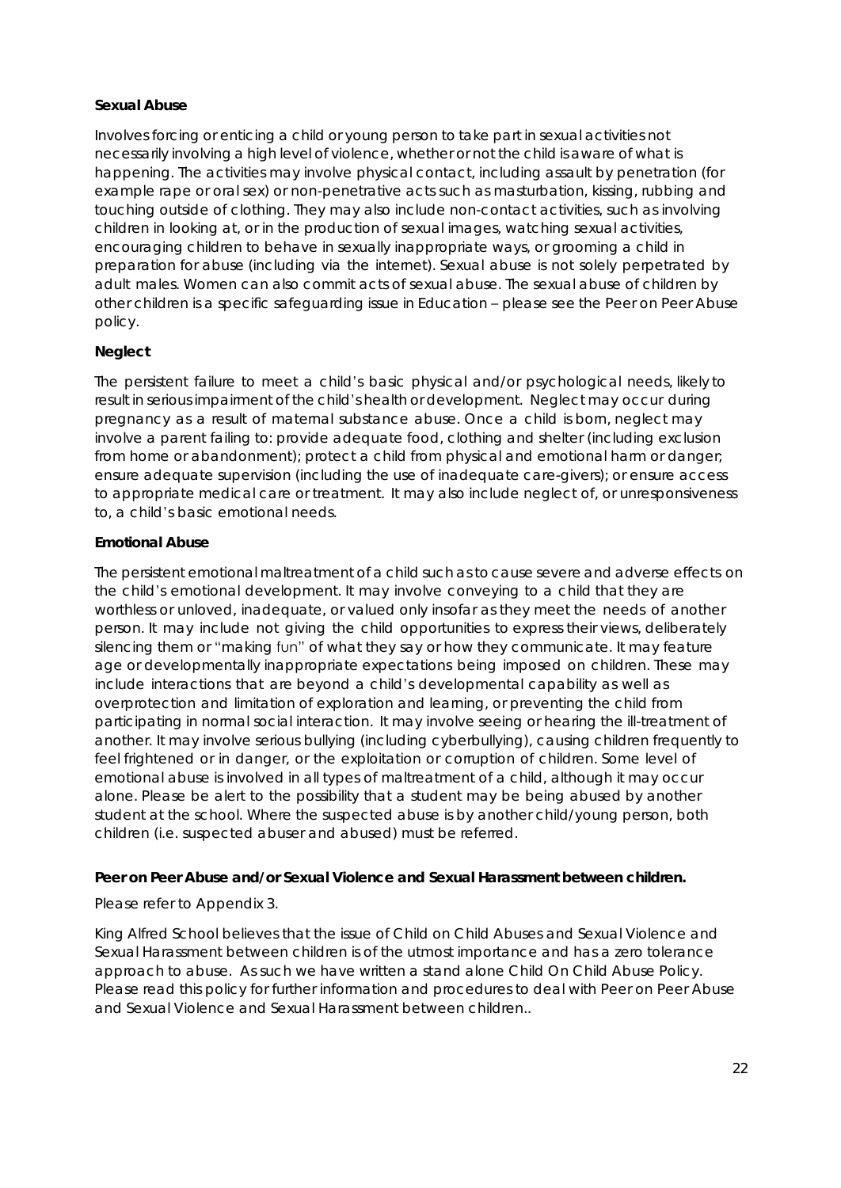**Sexual Abuse**

Involves forcing or enticing a child or young person to take part in sexual activities not necessarily involving a high level of violence, whether or not the child is aware of what is happening. The activities may involve physical contact, including assault by penetration (for example rape or oral sex) or non-penetrative acts such as masturbation, kissing, rubbing and touching outside of clothing. They may also include non-contact activities, such as involving children in looking at, or in the production of sexual images, watching sexual activities, encouraging children to behave in sexually inappropriate ways, or grooming a child in preparation for abuse (including via the internet). Sexual abuse is not solely perpetrated by adult males. Women can also commit acts of sexual abuse. The sexual abuse of children by other children is a specific safeguarding issue in Education – please see the Peer on Peer Abuse policy.

**Neglect**

The persistent failure to meet a child's basic physical and/or psychological needs, likely to result in serious impairment of the child's health or development. Neglect may occur during pregnancy as a result of maternal substance abuse. Once a child is born, neglect may involve a parent failing to: provide adequate food, clothing and shelter (including exclusion from home or abandonment); protect a child from physical and emotional harm or danger; ensure adequate supervision (including the use of inadequate care-givers); or ensure access to appropriate medical care or treatment. It may also include neglect of, or unresponsiveness to, a child's basic emotional needs.

**Emotional Abuse**

The persistent emotional maltreatment of a child such as to cause severe and adverse effects on the child's emotional development. It may involve conveying to a child that they are worthless or unloved, inadequate, or valued only insofar as they meet the needs of another person. It may include not giving the child opportunities to express their views, deliberately silencing them or "making fun" of what they say or how they communicate. It may feature age or developmentally inappropriate expectations being imposed on children. These may include interactions that are beyond a child's developmental capability as well as overprotection and limitation of exploration and learning, or preventing the child from participating in normal social interaction. It may involve seeing or hearing the ill-treatment of another. It may involve serious bullying (including cyberbullying), causing children frequently to feel frightened or in danger, or the exploitation or corruption of children. Some level of emotional abuse is involved in all types of maltreatment of a child, although it may occur alone. Please be alert to the possibility that a student may be being abused by another student at the school. Where the suspected abuse is by another child/young person, both children (i.e. suspected abuser and abused) must be referred.

**Peer on Peer Abuse and/or Sexual Violence and Sexual Harassment between children.**

Please refer to Appendix 3.

King Alfred School believes that the issue of Child on Child Abuses and Sexual Violence and Sexual Harassment between children is of the utmost importance and has a zero tolerance approach to abuse. As such we have written a stand alone Child On Child Abuse Policy. Please read this policy for further information and procedures to deal with Peer on Peer Abuse and Sexual Violence and Sexual Harassment between children..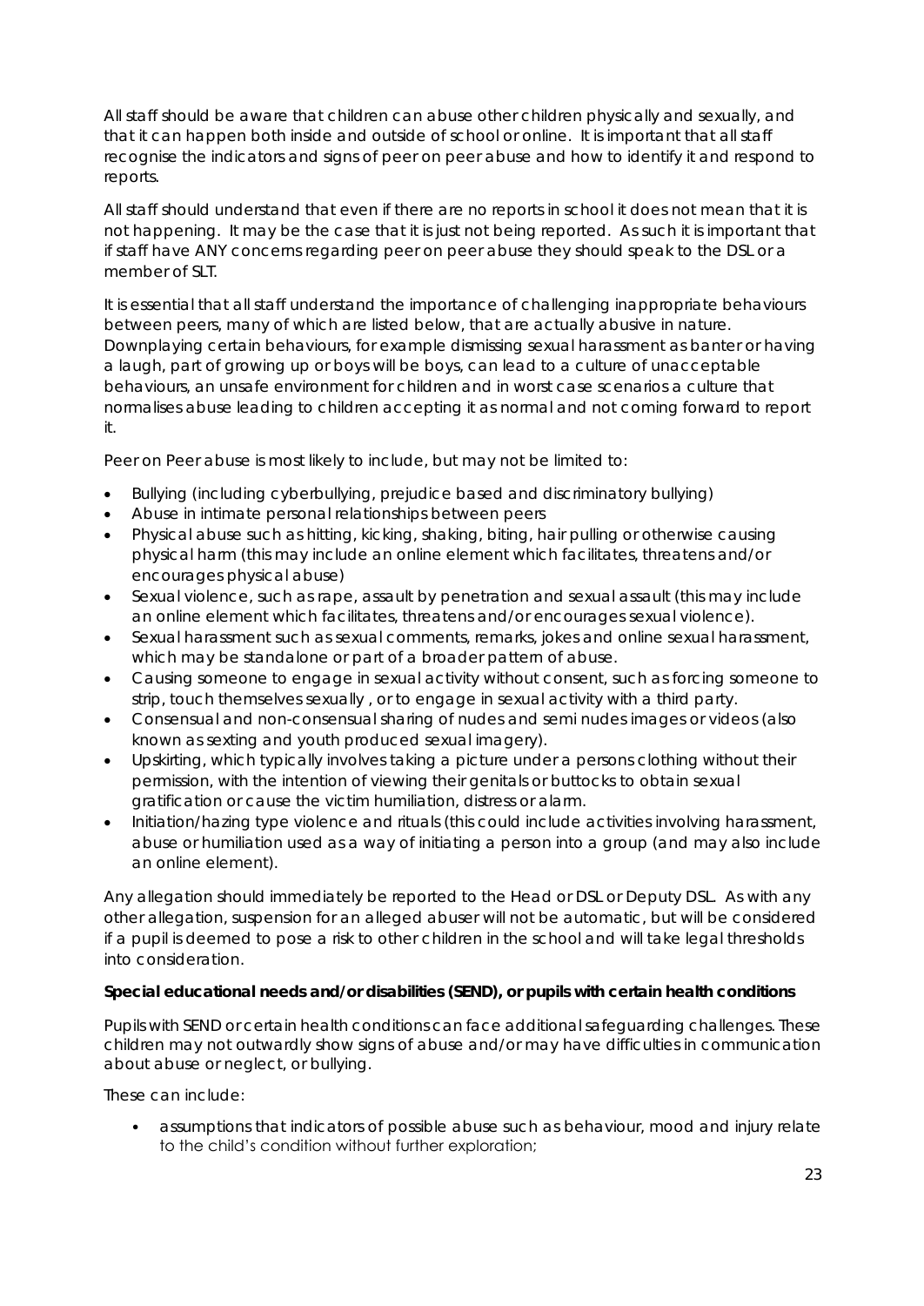All staff should be aware that children can abuse other children physically and sexually, and that it can happen both inside and outside of school or online. It is important that all staff recognise the indicators and signs of peer on peer abuse and how to identify it and respond to reports.

All staff should understand that even if there are no reports in school it does not mean that it is not happening. It may be the case that it is just not being reported. As such it is important that if staff have ANY concerns regarding peer on peer abuse they should speak to the DSL or a member of SLT.

It is essential that all staff understand the importance of challenging inappropriate behaviours between peers, many of which are listed below, that are actually abusive in nature. Downplaying certain behaviours, for example dismissing sexual harassment as banter or having a laugh, part of growing up or boys will be boys, can lead to a culture of unacceptable behaviours, an unsafe environment for children and in worst case scenarios a culture that normalises abuse leading to children accepting it as normal and not coming forward to report it.

Peer on Peer abuse is most likely to include, but may not be limited to:

- Bullying (including cyberbullying, prejudice based and discriminatory bullying)
- Abuse in intimate personal relationships between peers
- Physical abuse such as hitting, kicking, shaking, biting, hair pulling or otherwise causing physical harm (this may include an online element which facilitates, threatens and/or encourages physical abuse)
- Sexual violence, such as rape, assault by penetration and sexual assault (this may include an online element which facilitates, threatens and/or encourages sexual violence).
- Sexual harassment such as sexual comments, remarks, jokes and online sexual harassment, which may be standalone or part of a broader pattern of abuse.
- Causing someone to engage in sexual activity without consent, such as forcing someone to strip, touch themselves sexually , or to engage in sexual activity with a third party.
- Consensual and non-consensual sharing of nudes and semi nudes images or videos (also known as sexting and youth produced sexual imagery).
- Upskirting, which typically involves taking a picture under a persons clothing without their permission, with the intention of viewing their genitals or buttocks to obtain sexual gratification or cause the victim humiliation, distress or alarm.
- Initiation/hazing type violence and rituals (this could include activities involving harassment, abuse or humiliation used as a way of initiating a person into a group (and may also include an online element).

Any allegation should immediately be reported to the Head or DSL or Deputy DSL. As with any other allegation, suspension for an alleged abuser will not be automatic, but will be considered if a pupil is deemed to pose a risk to other children in the school and will take legal thresholds into consideration.

**Special educational needs and/or disabilities (SEND), or pupils with certain health conditions**

Pupils with SEND or certain health conditions can face additional safeguarding challenges. These children may not outwardly show signs of abuse and/or may have difficulties in communication about abuse or neglect, or bullying.

These can include:

- assumptions that indicators of possible abuse such as behaviour, mood and injury relate to the child's condition without further exploration;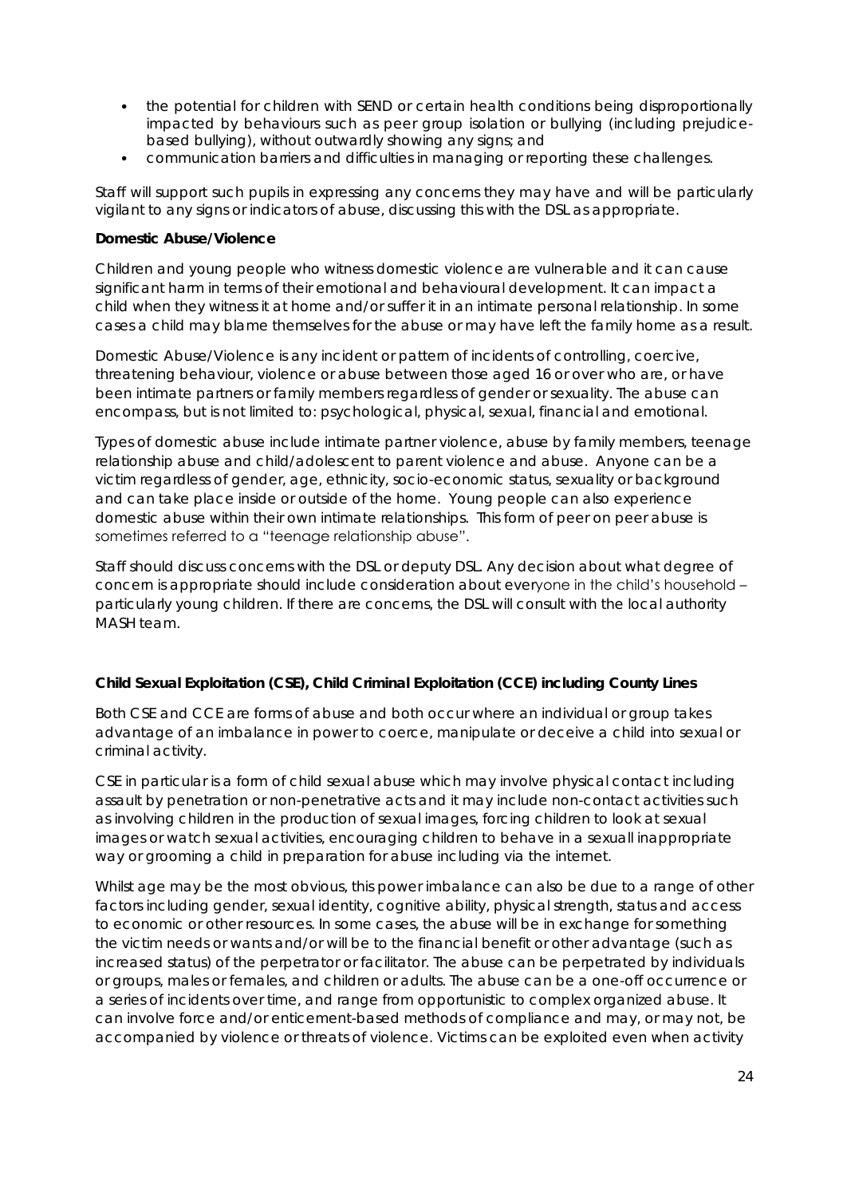- the potential for children with SEND or certain health conditions being disproportionally impacted by behaviours such as peer group isolation or bullying (including prejudice-based bullying), without outwardly showing any signs; and
- communication barriers and difficulties in managing or reporting these challenges.

Staff will support such pupils in expressing any concerns they may have and will be particularly vigilant to any signs or indicators of abuse, discussing this with the DSL as appropriate.

**Domestic Abuse/Violence**

Children and young people who witness domestic violence are vulnerable and it can cause significant harm in terms of their emotional and behavioural development. It can impact a child when they witness it at home and/or suffer it in an intimate personal relationship. In some cases a child may blame themselves for the abuse or may have left the family home as a result.

Domestic Abuse/Violence is any incident or pattern of incidents of controlling, coercive, threatening behaviour, violence or abuse between those aged 16 or over who are, or have been intimate partners or family members regardless of gender or sexuality. The abuse can encompass, but is not limited to: psychological, physical, sexual, financial and emotional.

Types of domestic abuse include intimate partner violence, abuse by family members, teenage relationship abuse and child/adolescent to parent violence and abuse. Anyone can be a victim regardless of gender, age, ethnicity, socio-economic status, sexuality or background and can take place inside or outside of the home. Young people can also experience domestic abuse within their own intimate relationships. This form of peer on peer abuse is sometimes referred to a "teenage relationship abuse".

Staff should discuss concerns with the DSL or deputy DSL. Any decision about what degree of concern is appropriate should include consideration about everyone in the child's household – particularly young children. If there are concerns, the DSL will consult with the local authority MASH team.

**Child Sexual Exploitation (CSE), Child Criminal Exploitation (CCE) including County Lines**

Both CSE and CCE are forms of abuse and both occur where an individual or group takes advantage of an imbalance in power to coerce, manipulate or deceive a child into sexual or criminal activity.

CSE in particular is a form of child sexual abuse which may involve physical contact including assault by penetration or non-penetrative acts and it may include non-contact activities such as involving children in the production of sexual images, forcing children to look at sexual images or watch sexual activities, encouraging children to behave in a sexuall inappropriate way or grooming a child in preparation for abuse including via the internet.

Whilst age may be the most obvious, this power imbalance can also be due to a range of other factors including gender, sexual identity, cognitive ability, physical strength, status and access to economic or other resources. In some cases, the abuse will be in exchange for something the victim needs or wants and/or will be to the financial benefit or other advantage (such as increased status) of the perpetrator or facilitator. The abuse can be perpetrated by individuals or groups, males or females, and children or adults. The abuse can be a one-off occurrence or a series of incidents over time, and range from opportunistic to complex organized abuse. It can involve force and/or enticement-based methods of compliance and may, or may not, be accompanied by violence or threats of violence. Victims can be exploited even when activity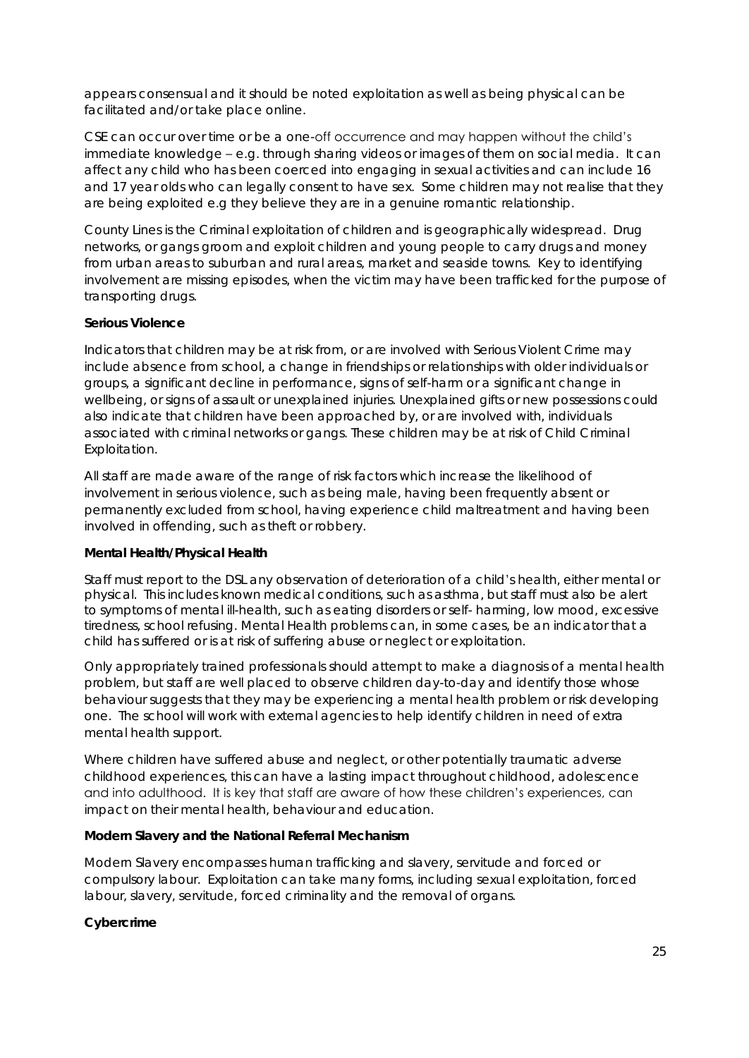appears consensual and it should be noted exploitation as well as being physical can be facilitated and/or take place online.

CSE can occur over time or be a one-off occurrence and may happen without the child's immediate knowledge – e.g. through sharing videos or images of them on social media. It can affect any child who has been coerced into engaging in sexual activities and can include 16 and 17 year olds who can legally consent to have sex. Some children may not realise that they are being exploited e.g they believe they are in a genuine romantic relationship.

County Lines is the Criminal exploitation of children and is geographically widespread. Drug networks, or gangs groom and exploit children and young people to carry drugs and money from urban areas to suburban and rural areas, market and seaside towns. Key to identifying involvement are missing episodes, when the victim may have been trafficked for the purpose of transporting drugs.

**Serious Violence**

Indicators that children may be at risk from, or are involved with Serious Violent Crime may include absence from school, a change in friendships or relationships with older individuals or groups, a significant decline in performance, signs of self-harm or a significant change in wellbeing, or signs of assault or unexplained injuries. Unexplained gifts or new possessions could also indicate that children have been approached by, or are involved with, individuals associated with criminal networks or gangs. These children may be at risk of Child Criminal Exploitation.

All staff are made aware of the range of risk factors which increase the likelihood of involvement in serious violence, such as being male, having been frequently absent or permanently excluded from school, having experience child maltreatment and having been involved in offending, such as theft or robbery.

**Mental Health/Physical Health**

Staff must report to the DSL any observation of deterioration of a child's health, either mental or physical. This includes known medical conditions, such as asthma, but staff must also be alert to symptoms of mental ill-health, such as eating disorders or self- harming, low mood, excessive tiredness, school refusing. Mental Health problems can, in some cases, be an indicator that a child has suffered or is at risk of suffering abuse or neglect or exploitation.

Only appropriately trained professionals should attempt to make a diagnosis of a mental health problem, but staff are well placed to observe children day-to-day and identify those whose behaviour suggests that they may be experiencing a mental health problem or risk developing one. The school will work with external agencies to help identify children in need of extra mental health support.

Where children have suffered abuse and neglect, or other potentially traumatic adverse childhood experiences, this can have a lasting impact throughout childhood, adolescence and into adulthood. It is key that staff are aware of how these children's experiences, can impact on their mental health, behaviour and education.

**Modern Slavery and the National Referral Mechanism**

Modern Slavery encompasses human trafficking and slavery, servitude and forced or compulsory labour. Exploitation can take many forms, including sexual exploitation, forced labour, slavery, servitude, forced criminality and the removal of organs.

**Cybercrime**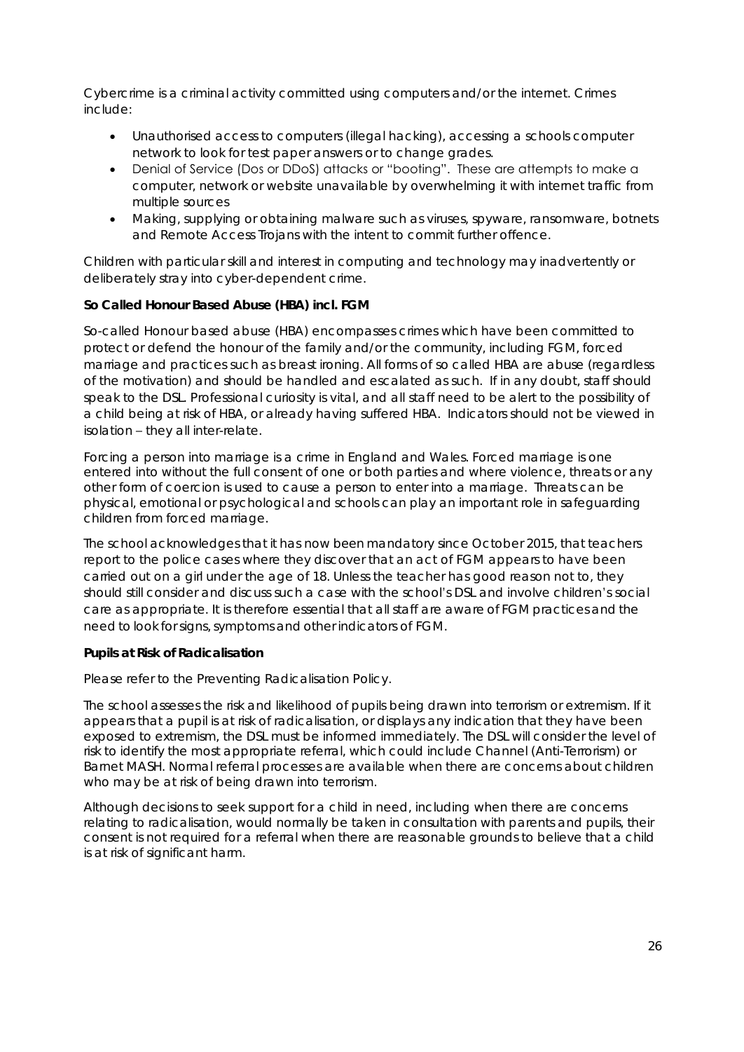Cybercrime is a criminal activity committed using computers and/or the internet. Crimes include:

- Unauthorised access to computers (illegal hacking), accessing a schools computer network to look for test paper answers or to change grades.
- Denial of Service (Dos or DDoS) attacks or "booting". These are attempts to make a computer, network or website unavailable by overwhelming it with internet traffic from multiple sources
- Making, supplying or obtaining malware such as viruses, spyware, ransomware, botnets and Remote Access Trojans with the intent to commit further offence.

Children with particular skill and interest in computing and technology may inadvertently or deliberately stray into cyber-dependent crime.

**So Called Honour Based Abuse (HBA) incl. FGM**

So-called Honour based abuse (HBA) encompasses crimes which have been committed to protect or defend the honour of the family and/or the community, including FGM, forced marriage and practices such as breast ironing. All forms of so called HBA are abuse (regardless of the motivation) and should be handled and escalated as such. If in any doubt, staff should speak to the DSL. Professional curiosity is vital, and all staff need to be alert to the possibility of a child being at risk of HBA, or already having suffered HBA. Indicators should not be viewed in isolation – they all inter-relate.

Forcing a person into marriage is a crime in England and Wales. Forced marriage is one entered into without the full consent of one or both parties and where violence, threats or any other form of coercion is used to cause a person to enter into a marriage. Threats can be physical, emotional or psychological and schools can play an important role in safeguarding children from forced marriage.

The school acknowledges that it has now been mandatory since October 2015, that teachers report to the police cases where they discover that an act of FGM appears to have been carried out on a girl under the age of 18. Unless the teacher has good reason not to, they should still consider and discuss such a case with the school's DSL and involve children's social care as appropriate. It is therefore essential that all staff are aware of FGM practices and the need to look for signs, symptoms and other indicators of FGM.

**Pupils at Risk of Radicalisation**

Please refer to the Preventing Radicalisation Policy.

The school assesses the risk and likelihood of pupils being drawn into terrorism or extremism. If it appears that a pupil is at risk of radicalisation, or displays any indication that they have been exposed to extremism, the DSL must be informed immediately. The DSL will consider the level of risk to identify the most appropriate referral, which could include Channel (Anti-Terrorism) or Barnet MASH. Normal referral processes are available when there are concerns about children who may be at risk of being drawn into terrorism.

Although decisions to seek support for a child in need, including when there are concerns relating to radicalisation, would normally be taken in consultation with parents and pupils, their consent is not required for a referral when there are reasonable grounds to believe that a child is at risk of significant harm.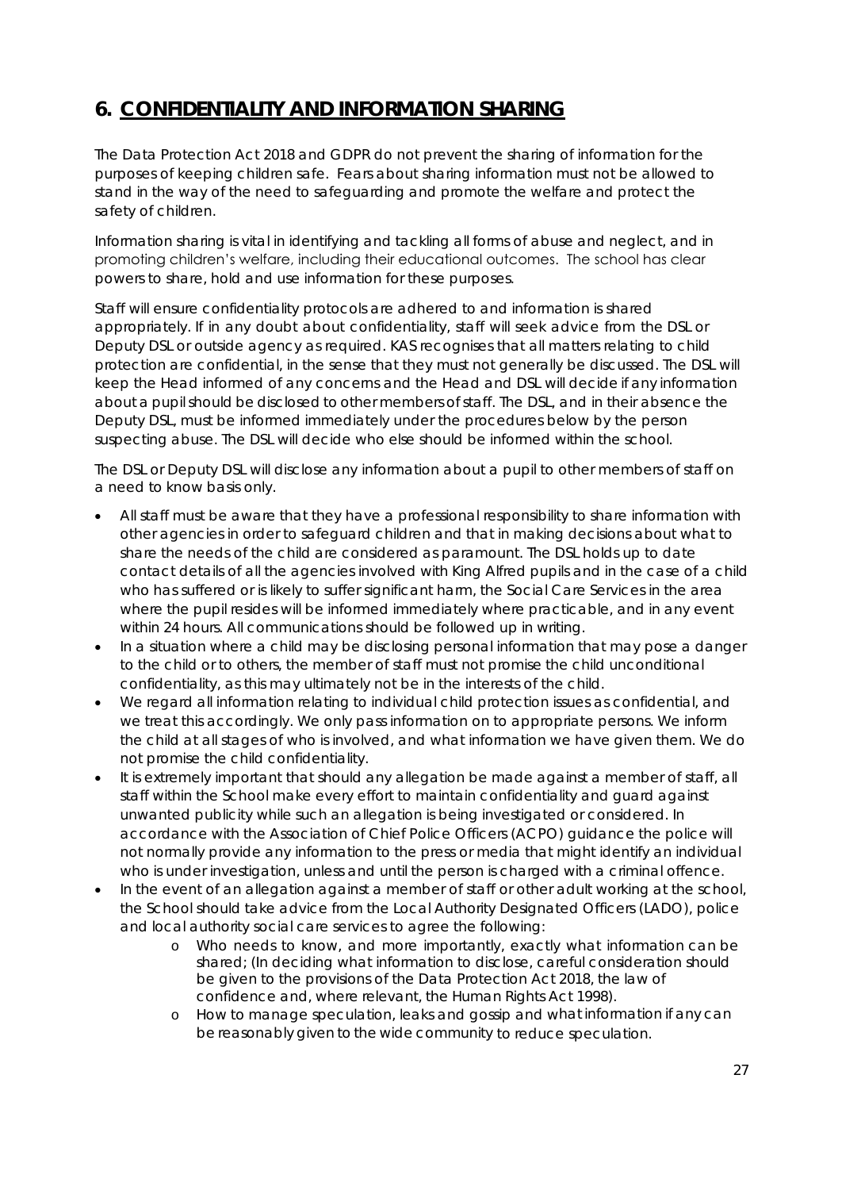## 6. CONFIDENTIALITY AND INFORMATION SHARING

The Data Protection Act 2018 and GDPR do not prevent the sharing of information for the purposes of keeping children safe. Fears about sharing information must not be allowed to stand in the way of the need to safeguarding and promote the welfare and protect the safety of children.

Information sharing is vital in identifying and tackling all forms of abuse and neglect, and in promoting children's welfare, including their educational outcomes. The school has clear powers to share, hold and use information for these purposes.

Staff will ensure confidentiality protocols are adhered to and information is shared appropriately. If in any doubt about confidentiality, staff will seek advice from the DSL or Deputy DSL or outside agency as required. KAS recognises that all matters relating to child protection are confidential, in the sense that they must not generally be discussed. The DSL will keep the Head informed of any concerns and the Head and DSL will decide if any information about a pupil should be disclosed to other members of staff. The DSL, and in their absence the Deputy DSL, must be informed immediately under the procedures below by the person suspecting abuse. The DSL will decide who else should be informed within the school.

The DSL or Deputy DSL will disclose any information about a pupil to other members of staff on a need to know basis only.

- All staff must be aware that they have a professional responsibility to share information with other agencies in order to safeguard children and that in making decisions about what to share the needs of the child are considered as paramount. The DSL holds up to date contact details of all the agencies involved with King Alfred pupils and in the case of a child who has suffered or is likely to suffer significant harm, the Social Care Services in the area where the pupil resides will be informed immediately where practicable, and in any event within 24 hours. All communications should be followed up in writing.
- In a situation where a child may be disclosing personal information that may pose a danger to the child or to others, the member of staff must not promise the child unconditional confidentiality, as this may ultimately not be in the interests of the child.
- We regard all information relating to individual child protection issues as confidential, and we treat this accordingly. We only pass information on to appropriate persons. We inform the child at all stages of who is involved, and what information we have given them. We do not promise the child confidentiality.
- It is extremely important that should any allegation be made against a member of staff, all staff within the School make every effort to maintain confidentiality and guard against unwanted publicity while such an allegation is being investigated or considered. In accordance with the Association of Chief Police Officers (ACPO) guidance the police will not normally provide any information to the press or media that might identify an individual who is under investigation, unless and until the person is charged with a criminal offence.
- In the event of an allegation against a member of staff or other adult working at the school, the School should take advice from the Local Authority Designated Officers (LADO), police and local authority social care services to agree the following:
    - Who needs to know, and more importantly, exactly what information can be shared; (In deciding what information to disclose, careful consideration should be given to the provisions of the Data Protection Act 2018, the law of confidence and, where relevant, the Human Rights Act 1998).
    - How to manage speculation, leaks and gossip and what information if any can be reasonably given to the wide community to reduce speculation.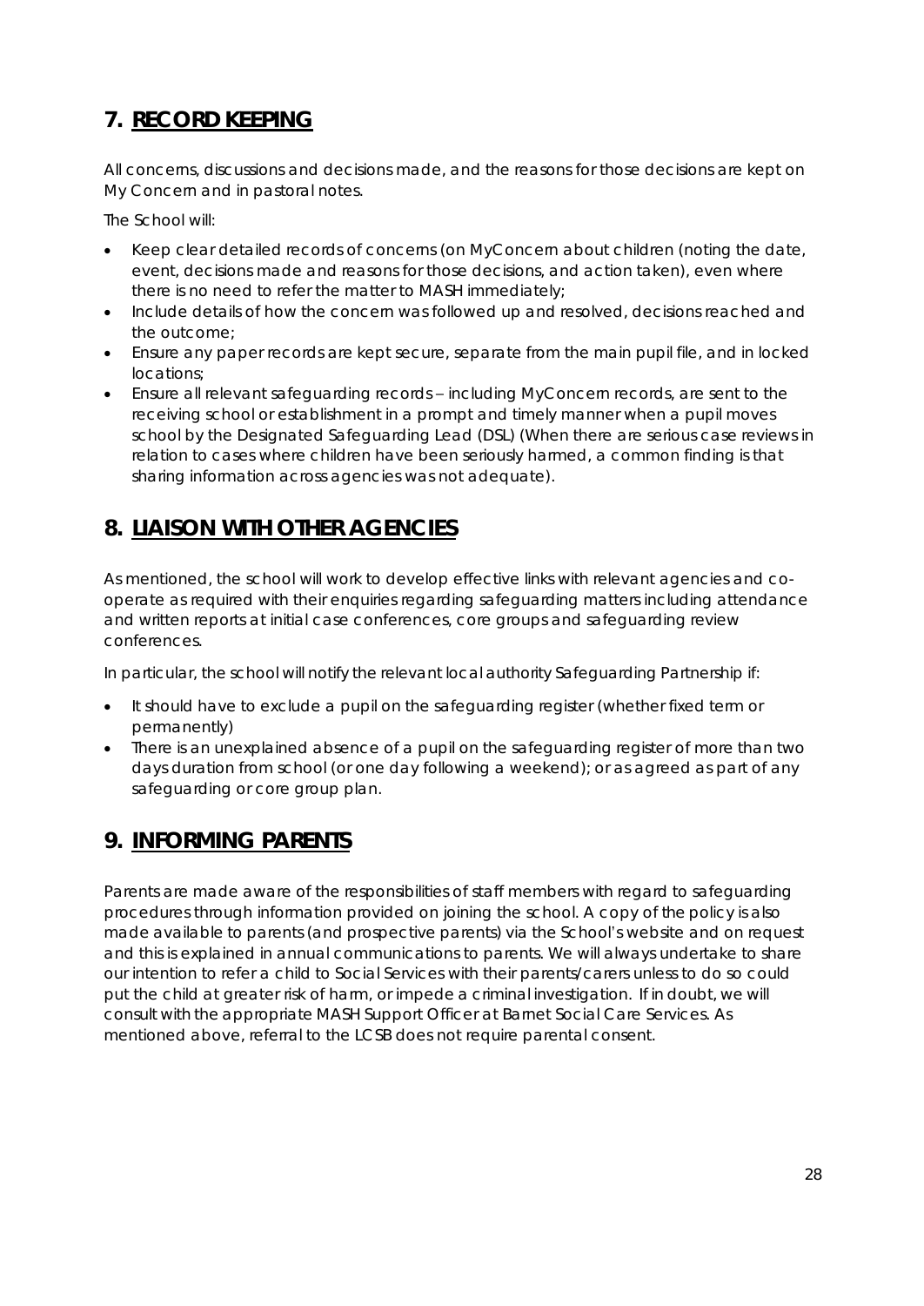## 7. RECORD KEEPING

All concerns, discussions and decisions made, and the reasons for those decisions are kept on My Concern and in pastoral notes.

The School will:

- Keep clear detailed records of concerns (on MyConcern about children (noting the date, event, decisions made and reasons for those decisions, and action taken), even where there is no need to refer the matter to MASH immediately;
- Include details of how the concern was followed up and resolved, decisions reached and the outcome;
- Ensure any paper records are kept secure, separate from the main pupil file, and in locked locations;
- Ensure all relevant safeguarding records – including MyConcern records, are sent to the receiving school or establishment in a prompt and timely manner when a pupil moves school by the Designated Safeguarding Lead (DSL) (When there are serious case reviews in relation to cases where children have been seriously harmed, a common finding is that sharing information across agencies was not adequate).

## 8. LIAISON WITH OTHER AGENCIES

As mentioned, the school will work to develop effective links with relevant agencies and co-operate as required with their enquiries regarding safeguarding matters including attendance and written reports at initial case conferences, core groups and safeguarding review conferences.

In particular, the school will notify the relevant local authority Safeguarding Partnership if:

- It should have to exclude a pupil on the safeguarding register (whether fixed term or permanently)
- There is an unexplained absence of a pupil on the safeguarding register of more than two days duration from school (or one day following a weekend); or as agreed as part of any safeguarding or core group plan.

## 9. INFORMING PARENTS

Parents are made aware of the responsibilities of staff members with regard to safeguarding procedures through information provided on joining the school. A copy of the policy is also made available to parents (and prospective parents) via the School's website and on request and this is explained in annual communications to parents. We will always undertake to share our intention to refer a child to Social Services with their parents/carers unless to do so could put the child at greater risk of harm, or impede a criminal investigation. If in doubt, we will consult with the appropriate MASH Support Officer at Barnet Social Care Services. As mentioned above, referral to the LCSB does not require parental consent.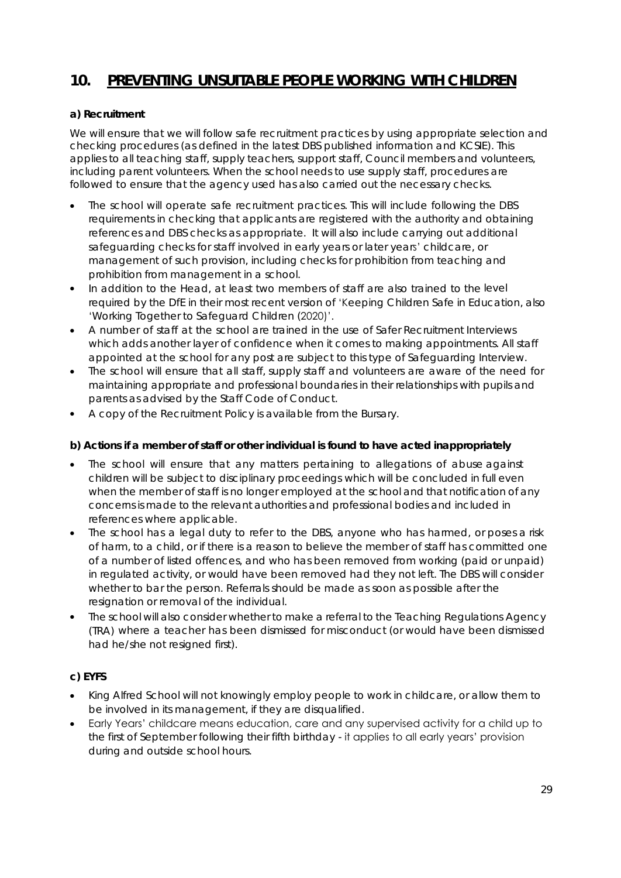## 10. PREVENTING UNSUITABLE PEOPLE WORKING WITH CHILDREN

**a) Recruitment**

We will ensure that we will follow safe recruitment practices by using appropriate selection and checking procedures (as defined in the latest DBS published information and KCSIE). This applies to all teaching staff, supply teachers, support staff, Council members and volunteers, including parent volunteers. When the school needs to use supply staff, procedures are followed to ensure that the agency used has also carried out the necessary checks.

- The school will operate safe recruitment practices. This will include following the DBS requirements in checking that applicants are registered with the authority and obtaining references and DBS checks as appropriate. It will also include carrying out additional safeguarding checks for staff involved in early years or later years' childcare, or management of such provision, including checks for prohibition from teaching and prohibition from management in a school.
- In addition to the Head, at least two members of staff are also trained to the level required by the DfE in their most recent version of 'Keeping Children Safe in Education, also 'Working Together to Safeguard Children (2020)'.
- A number of staff at the school are trained in the use of Safer Recruitment Interviews which adds another layer of confidence when it comes to making appointments. All staff appointed at the school for any post are subject to this type of Safeguarding Interview.
- The school will ensure that all staff, supply staff and volunteers are aware of the need for maintaining appropriate and professional boundaries in their relationships with pupils and parents as advised by the Staff Code of Conduct.
- A copy of the Recruitment Policy is available from the Bursary.

**b) Actions if a member of staff or other individual is found to have acted inappropriately**

- The school will ensure that any matters pertaining to allegations of abuse against children will be subject to disciplinary proceedings which will be concluded in full even when the member of staff is no longer employed at the school and that notification of any concerns is made to the relevant authorities and professional bodies and included in references where applicable.
- The school has a legal duty to refer to the DBS, anyone who has harmed, or poses a risk of harm, to a child, or if there is a reason to believe the member of staff has committed one of a number of listed offences, and who has been removed from working (paid or unpaid) in regulated activity, or would have been removed had they not left. The DBS will consider whether to bar the person. Referrals should be made as soon as possible after the resignation or removal of the individual.
- The school will also consider whether to make a referral to the Teaching Regulations Agency (TRA) where a teacher has been dismissed for misconduct (or would have been dismissed had he/she not resigned first).

**c) EYFS**

- King Alfred School will not knowingly employ people to work in childcare, or allow them to be involved in its management, if they are disqualified.
- Early Years' childcare means education, care and any supervised activity for a child up to the first of September following their fifth birthday - it applies to all early years' provision during and outside school hours.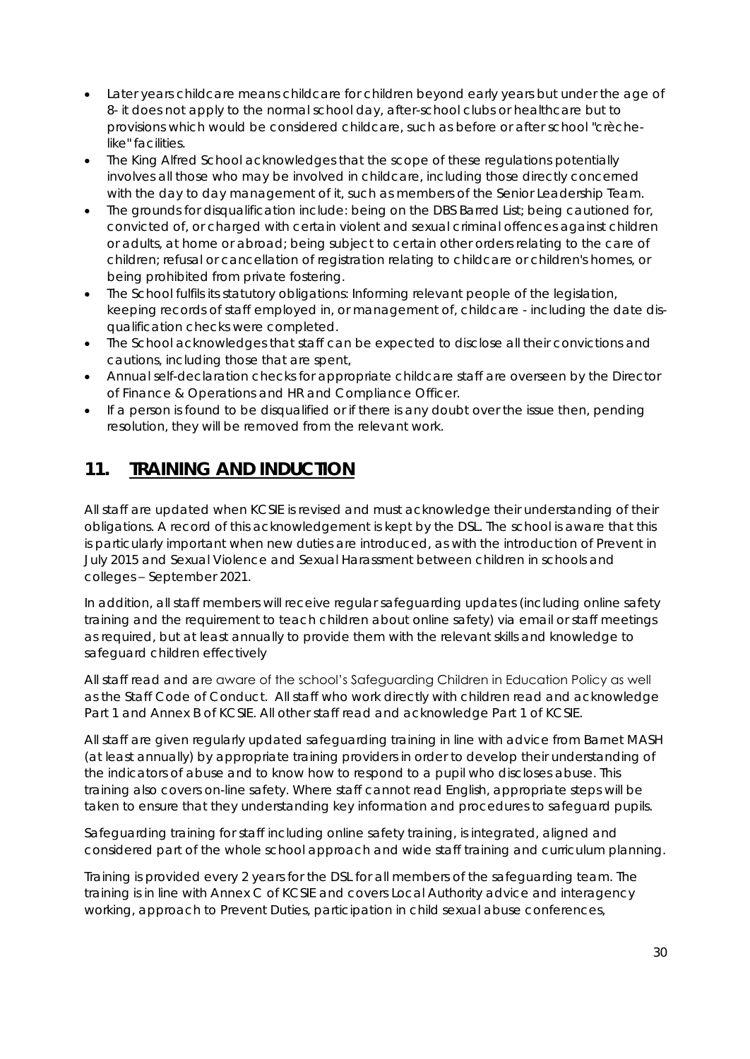- Later years childcare means childcare for children beyond early years but under the age of 8- it does not apply to the normal school day, after-school clubs or healthcare but to provisions which would be considered childcare, such as before or after school "crèche-like" facilities.
- The King Alfred School acknowledges that the scope of these regulations potentially involves all those who may be involved in childcare, including those directly concerned with the day to day management of it, such as members of the Senior Leadership Team.
- The grounds for disqualification include: being on the DBS Barred List; being cautioned for, convicted of, or charged with certain violent and sexual criminal offences against children or adults, at home or abroad; being subject to certain other orders relating to the care of children; refusal or cancellation of registration relating to childcare or children's homes, or being prohibited from private fostering.
- The School fulfils its statutory obligations: Informing relevant people of the legislation, keeping records of staff employed in, or management of, childcare - including the date dis-qualification checks were completed.
- The School acknowledges that staff can be expected to disclose all their convictions and cautions, including those that are spent,
- Annual self-declaration checks for appropriate childcare staff are overseen by the Director of Finance & Operations and HR and Compliance Officer.
- If a person is found to be disqualified or if there is any doubt over the issue then, pending resolution, they will be removed from the relevant work.

## 11. TRAINING AND INDUCTION

All staff are updated when KCSIE is revised and must acknowledge their understanding of their obligations. A record of this acknowledgement is kept by the DSL. The school is aware that this is particularly important when new duties are introduced, as with the introduction of Prevent in July 2015 and Sexual Violence and Sexual Harassment between children in schools and colleges – September 2021.

In addition, all staff members will receive regular safeguarding updates (including online safety training and the requirement to teach children about online safety) via email or staff meetings as required, but at least annually to provide them with the relevant skills and knowledge to safeguard children effectively

All staff read and are aware of the school's Safeguarding Children in Education Policy as well as the Staff Code of Conduct. All staff who work directly with children read and acknowledge Part 1 and Annex B of KCSIE. All other staff read and acknowledge Part 1 of KCSIE.

All staff are given regularly updated safeguarding training in line with advice from Barnet MASH (at least annually) by appropriate training providers in order to develop their understanding of the indicators of abuse and to know how to respond to a pupil who discloses abuse. This training also covers on-line safety. Where staff cannot read English, appropriate steps will be taken to ensure that they understanding key information and procedures to safeguard pupils.

Safeguarding training for staff including online safety training, is integrated, aligned and considered part of the whole school approach and wide staff training and curriculum planning.

Training is provided every 2 years for the DSL for all members of the safeguarding team. The training is in line with Annex C of KCSIE and covers Local Authority advice and interagency working, approach to Prevent Duties, participation in child sexual abuse conferences,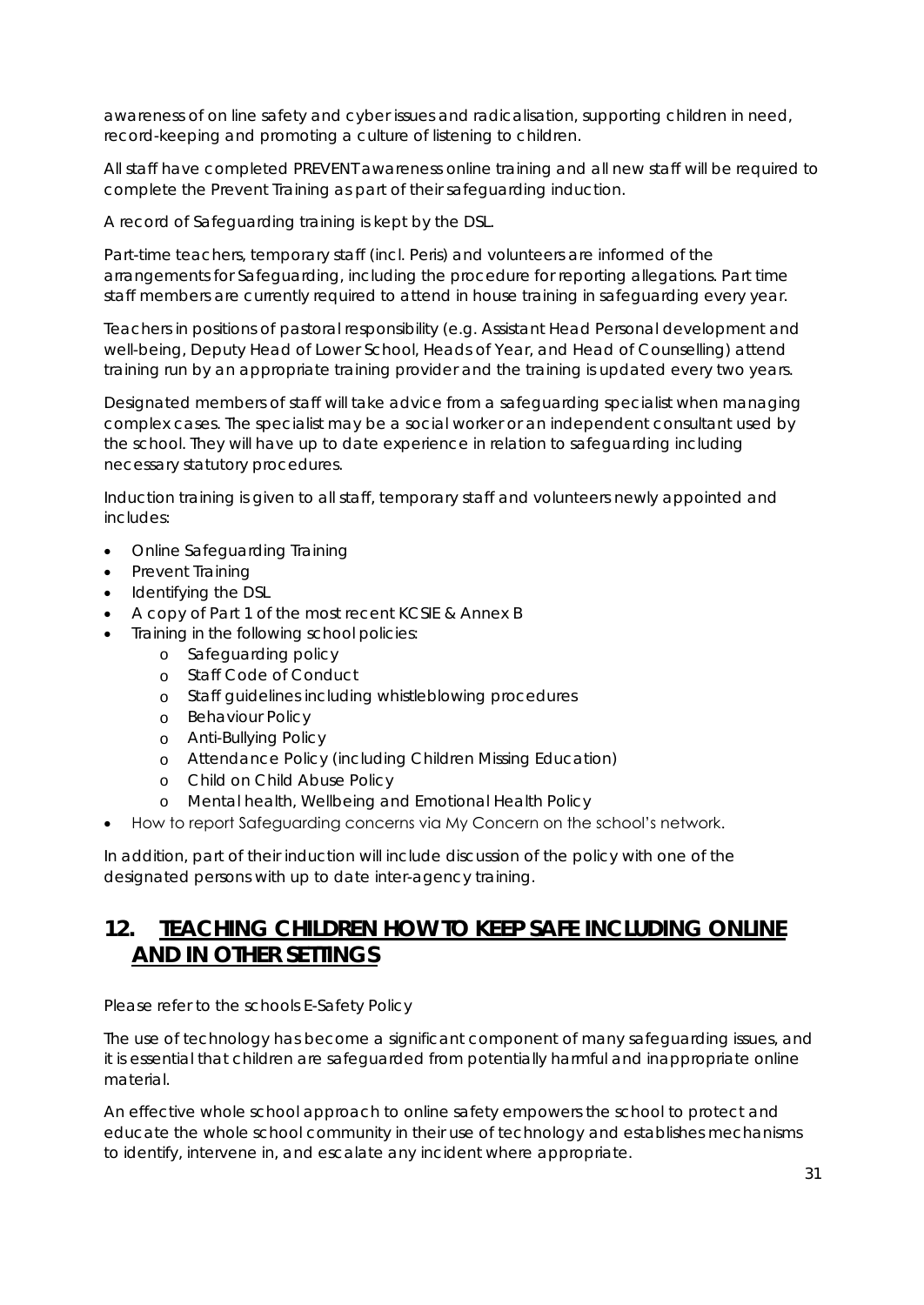awareness of on line safety and cyber issues and radicalisation, supporting children in need, record-keeping and promoting a culture of listening to children.

All staff have completed PREVENT awareness online training and all new staff will be required to complete the Prevent Training as part of their safeguarding induction.

A record of Safeguarding training is kept by the DSL.

Part-time teachers, temporary staff (incl. Peris) and volunteers are informed of the arrangements for Safeguarding, including the procedure for reporting allegations. Part time staff members are currently required to attend in house training in safeguarding every year.

Teachers in positions of pastoral responsibility (e.g. Assistant Head Personal development and well-being, Deputy Head of Lower School, Heads of Year, and Head of Counselling) attend training run by an appropriate training provider and the training is updated every two years.

Designated members of staff will take advice from a safeguarding specialist when managing complex cases. The specialist may be a social worker or an independent consultant used by the school. They will have up to date experience in relation to safeguarding including necessary statutory procedures.

Induction training is given to all staff, temporary staff and volunteers newly appointed and includes:

- Online Safeguarding Training
- Prevent Training
- Identifying the DSL
- A copy of Part 1 of the most recent KCSIE & Annex B
- Training in the following school policies:
    - Safeguarding policy
    - Staff Code of Conduct
    - Staff guidelines including whistleblowing procedures
    - Behaviour Policy
    - Anti-Bullying Policy
    - Attendance Policy (including Children Missing Education)
    - Child on Child Abuse Policy
    - Mental health, Wellbeing and Emotional Health Policy
- How to report Safeguarding concerns via My Concern on the school's network.

In addition, part of their induction will include discussion of the policy with one of the designated persons with up to date inter-agency training.

## 12. TEACHING CHILDREN HOW TO KEEP SAFE INCLUDING ONLINE AND IN OTHER SETTINGS

Please refer to the schools E-Safety Policy

The use of technology has become a significant component of many safeguarding issues, and it is essential that children are safeguarded from potentially harmful and inappropriate online material.

An effective whole school approach to online safety empowers the school to protect and educate the whole school community in their use of technology and establishes mechanisms to identify, intervene in, and escalate any incident where appropriate.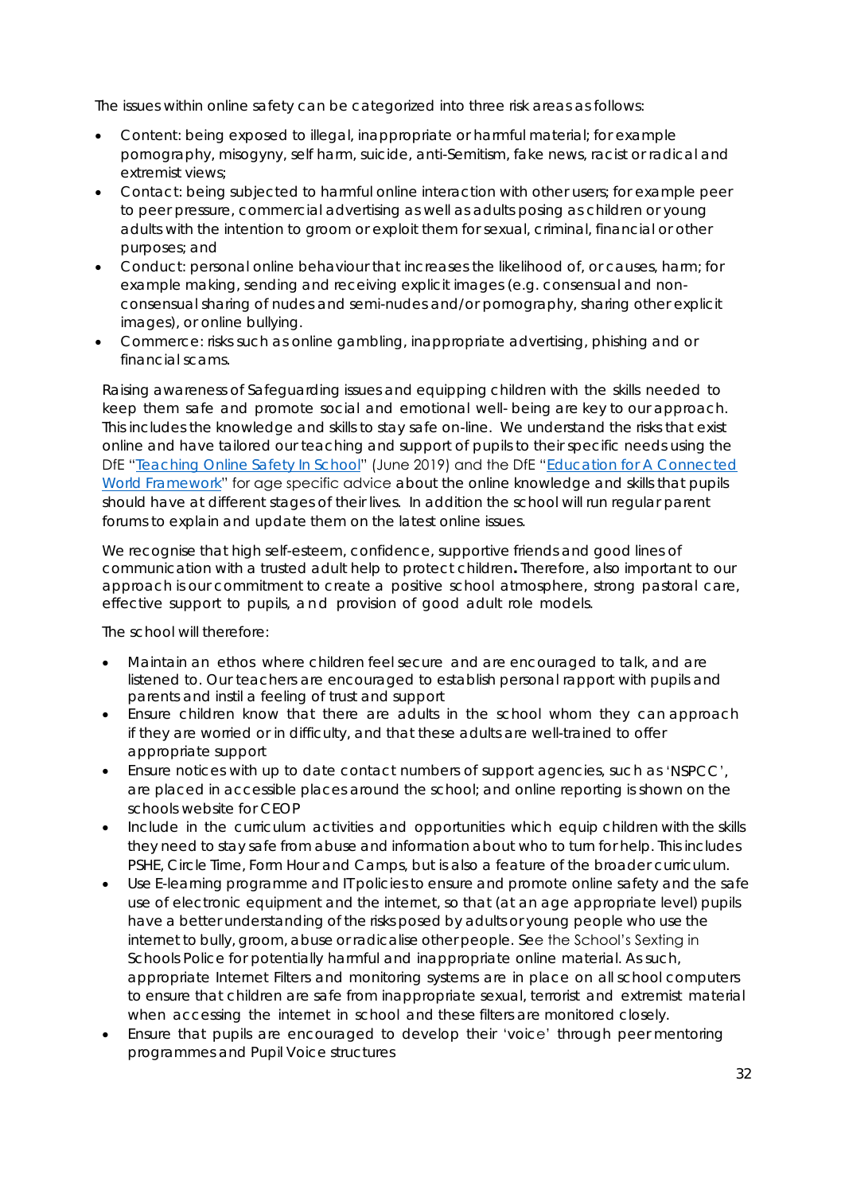The issues within online safety can be categorized into three risk areas as follows:

- Content: being exposed to illegal, inappropriate or harmful material; for example pornography, misogyny, self harm, suicide, anti-Semitism, fake news, racist or radical and extremist views;
- Contact: being subjected to harmful online interaction with other users; for example peer to peer pressure, commercial advertising as well as adults posing as children or young adults with the intention to groom or exploit them for sexual, criminal, financial or other purposes; and
- Conduct: personal online behaviour that increases the likelihood of, or causes, harm; for example making, sending and receiving explicit images (e.g. consensual and non-consensual sharing of nudes and semi-nudes and/or pornography, sharing other explicit images), or online bullying.
- Commerce: risks such as online gambling, inappropriate advertising, phishing and or financial scams.

Raising awareness of Safeguarding issues and equipping children with the skills needed to keep them safe and promote social and emotional well- being are key to our approach. This includes the knowledge and skills to stay safe on-line. We understand the risks that exist online and have tailored our teaching and support of pupils to their specific needs using the DfE "[Teaching Online Safety In School]" (June 2019) and the DfE "[Education for A Connected World Framework]" for age specific advice about the online knowledge and skills that pupils should have at different stages of their lives. In addition the school will run regular parent forums to explain and update them on the latest online issues.

We recognise that high self-esteem, confidence, supportive friends and good lines of communication with a trusted adult help to protect children**.** Therefore, also important to our approach is our commitment to create a positive school atmosphere, strong pastoral care, effective support to pupils, and provision of good adult role models.

The school will therefore:

- Maintain an ethos where children feel secure and are encouraged to talk, and are listened to. Our teachers are encouraged to establish personal rapport with pupils and parents and instil a feeling of trust and support
- Ensure children know that there are adults in the school whom they can approach if they are worried or in difficulty, and that these adults are well-trained to offer appropriate support
- Ensure notices with up to date contact numbers of support agencies, such as 'NSPCC', are placed in accessible places around the school; and online reporting is shown on the schools website for CEOP
- Include in the curriculum activities and opportunities which equip children with the skills they need to stay safe from abuse and information about who to turn for help. This includes PSHE, Circle Time, Form Hour and Camps, but is also a feature of the broader curriculum.
- Use E-learning programme and IT policies to ensure and promote online safety and the safe use of electronic equipment and the internet, so that (at an age appropriate level) pupils have a better understanding of the risks posed by adults or young people who use the internet to bully, groom, abuse or radicalise other people. See the School's Sexting in Schools Police for potentially harmful and inappropriate online material. As such, appropriate Internet Filters and monitoring systems are in place on all school computers to ensure that children are safe from inappropriate sexual, terrorist and extremist material when accessing the internet in school and these filters are monitored closely.
- Ensure that pupils are encouraged to develop their 'voice' through peer mentoring programmes and Pupil Voice structures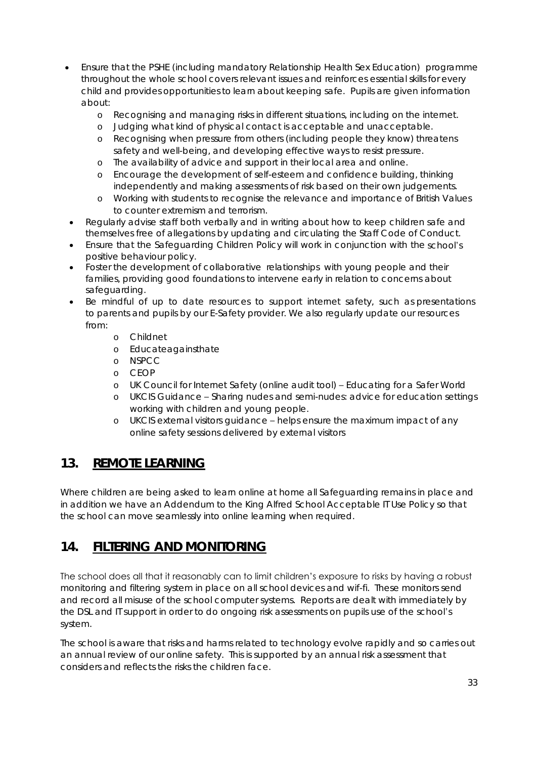- Ensure that the PSHE (including mandatory Relationship Health Sex Education) programme throughout the whole school covers relevant issues and reinforces essential skills for every child and provides opportunities to learn about keeping safe. Pupils are given information about:
  - Recognising and managing risks in different situations, including on the internet.
  - Judging what kind of physical contact is acceptable and unacceptable.
  - Recognising when pressure from others (including people they know) threatens safety and well-being, and developing effective ways to resist pressure.
  - The availability of advice and support in their local area and online.
  - Encourage the development of self-esteem and confidence building, thinking independently and making assessments of risk based on their own judgements.
  - Working with students to recognise the relevance and importance of British Values to counter extremism and terrorism.
- Regularly advise staff both verbally and in writing about how to keep children safe and themselves free of allegations by updating and circulating the Staff Code of Conduct.
- Ensure that the Safeguarding Children Policy will work in conjunction with the school's positive behaviour policy.
- Foster the development of collaborative relationships with young people and their families, providing good foundations to intervene early in relation to concerns about safeguarding.
- Be mindful of up to date resources to support internet safety, such as presentations to parents and pupils by our E-Safety provider. We also regularly update our resources from:
  - Childnet
  - Educateagainsthate
  - NSPCC
  - CEOP
  - UK Council for Internet Safety (online audit tool) – Educating for a Safer World
  - UKCIS Guidance – Sharing nudes and semi-nudes: advice for education settings working with children and young people.
  - UKCIS external visitors guidance – helps ensure the maximum impact of any online safety sessions delivered by external visitors

## 13. REMOTE LEARNING

Where children are being asked to learn online at home all Safeguarding remains in place and in addition we have an Addendum to the King Alfred School Acceptable IT Use Policy so that the school can move seamlessly into online learning when required.

## 14. FILTERING AND MONITORING

The school does all that it reasonably can to limit children's exposure to risks by having a robust monitoring and filtering system in place on all school devices and wif-fi. These monitors send and record all misuse of the school computer systems. Reports are dealt with immediately by the DSL and IT support in order to do ongoing risk assessments on pupils use of the school's system.

The school is aware that risks and harms related to technology evolve rapidly and so carries out an annual review of our online safety. This is supported by an annual risk assessment that considers and reflects the risks the children face.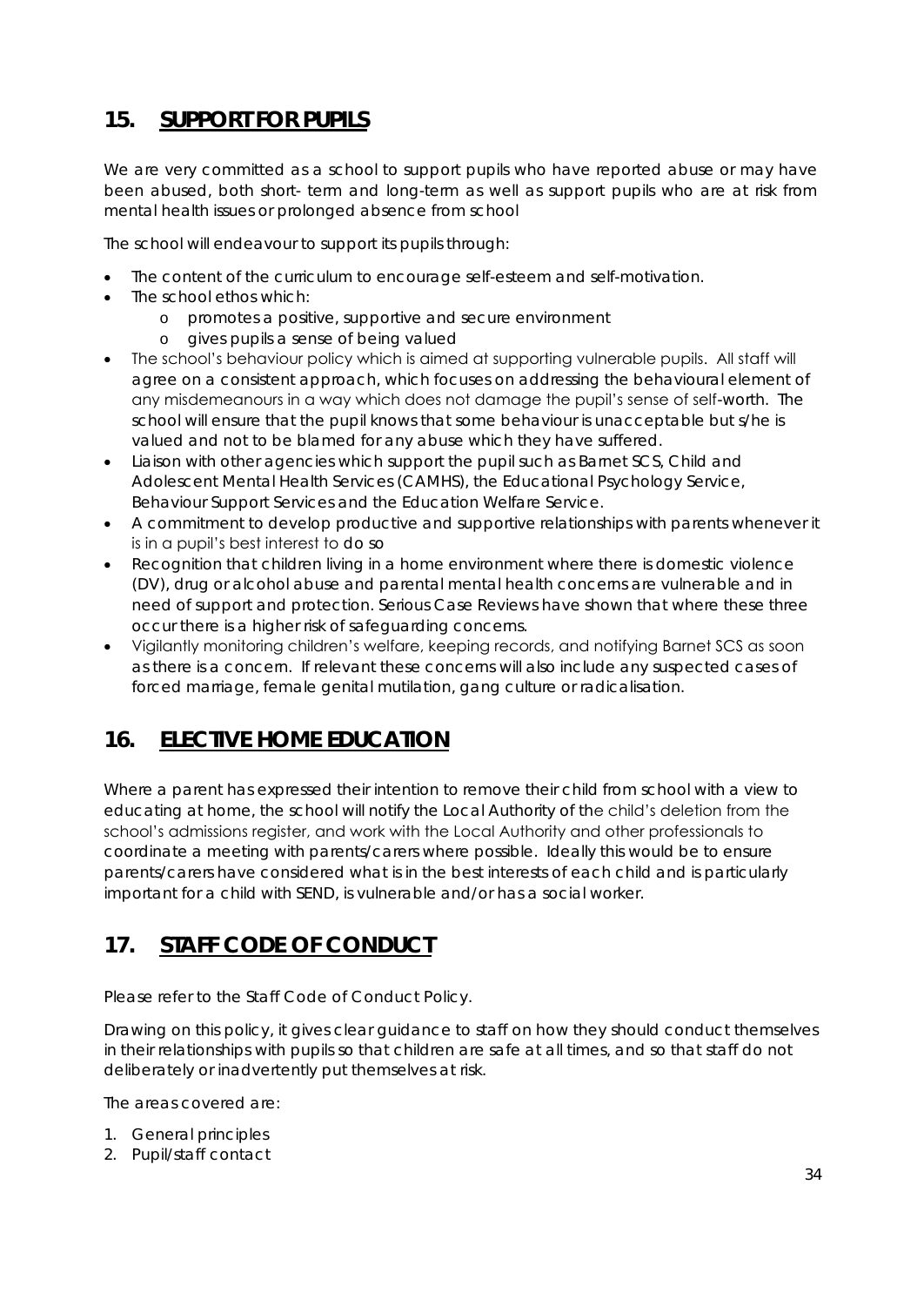## 15. SUPPORT FOR PUPILS

We are very committed as a school to support pupils who have reported abuse or may have been abused, both short- term and long-term as well as support pupils who are at risk from mental health issues or prolonged absence from school

The school will endeavour to support its pupils through:

- The content of the curriculum to encourage self-esteem and self-motivation.
- The school ethos which:
    - promotes a positive, supportive and secure environment
    - gives pupils a sense of being valued
- The school's behaviour policy which is aimed at supporting vulnerable pupils. All staff will agree on a consistent approach, which focuses on addressing the behavioural element of any misdemeanours in a way which does not damage the pupil's sense of self-worth. The school will ensure that the pupil knows that some behaviour is unacceptable but s/he is valued and not to be blamed for any abuse which they have suffered.
- Liaison with other agencies which support the pupil such as Barnet SCS, Child and Adolescent Mental Health Services (CAMHS), the Educational Psychology Service, Behaviour Support Services and the Education Welfare Service.
- A commitment to develop productive and supportive relationships with parents whenever it is in a pupil's best interest to do so
- Recognition that children living in a home environment where there is domestic violence (DV), drug or alcohol abuse and parental mental health concerns are vulnerable and in need of support and protection. Serious Case Reviews have shown that where these three occur there is a higher risk of safeguarding concerns.
- Vigilantly monitoring children's welfare, keeping records, and notifying Barnet SCS as soon as there is a concern. If relevant these concerns will also include any suspected cases of forced marriage, female genital mutilation, gang culture or radicalisation.

## 16. ELECTIVE HOME EDUCATION

Where a parent has expressed their intention to remove their child from school with a view to educating at home, the school will notify the Local Authority of the child's deletion from the school's admissions register, and work with the Local Authority and other professionals to coordinate a meeting with parents/carers where possible. Ideally this would be to ensure parents/carers have considered what is in the best interests of each child and is particularly important for a child with SEND, is vulnerable and/or has a social worker.

## 17. STAFF CODE OF CONDUCT

Please refer to the Staff Code of Conduct Policy.

Drawing on this policy, it gives clear guidance to staff on how they should conduct themselves in their relationships with pupils so that children are safe at all times, and so that staff do not deliberately or inadvertently put themselves at risk.

The areas covered are:

1. General principles
2. Pupil/staff contact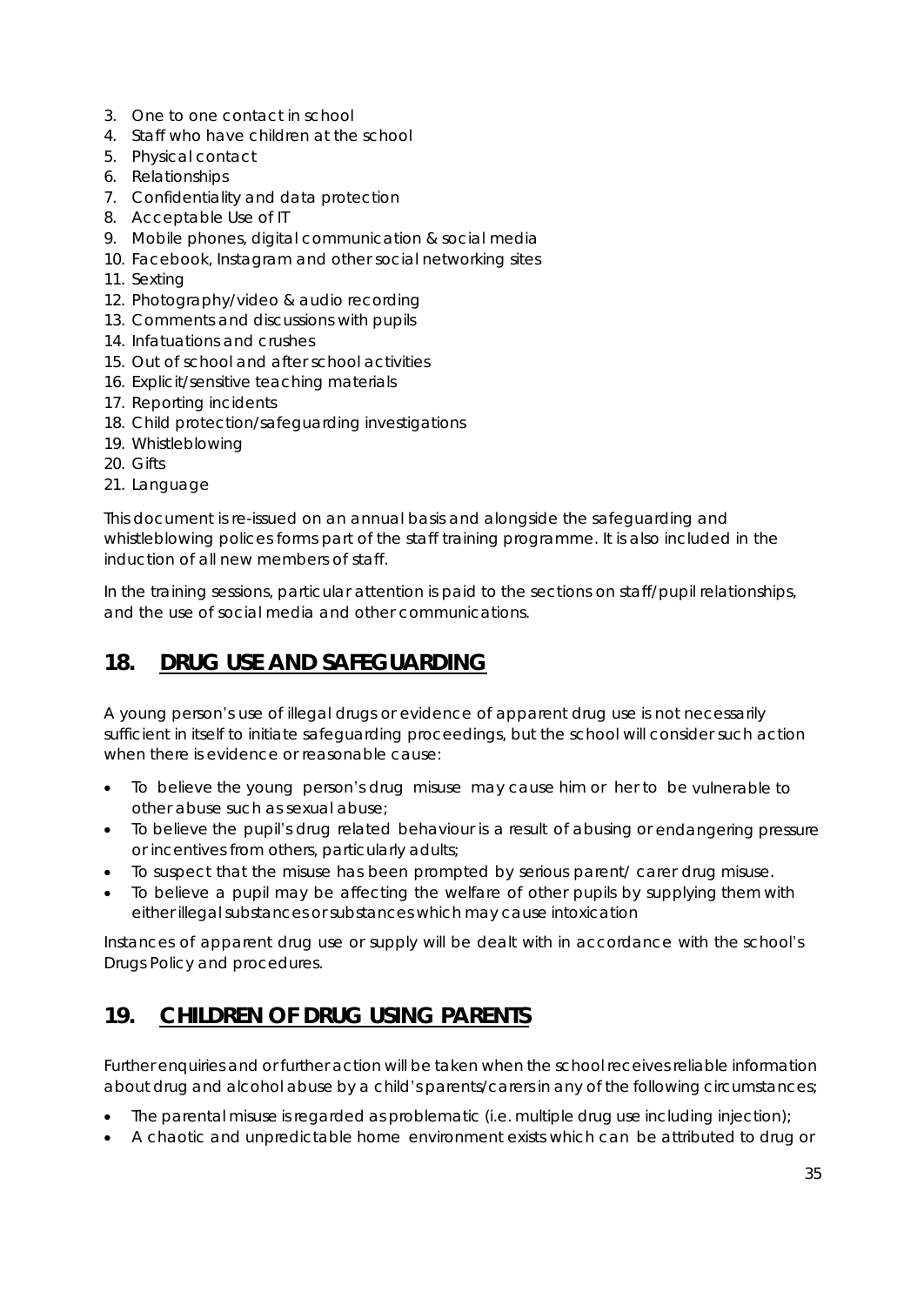3. One to one contact in school
4. Staff who have children at the school
5. Physical contact
6. Relationships
7. Confidentiality and data protection
8. Acceptable Use of IT
9. Mobile phones, digital communication & social media
10. Facebook, Instagram and other social networking sites
11. Sexting
12. Photography/video & audio recording
13. Comments and discussions with pupils
14. Infatuations and crushes
15. Out of school and after school activities
16. Explicit/sensitive teaching materials
17. Reporting incidents
18. Child protection/safeguarding investigations
19. Whistleblowing
20. Gifts
21. Language

This document is re-issued on an annual basis and alongside the safeguarding and whistleblowing polices forms part of the staff training programme. It is also included in the induction of all new members of staff.

In the training sessions, particular attention is paid to the sections on staff/pupil relationships, and the use of social media and other communications.

## 18. DRUG USE AND SAFEGUARDING

A young person's use of illegal drugs or evidence of apparent drug use is not necessarily sufficient in itself to initiate safeguarding proceedings, but the school will consider such action when there is evidence or reasonable cause:

- To believe the young person's drug misuse may cause him or her to be vulnerable to other abuse such as sexual abuse;
- To believe the pupil's drug related behaviour is a result of abusing or endangering pressure or incentives from others, particularly adults;
- To suspect that the misuse has been prompted by serious parent/ carer drug misuse.
- To believe a pupil may be affecting the welfare of other pupils by supplying them with either illegal substances or substances which may cause intoxication

Instances of apparent drug use or supply will be dealt with in accordance with the school's Drugs Policy and procedures.

## 19. CHILDREN OF DRUG USING PARENTS

Further enquiries and or further action will be taken when the school receives reliable information about drug and alcohol abuse by a child's parents/carers in any of the following circumstances;

- The parental misuse is regarded as problematic (i.e. multiple drug use including injection);
- A chaotic and unpredictable home environment exists which can be attributed to drug or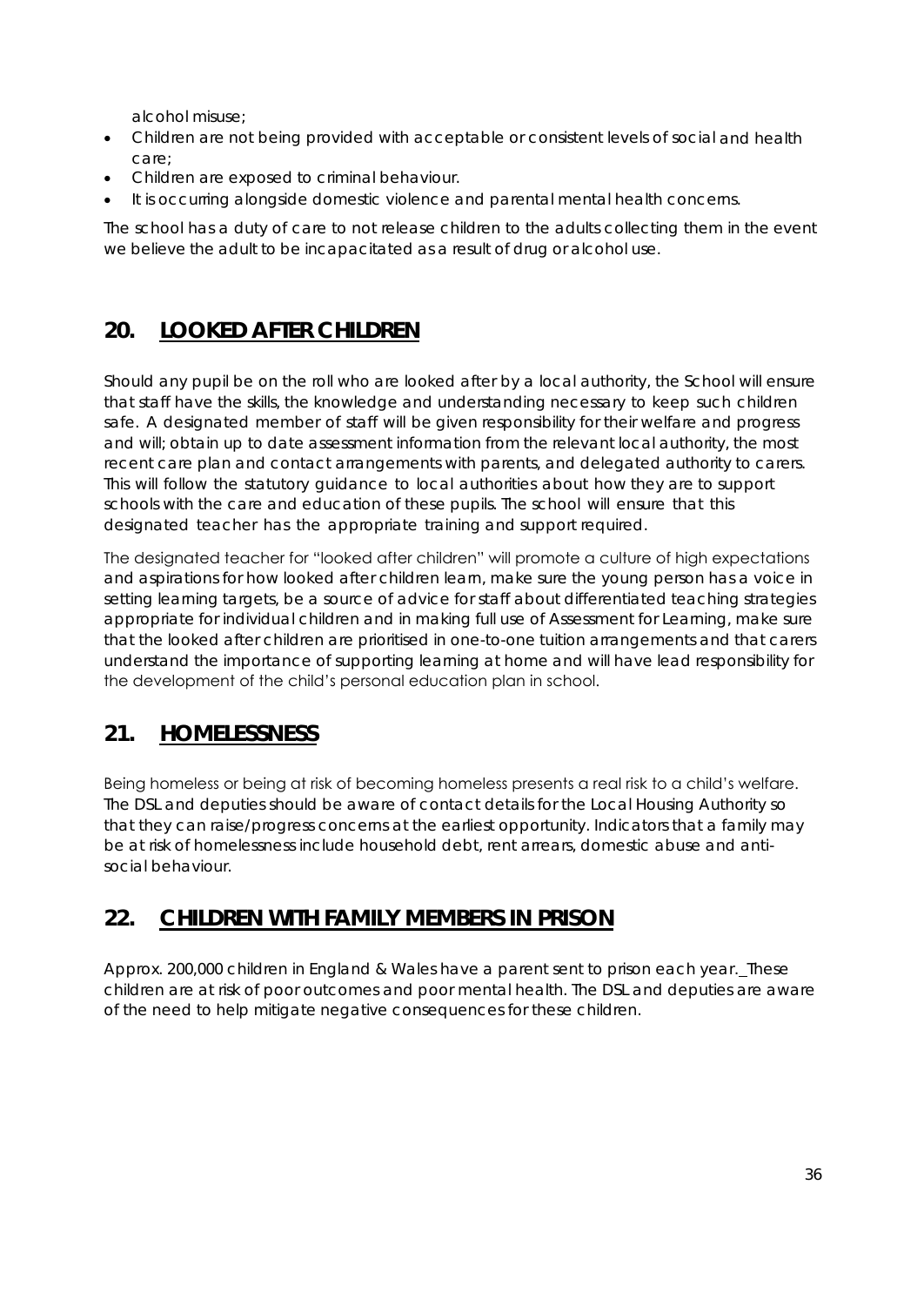alcohol misuse;

- Children are not being provided with acceptable or consistent levels of social and health care;
- Children are exposed to criminal behaviour.
- It is occurring alongside domestic violence and parental mental health concerns.

The school has a duty of care to not release children to the adults collecting them in the event we believe the adult to be incapacitated as a result of drug or alcohol use.

## 20. LOOKED AFTER CHILDREN

Should any pupil be on the roll who are looked after by a local authority, the School will ensure that staff have the skills, the knowledge and understanding necessary to keep such children safe. A designated member of staff will be given responsibility for their welfare and progress and will; obtain up to date assessment information from the relevant local authority, the most recent care plan and contact arrangements with parents, and delegated authority to carers. This will follow the statutory guidance to local authorities about how they are to support schools with the care and education of these pupils. The school will ensure that this designated teacher has the appropriate training and support required.

The designated teacher for "looked after children" will promote a culture of high expectations and aspirations for how looked after children learn, make sure the young person has a voice in setting learning targets, be a source of advice for staff about differentiated teaching strategies appropriate for individual children and in making full use of Assessment for Learning, make sure that the looked after children are prioritised in one-to-one tuition arrangements and that carers understand the importance of supporting learning at home and will have lead responsibility for the development of the child's personal education plan in school.

## 21. HOMELESSNESS

Being homeless or being at risk of becoming homeless presents a real risk to a child's welfare. The DSL and deputies should be aware of contact details for the Local Housing Authority so that they can raise/progress concerns at the earliest opportunity. Indicators that a family may be at risk of homelessness include household debt, rent arrears, domestic abuse and anti-social behaviour.

## 22. CHILDREN WITH FAMILY MEMBERS IN PRISON

Approx. 200,000 children in England & Wales have a parent sent to prison each year. These children are at risk of poor outcomes and poor mental health. The DSL and deputies are aware of the need to help mitigate negative consequences for these children.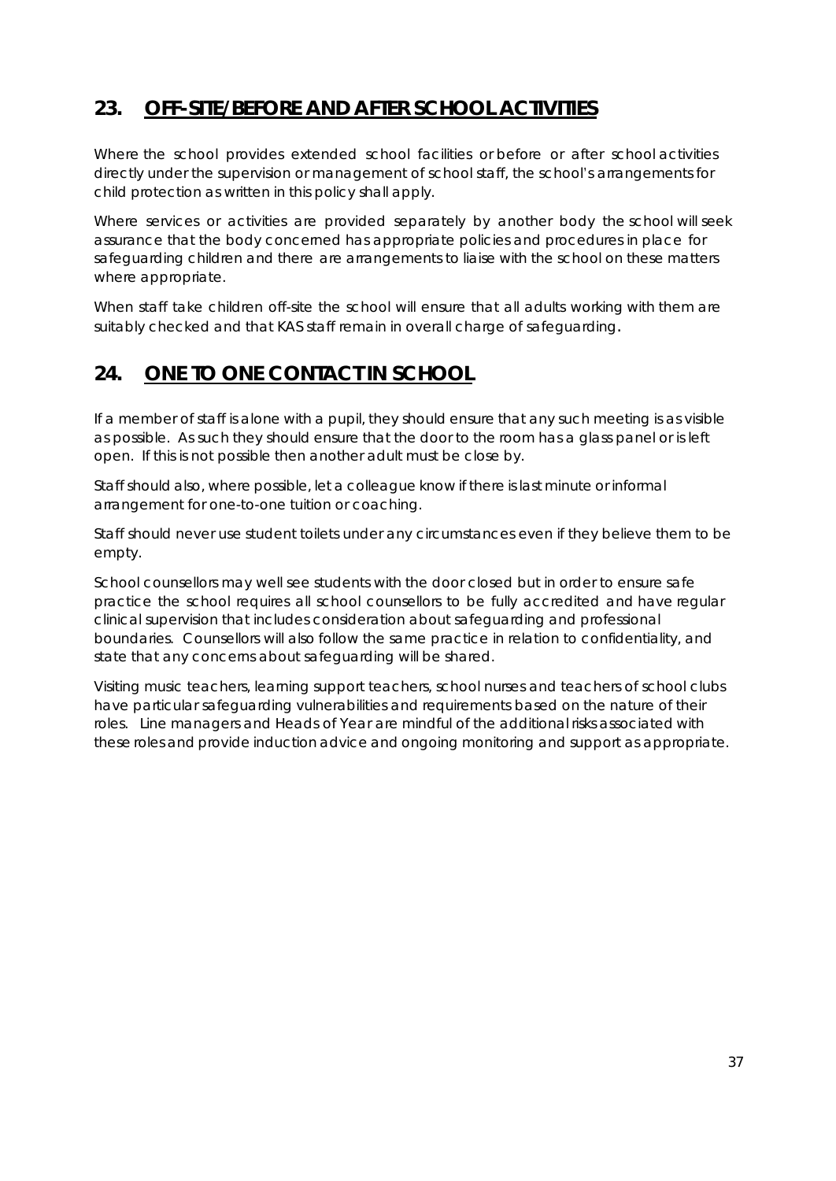## 23. OFF-SITE/BEFORE AND AFTER SCHOOL ACTIVITIES

Where the school provides extended school facilities or before or after school activities directly under the supervision or management of school staff, the school's arrangements for child protection as written in this policy shall apply.

Where services or activities are provided separately by another body the school will seek assurance that the body concerned has appropriate policies and procedures in place for safeguarding children and there are arrangements to liaise with the school on these matters where appropriate.

When staff take children off-site the school will ensure that all adults working with them are suitably checked and that KAS staff remain in overall charge of safeguarding.

## 24. ONE TO ONE CONTACT IN SCHOOL

If a member of staff is alone with a pupil, they should ensure that any such meeting is as visible as possible. As such they should ensure that the door to the room has a glass panel or is left open. If this is not possible then another adult must be close by.

Staff should also, where possible, let a colleague know if there is last minute or informal arrangement for one-to-one tuition or coaching.

Staff should never use student toilets under any circumstances even if they believe them to be empty.

School counsellors may well see students with the door closed but in order to ensure safe practice the school requires all school counsellors to be fully accredited and have regular clinical supervision that includes consideration about safeguarding and professional boundaries. Counsellors will also follow the same practice in relation to confidentiality, and state that any concerns about safeguarding will be shared.

Visiting music teachers, learning support teachers, school nurses and teachers of school clubs have particular safeguarding vulnerabilities and requirements based on the nature of their roles. Line managers and Heads of Year are mindful of the additional risks associated with these roles and provide induction advice and ongoing monitoring and support as appropriate.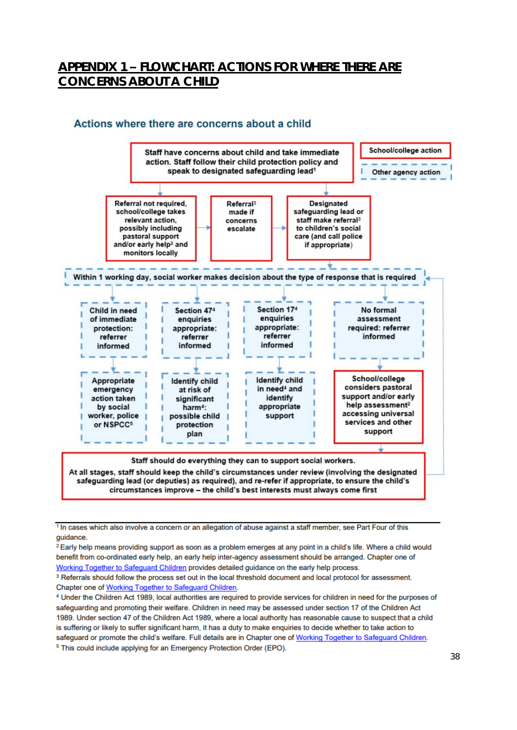## APPENDIX 1 – FLOWCHART: ACTIONS FOR WHERE THERE ARE CONCERNS ABOUT A CHILD

### Actions where there are concerns about a child

School/college action

Other agency action

Staff have concerns about child and take immediate action. Staff follow their child protection policy and speak to designated safeguarding lead[1]

Referral not required, school/college takes relevant action, possibly including pastoral support and/or early help[2] and monitors locally

Referral[3] made if concerns escalate

Designated safeguarding lead or staff make referral[3] to children's social care (and call police if appropriate)

Within 1 working day, social worker makes decision about the type of response that is required

Child in need of immediate protection: referrer informed

Appropriate emergency action taken by social worker, police or NSPCC[5]

Section 47[4] enquiries appropriate: referrer informed

Identify child at risk of significant harm[4]: possible child protection plan

Section 17[4] enquiries appropriate: referrer informed

Identify child in need[4] and identify appropriate support

No formal assessment required: referrer informed

School/college considers pastoral support and/or early help assessment[2] accessing universal services and other support

Staff should do everything they can to support social workers.

At all stages, staff should keep the child's circumstances under review (involving the designated safeguarding lead (or deputies) as required), and re-refer if appropriate, to ensure the child's circumstances improve – the child's best interests must always come first

---

[1] In cases which also involve a concern or an allegation of abuse against a staff member, see Part Four of this guidance.

[2] Early help means providing support as soon as a problem emerges at any point in a child's life. Where a child would benefit from co-ordinated early help, an early help inter-agency assessment should be arranged. Chapter one of Working Together to Safeguard Children provides detailed guidance on the early help process.

[3] Referrals should follow the process set out in the local threshold document and local protocol for assessment. Chapter one of Working Together to Safeguard Children.

[4] Under the Children Act 1989, local authorities are required to provide services for children in need for the purposes of safeguarding and promoting their welfare. Children in need may be assessed under section 17 of the Children Act 1989. Under section 47 of the Children Act 1989, where a local authority has reasonable cause to suspect that a child is suffering or likely to suffer significant harm, it has a duty to make enquiries to decide whether to take action to safeguard or promote the child's welfare. Full details are in Chapter one of Working Together to Safeguard Children.

[5] This could include applying for an Emergency Protection Order (EPO).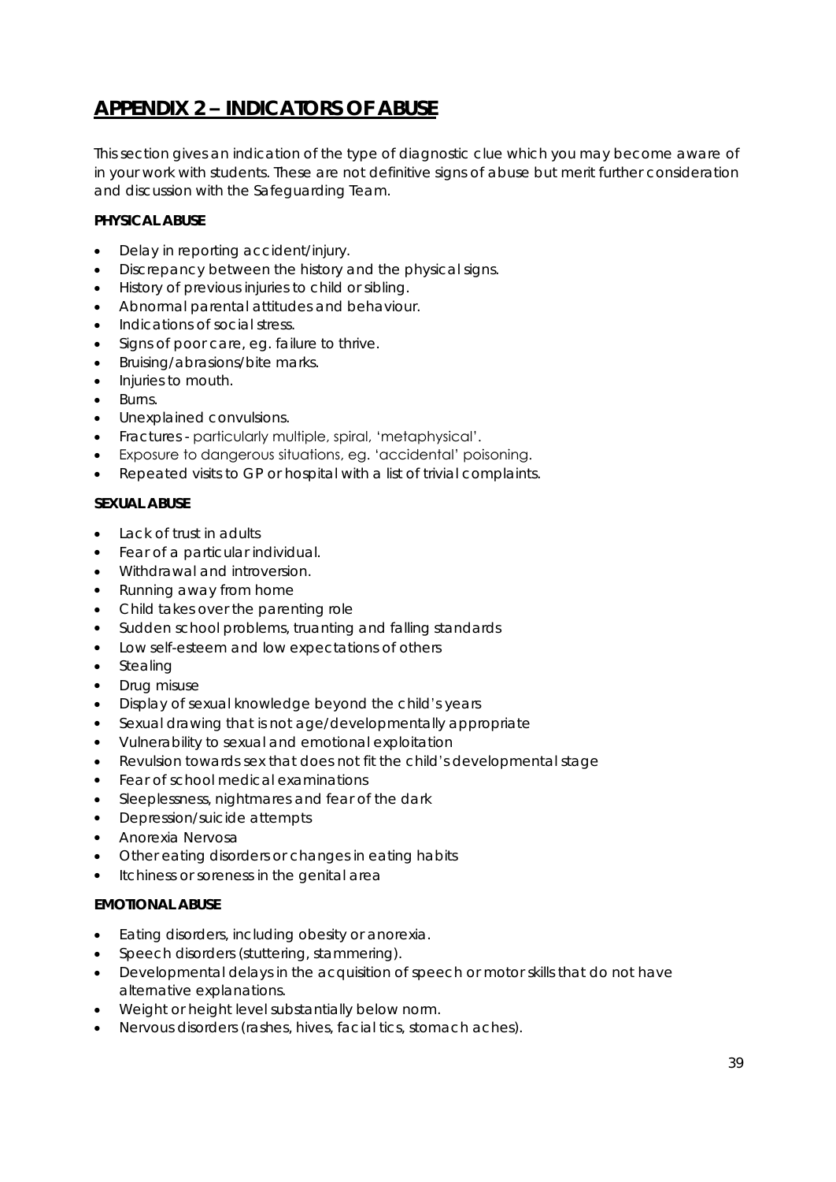# APPENDIX 2 – INDICATORS OF ABUSE

This section gives an indication of the type of diagnostic clue which you may become aware of in your work with students. These are not definitive signs of abuse but merit further consideration and discussion with the Safeguarding Team.

**PHYSICAL ABUSE**

- Delay in reporting accident/injury.
- Discrepancy between the history and the physical signs.
- History of previous injuries to child or sibling.
- Abnormal parental attitudes and behaviour.
- Indications of social stress.
- Signs of poor care, eg. failure to thrive.
- Bruising/abrasions/bite marks.
- Injuries to mouth.
- Burns.
- Unexplained convulsions.
- Fractures - particularly multiple, spiral, 'metaphysical'.
- Exposure to dangerous situations, eg. 'accidental' poisoning.
- Repeated visits to GP or hospital with a list of trivial complaints.

**SEXUAL ABUSE**

- Lack of trust in adults
- Fear of a particular individual.
- Withdrawal and introversion.
- Running away from home
- Child takes over the parenting role
- Sudden school problems, truanting and falling standards
- Low self-esteem and low expectations of others
- Stealing
- Drug misuse
- Display of sexual knowledge beyond the child's years
- Sexual drawing that is not age/developmentally appropriate
- Vulnerability to sexual and emotional exploitation
- Revulsion towards sex that does not fit the child's developmental stage
- Fear of school medical examinations
- Sleeplessness, nightmares and fear of the dark
- Depression/suicide attempts
- Anorexia Nervosa
- Other eating disorders or changes in eating habits
- Itchiness or soreness in the genital area

**EMOTIONAL ABUSE**

- Eating disorders, including obesity or anorexia.
- Speech disorders (stuttering, stammering).
- Developmental delays in the acquisition of speech or motor skills that do not have alternative explanations.
- Weight or height level substantially below norm.
- Nervous disorders (rashes, hives, facial tics, stomach aches).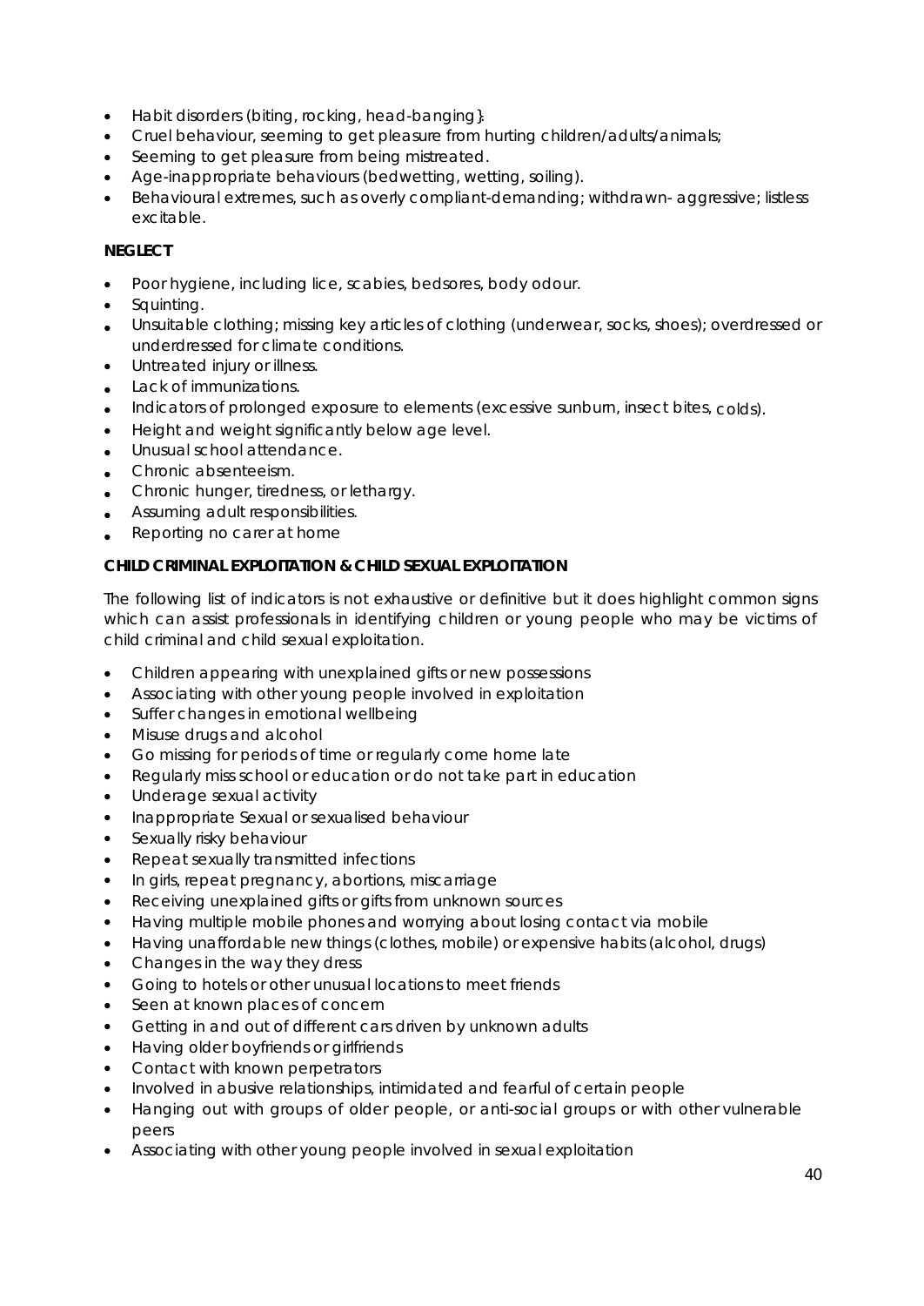- Habit disorders (biting, rocking, head-banging}.
- Cruel behaviour, seeming to get pleasure from hurting children/adults/animals;
- Seeming to get pleasure from being mistreated.
- Age-inappropriate behaviours (bedwetting, wetting, soiling).
- Behavioural extremes, such as overly compliant-demanding; withdrawn- aggressive; listless excitable.

**NEGLECT**

- Poor hygiene, including lice, scabies, bedsores, body odour.
- Squinting.
- Unsuitable clothing; missing key articles of clothing (underwear, socks, shoes); overdressed or underdressed for climate conditions.
- Untreated injury or illness.
- Lack of immunizations.
- Indicators of prolonged exposure to elements (excessive sunburn, insect bites, colds).
- Height and weight significantly below age level.
- Unusual school attendance.
- Chronic absenteeism.
- Chronic hunger, tiredness, or lethargy.
- Assuming adult responsibilities.
- Reporting no carer at home

**CHILD CRIMINAL EXPLOITATION & CHILD SEXUAL EXPLOITATION**

The following list of indicators is not exhaustive or definitive but it does highlight common signs which can assist professionals in identifying children or young people who may be victims of child criminal and child sexual exploitation.

- Children appearing with unexplained gifts or new possessions
- Associating with other young people involved in exploitation
- Suffer changes in emotional wellbeing
- Misuse drugs and alcohol
- Go missing for periods of time or regularly come home late
- Regularly miss school or education or do not take part in education
- Underage sexual activity
- Inappropriate Sexual or sexualised behaviour
- Sexually risky behaviour
- Repeat sexually transmitted infections
- In girls, repeat pregnancy, abortions, miscarriage
- Receiving unexplained gifts or gifts from unknown sources
- Having multiple mobile phones and worrying about losing contact via mobile
- Having unaffordable new things (clothes, mobile) or expensive habits (alcohol, drugs)
- Changes in the way they dress
- Going to hotels or other unusual locations to meet friends
- Seen at known places of concern
- Getting in and out of different cars driven by unknown adults
- Having older boyfriends or girlfriends
- Contact with known perpetrators
- Involved in abusive relationships, intimidated and fearful of certain people
- Hanging out with groups of older people, or anti-social groups or with other vulnerable peers
- Associating with other young people involved in sexual exploitation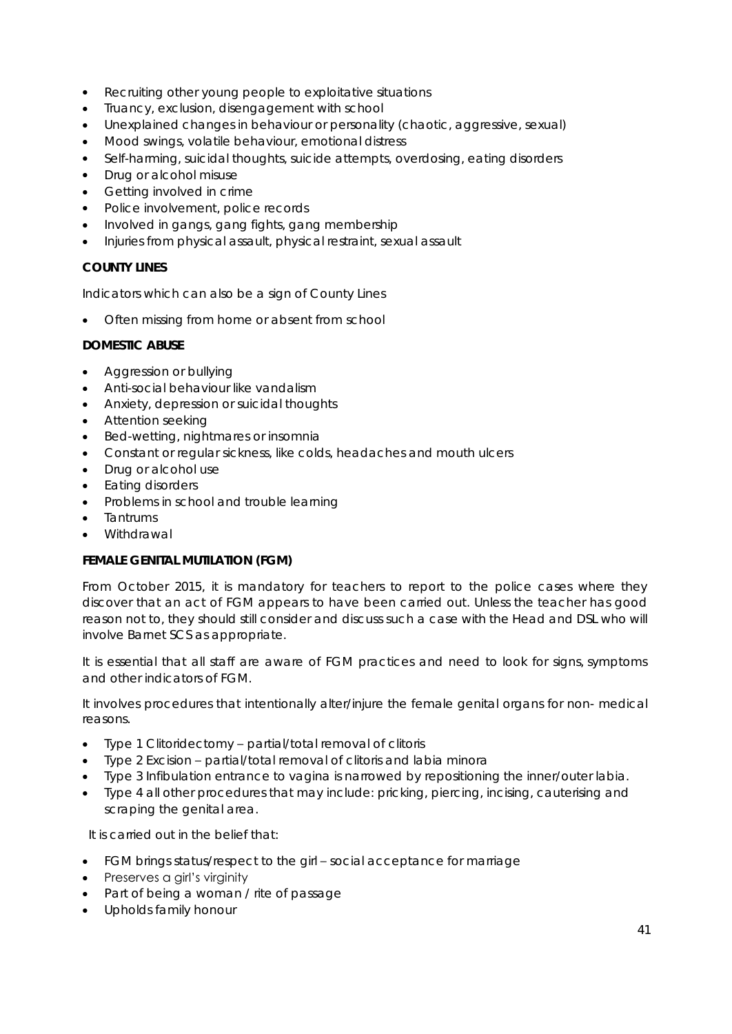- Recruiting other young people to exploitative situations
- Truancy, exclusion, disengagement with school
- Unexplained changes in behaviour or personality (chaotic, aggressive, sexual)
- Mood swings, volatile behaviour, emotional distress
- Self-harming, suicidal thoughts, suicide attempts, overdosing, eating disorders
- Drug or alcohol misuse
- Getting involved in crime
- Police involvement, police records
- Involved in gangs, gang fights, gang membership
- Injuries from physical assault, physical restraint, sexual assault

**COUNTY LINES**

Indicators which can also be a sign of County Lines

- Often missing from home or absent from school

**DOMESTIC ABUSE**

- Aggression or bullying
- Anti-social behaviour like vandalism
- Anxiety, depression or suicidal thoughts
- Attention seeking
- Bed-wetting, nightmares or insomnia
- Constant or regular sickness, like colds, headaches and mouth ulcers
- Drug or alcohol use
- Eating disorders
- Problems in school and trouble learning
- Tantrums
- Withdrawal

**FEMALE GENITAL MUTILATION (FGM)**

From October 2015, it is mandatory for teachers to report to the police cases where they discover that an act of FGM appears to have been carried out. Unless the teacher has good reason not to, they should still consider and discuss such a case with the Head and DSL who will involve Barnet SCS as appropriate.

It is essential that all staff are aware of FGM practices and need to look for signs, symptoms and other indicators of FGM.

It involves procedures that intentionally alter/injure the female genital organs for non- medical reasons.

- Type 1 Clitoridectomy – partial/total removal of clitoris
- Type 2 Excision – partial/total removal of clitoris and labia minora
- Type 3 Infibulation entrance to vagina is narrowed by repositioning the inner/outer labia.
- Type 4 all other procedures that may include: pricking, piercing, incising, cauterising and scraping the genital area.

It is carried out in the belief that:

- FGM brings status/respect to the girl – social acceptance for marriage
- Preserves a girl's virginity
- Part of being a woman / rite of passage
- Upholds family honour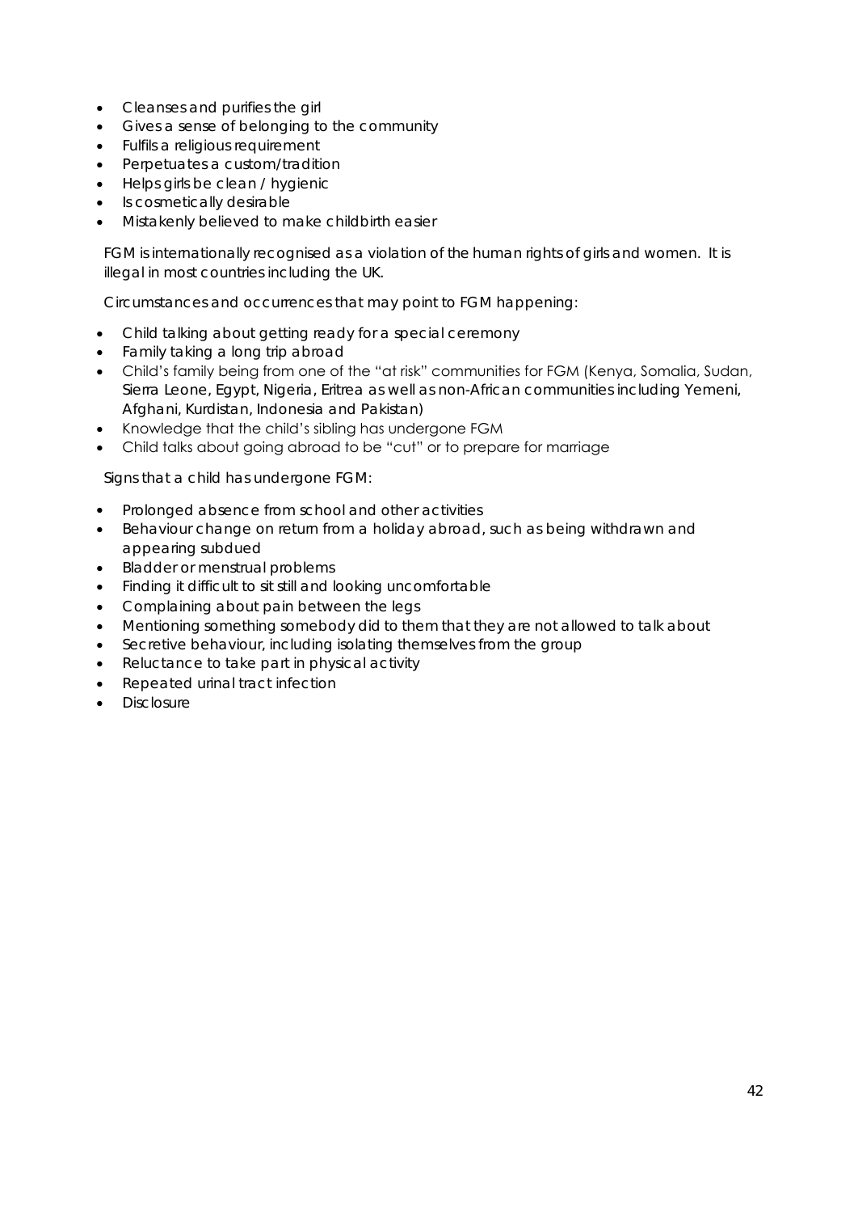- Cleanses and purifies the girl
- Gives a sense of belonging to the community
- Fulfils a religious requirement
- Perpetuates a custom/tradition
- Helps girls be clean / hygienic
- Is cosmetically desirable
- Mistakenly believed to make childbirth easier

FGM is internationally recognised as a violation of the human rights of girls and women. It is illegal in most countries including the UK.

Circumstances and occurrences that may point to FGM happening:

- Child talking about getting ready for a special ceremony
- Family taking a long trip abroad
- Child's family being from one of the "at risk" communities for FGM (Kenya, Somalia, Sudan, Sierra Leone, Egypt, Nigeria, Eritrea as well as non-African communities including Yemeni, Afghani, Kurdistan, Indonesia and Pakistan)
- Knowledge that the child's sibling has undergone FGM
- Child talks about going abroad to be "cut" or to prepare for marriage

Signs that a child has undergone FGM:

- Prolonged absence from school and other activities
- Behaviour change on return from a holiday abroad, such as being withdrawn and appearing subdued
- Bladder or menstrual problems
- Finding it difficult to sit still and looking uncomfortable
- Complaining about pain between the legs
- Mentioning something somebody did to them that they are not allowed to talk about
- Secretive behaviour, including isolating themselves from the group
- Reluctance to take part in physical activity
- Repeated urinal tract infection
- Disclosure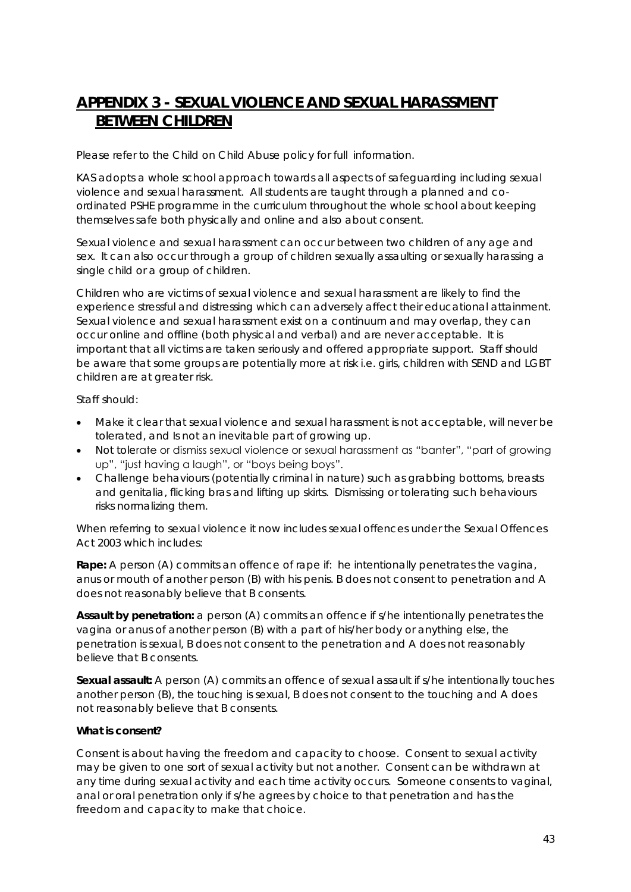# APPENDIX 3 - SEXUAL VIOLENCE AND SEXUAL HARASSMENT BETWEEN CHILDREN

Please refer to the Child on Child Abuse policy for full information.

KAS adopts a whole school approach towards all aspects of safeguarding including sexual violence and sexual harassment. All students are taught through a planned and co-ordinated PSHE programme in the curriculum throughout the whole school about keeping themselves safe both physically and online and also about consent.

Sexual violence and sexual harassment can occur between two children of any age and sex. It can also occur through a group of children sexually assaulting or sexually harassing a single child or a group of children.

Children who are victims of sexual violence and sexual harassment are likely to find the experience stressful and distressing which can adversely affect their educational attainment. Sexual violence and sexual harassment exist on a continuum and may overlap, they can occur online and offline (both physical and verbal) and are never acceptable. It is important that all victims are taken seriously and offered appropriate support. Staff should be aware that some groups are potentially more at risk i.e. girls, children with SEND and LGBT children are at greater risk.

Staff should:

- Make it clear that sexual violence and sexual harassment is not acceptable, will never be tolerated, and Is not an inevitable part of growing up.
- Not tolerate or dismiss sexual violence or sexual harassment as "banter", "part of growing up", "just having a laugh", or "boys being boys".
- Challenge behaviours (potentially criminal in nature) such as grabbing bottoms, breasts and genitalia, flicking bras and lifting up skirts. Dismissing or tolerating such behaviours risks normalizing them.

When referring to sexual violence it now includes sexual offences under the Sexual Offences Act 2003 which includes:

**Rape:** A person (A) commits an offence of rape if: he intentionally penetrates the vagina, anus or mouth of another person (B) with his penis. B does not consent to penetration and A does not reasonably believe that B consents.

**Assault by penetration:** a person (A) commits an offence if s/he intentionally penetrates the vagina or anus of another person (B) with a part of his/her body or anything else, the penetration is sexual, B does not consent to the penetration and A does not reasonably believe that B consents.

**Sexual assault:** A person (A) commits an offence of sexual assault if s/he intentionally touches another person (B), the touching is sexual, B does not consent to the touching and A does not reasonably believe that B consents.

**What is consent?**

Consent is about having the freedom and capacity to choose. Consent to sexual activity may be given to one sort of sexual activity but not another. Consent can be withdrawn at any time during sexual activity and each time activity occurs. Someone consents to vaginal, anal or oral penetration only if s/he agrees by choice to that penetration and has the freedom and capacity to make that choice.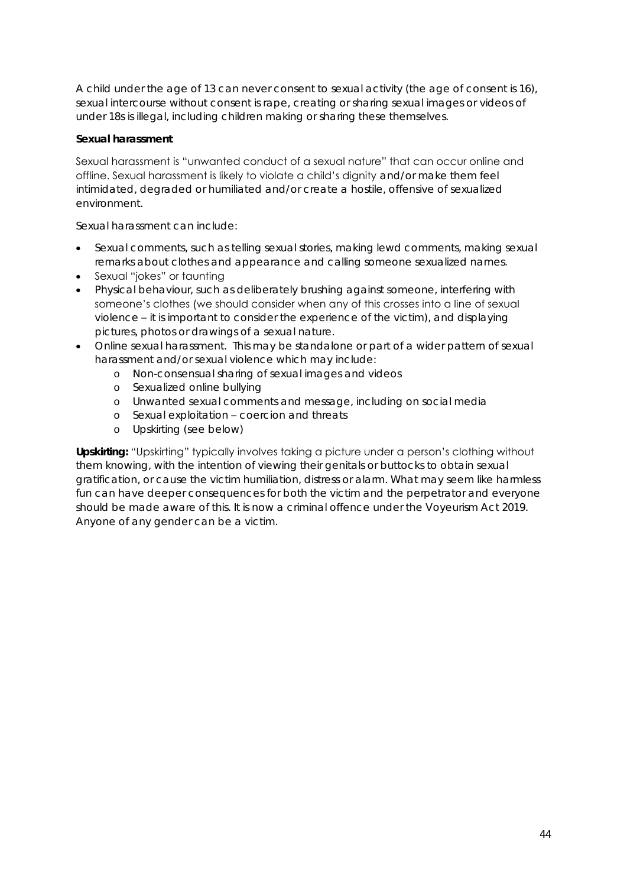A child under the age of 13 can never consent to sexual activity (the age of consent is 16), sexual intercourse without consent is rape, creating or sharing sexual images or videos of under 18s is illegal, including children making or sharing these themselves.

**Sexual harassment**

Sexual harassment is "unwanted conduct of a sexual nature" that can occur online and offline. Sexual harassment is likely to violate a child's dignity and/or make them feel intimidated, degraded or humiliated and/or create a hostile, offensive of sexualized environment.

Sexual harassment can include:

- Sexual comments, such as telling sexual stories, making lewd comments, making sexual remarks about clothes and appearance and calling someone sexualized names.
- Sexual "jokes" or taunting
- Physical behaviour, such as deliberately brushing against someone, interfering with someone's clothes (we should consider when any of this crosses into a line of sexual violence – it is important to consider the experience of the victim), and displaying pictures, photos or drawings of a sexual nature.
- Online sexual harassment. This may be standalone or part of a wider pattern of sexual harassment and/or sexual violence which may include:
    - Non-consensual sharing of sexual images and videos
    - Sexualized online bullying
    - Unwanted sexual comments and message, including on social media
    - Sexual exploitation – coercion and threats
    - Upskirting (see below)

**Upskirting:** "Upskirting" typically involves taking a picture under a person's clothing without them knowing, with the intention of viewing their genitals or buttocks to obtain sexual gratification, or cause the victim humiliation, distress or alarm. What may seem like harmless fun can have deeper consequences for both the victim and the perpetrator and everyone should be made aware of this. It is now a criminal offence under the Voyeurism Act 2019. Anyone of any gender can be a victim.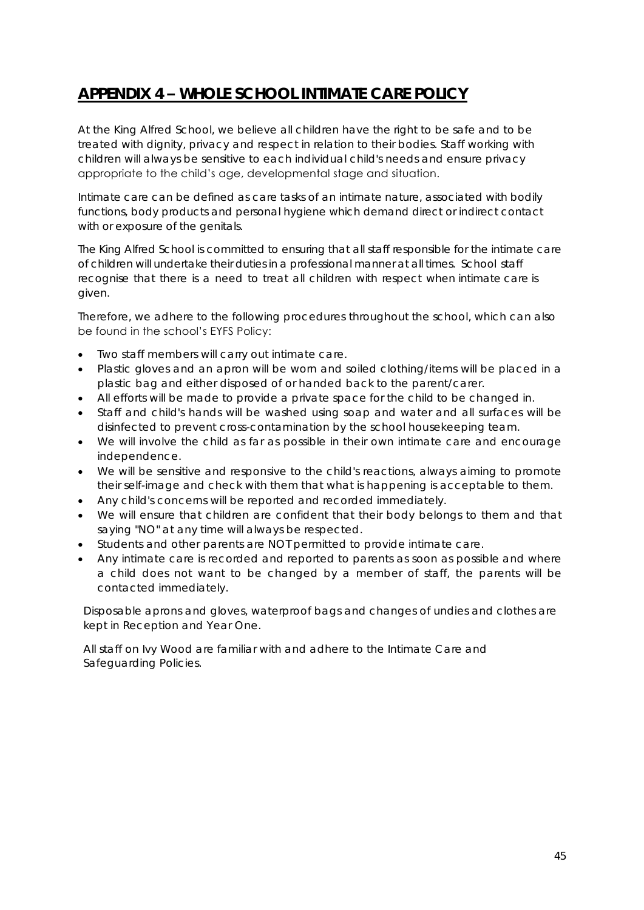## APPENDIX 4 – WHOLE SCHOOL INTIMATE CARE POLICY

At the King Alfred School, we believe all children have the right to be safe and to be treated with dignity, privacy and respect in relation to their bodies. Staff working with children will always be sensitive to each individual child's needs and ensure privacy appropriate to the child's age, developmental stage and situation.

Intimate care can be defined as care tasks of an intimate nature, associated with bodily functions, body products and personal hygiene which demand direct or indirect contact with or exposure of the genitals.

The King Alfred School is committed to ensuring that all staff responsible for the intimate care of children will undertake their duties in a professional manner at all times. School staff recognise that there is a need to treat all children with respect when intimate care is given.

Therefore, we adhere to the following procedures throughout the school, which can also be found in the school's EYFS Policy:

- Two staff members will carry out intimate care.
- Plastic gloves and an apron will be worn and soiled clothing/items will be placed in a plastic bag and either disposed of or handed back to the parent/carer.
- All efforts will be made to provide a private space for the child to be changed in.
- Staff and child's hands will be washed using soap and water and all surfaces will be disinfected to prevent cross-contamination by the school housekeeping team.
- We will involve the child as far as possible in their own intimate care and encourage independence.
- We will be sensitive and responsive to the child's reactions, always aiming to promote their self-image and check with them that what is happening is acceptable to them.
- Any child's concerns will be reported and recorded immediately.
- We will ensure that children are confident that their body belongs to them and that saying "NO" at any time will always be respected.
- Students and other parents are NOT permitted to provide intimate care.
- Any intimate care is recorded and reported to parents as soon as possible and where a child does not want to be changed by a member of staff, the parents will be contacted immediately.

Disposable aprons and gloves, waterproof bags and changes of undies and clothes are kept in Reception and Year One.

All staff on Ivy Wood are familiar with and adhere to the Intimate Care and Safeguarding Policies.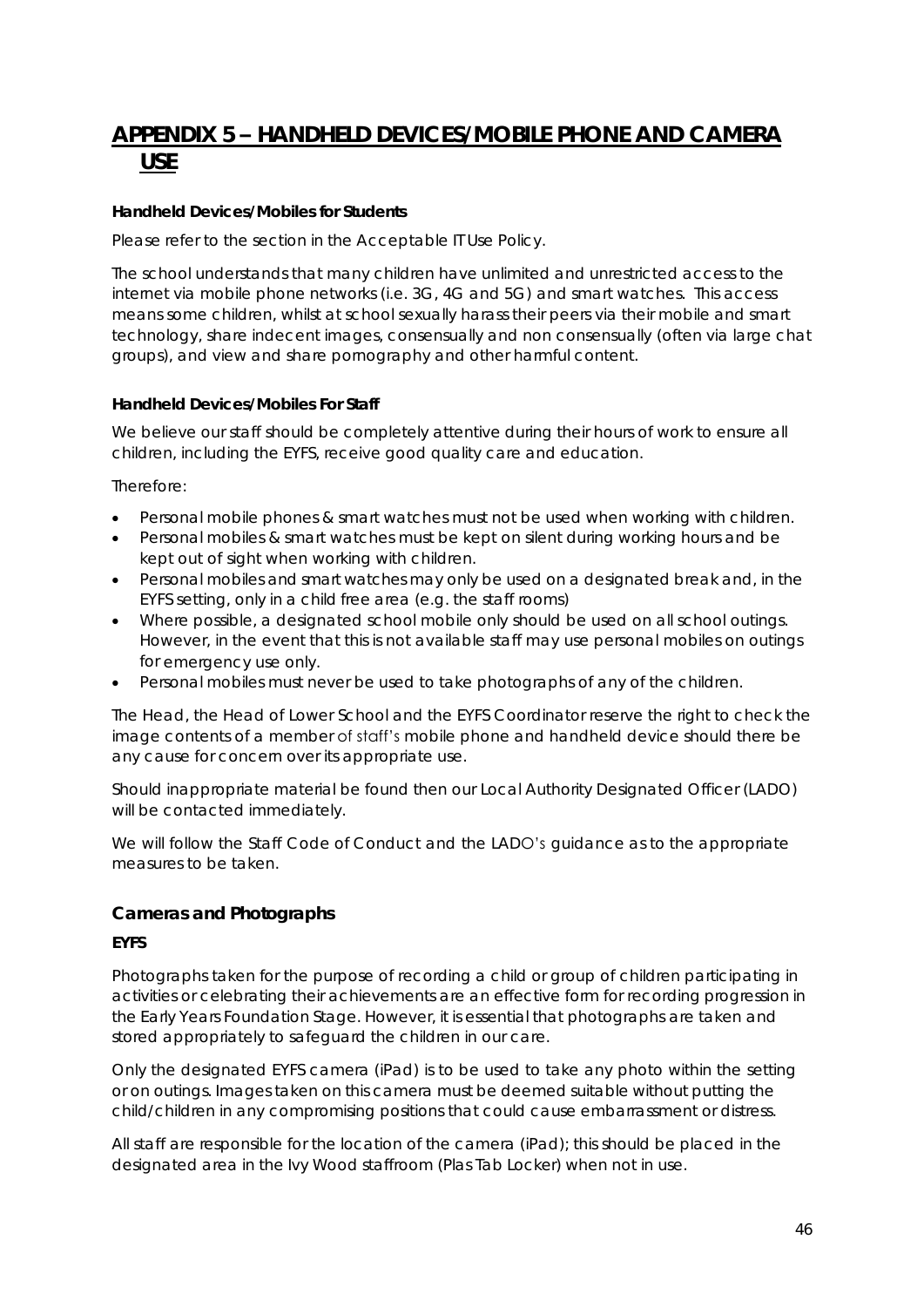# APPENDIX 5 – HANDHELD DEVICES/MOBILE PHONE AND CAMERA USE

**Handheld Devices/Mobiles for Students**

Please refer to the section in the Acceptable IT Use Policy.

The school understands that many children have unlimited and unrestricted access to the internet via mobile phone networks (i.e. 3G, 4G and 5G) and smart watches. This access means some children, whilst at school sexually harass their peers via their mobile and smart technology, share indecent images, consensually and non consensually (often via large chat groups), and view and share pornography and other harmful content.

**Handheld Devices/Mobiles For Staff**

We believe our staff should be completely attentive during their hours of work to ensure all children, including the EYFS, receive good quality care and education.

Therefore:

- Personal mobile phones & smart watches must not be used when working with children.
- Personal mobiles & smart watches must be kept on silent during working hours and be kept out of sight when working with children.
- Personal mobiles and smart watches may only be used on a designated break and, in the EYFS setting, only in a child free area (e.g. the staff rooms)
- Where possible, a designated school mobile only should be used on all school outings. However, in the event that this is not available staff may use personal mobiles on outings for emergency use only.
- Personal mobiles must never be used to take photographs of any of the children.

The Head, the Head of Lower School and the EYFS Coordinator reserve the right to check the image contents of a member of staff's mobile phone and handheld device should there be any cause for concern over its appropriate use.

Should inappropriate material be found then our Local Authority Designated Officer (LADO) will be contacted immediately.

We will follow the Staff Code of Conduct and the LADO's guidance as to the appropriate measures to be taken.

## Cameras and Photographs

**EYFS**

Photographs taken for the purpose of recording a child or group of children participating in activities or celebrating their achievements are an effective form for recording progression in the Early Years Foundation Stage. However, it is essential that photographs are taken and stored appropriately to safeguard the children in our care.

Only the designated EYFS camera (iPad) is to be used to take any photo within the setting or on outings. Images taken on this camera must be deemed suitable without putting the child/children in any compromising positions that could cause embarrassment or distress.

All staff are responsible for the location of the camera (iPad); this should be placed in the designated area in the Ivy Wood staffroom (Plas Tab Locker) when not in use.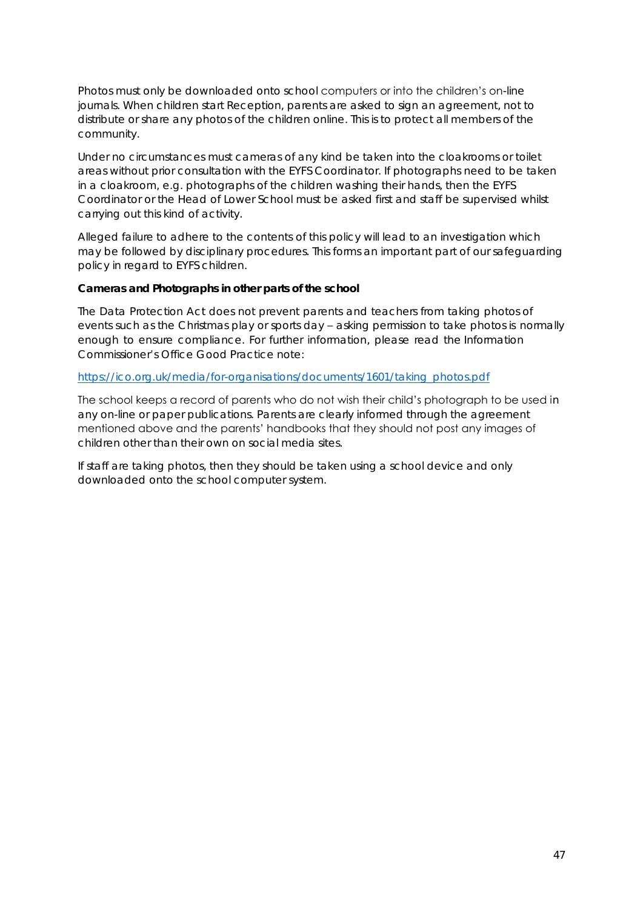Photos must only be downloaded onto school computers or into the children's on-line journals. When children start Reception, parents are asked to sign an agreement, not to distribute or share any photos of the children online. This is to protect all members of the community.

Under no circumstances must cameras of any kind be taken into the cloakrooms or toilet areas without prior consultation with the EYFS Coordinator. If photographs need to be taken in a cloakroom, e.g. photographs of the children washing their hands, then the EYFS Coordinator or the Head of Lower School must be asked first and staff be supervised whilst carrying out this kind of activity.

Alleged failure to adhere to the contents of this policy will lead to an investigation which may be followed by disciplinary procedures. This forms an important part of our safeguarding policy in regard to EYFS children.

**Cameras and Photographs in other parts of the school**

The Data Protection Act does not prevent parents and teachers from taking photos of events such as the Christmas play or sports day – asking permission to take photos is normally enough to ensure compliance. For further information, please read the Information Commissioner's Office Good Practice note:

https://ico.org.uk/media/for-organisations/documents/1601/taking_photos.pdf

The school keeps a record of parents who do not wish their child's photograph to be used in any on-line or paper publications. Parents are clearly informed through the agreement mentioned above and the parents' handbooks that they should not post any images of children other than their own on social media sites.

If staff are taking photos, then they should be taken using a school device and only downloaded onto the school computer system.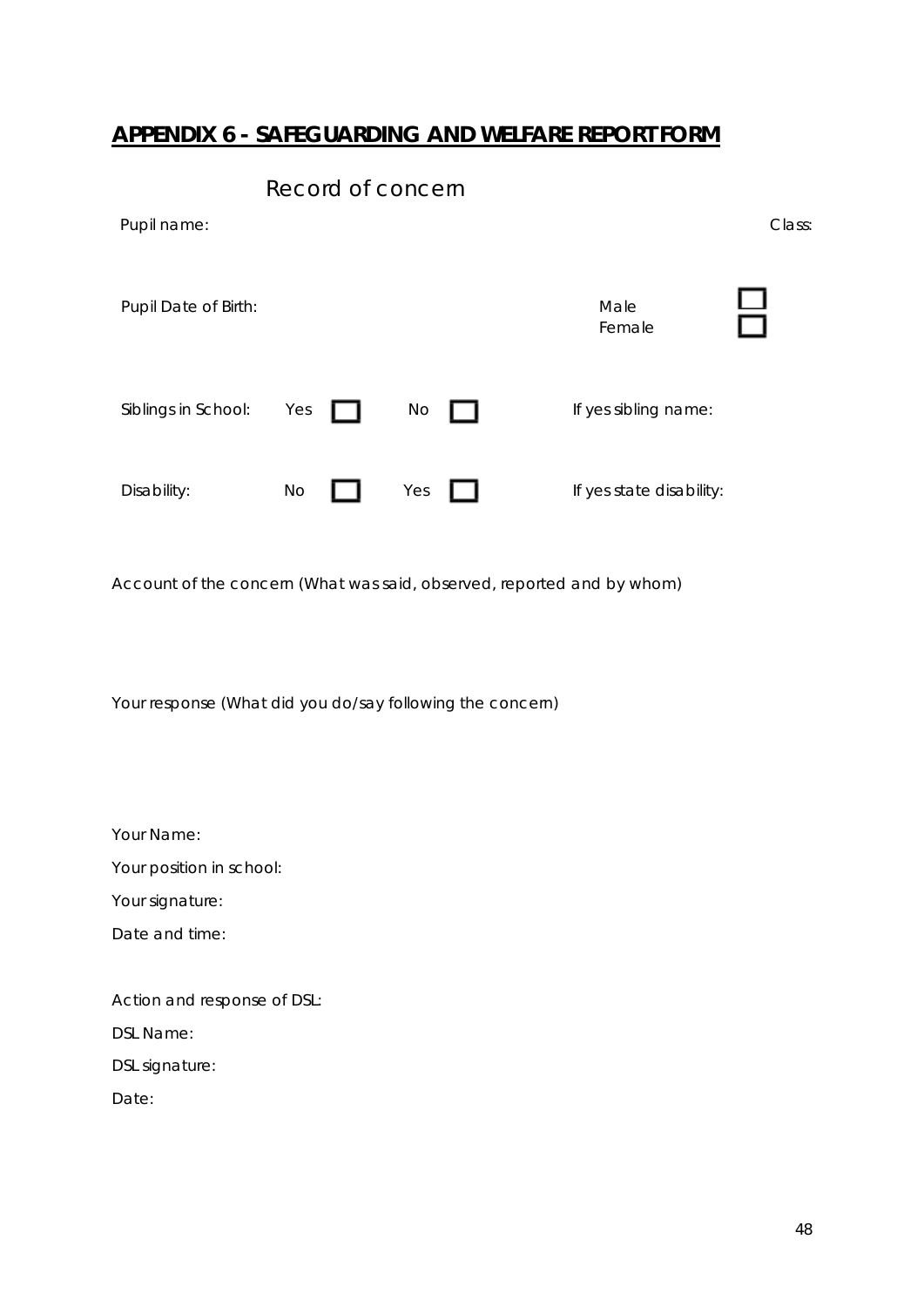## APPENDIX 6 - SAFEGUARDING AND WELFARE REPORT FORM

### Record of concern

Pupil name: Class:

Pupil Date of Birth: Male ☐ Female ☐

Siblings in School: Yes ☐ No ☐ If yes sibling name:

Disability: No ☐ Yes ☐ If yes state disability:

Account of the concern (What was said, observed, reported and by whom)

Your response (What did you do/say following the concern)

Your Name:

Your position in school:

Your signature:

Date and time:

Action and response of DSL:

DSL Name:

DSL signature:

Date: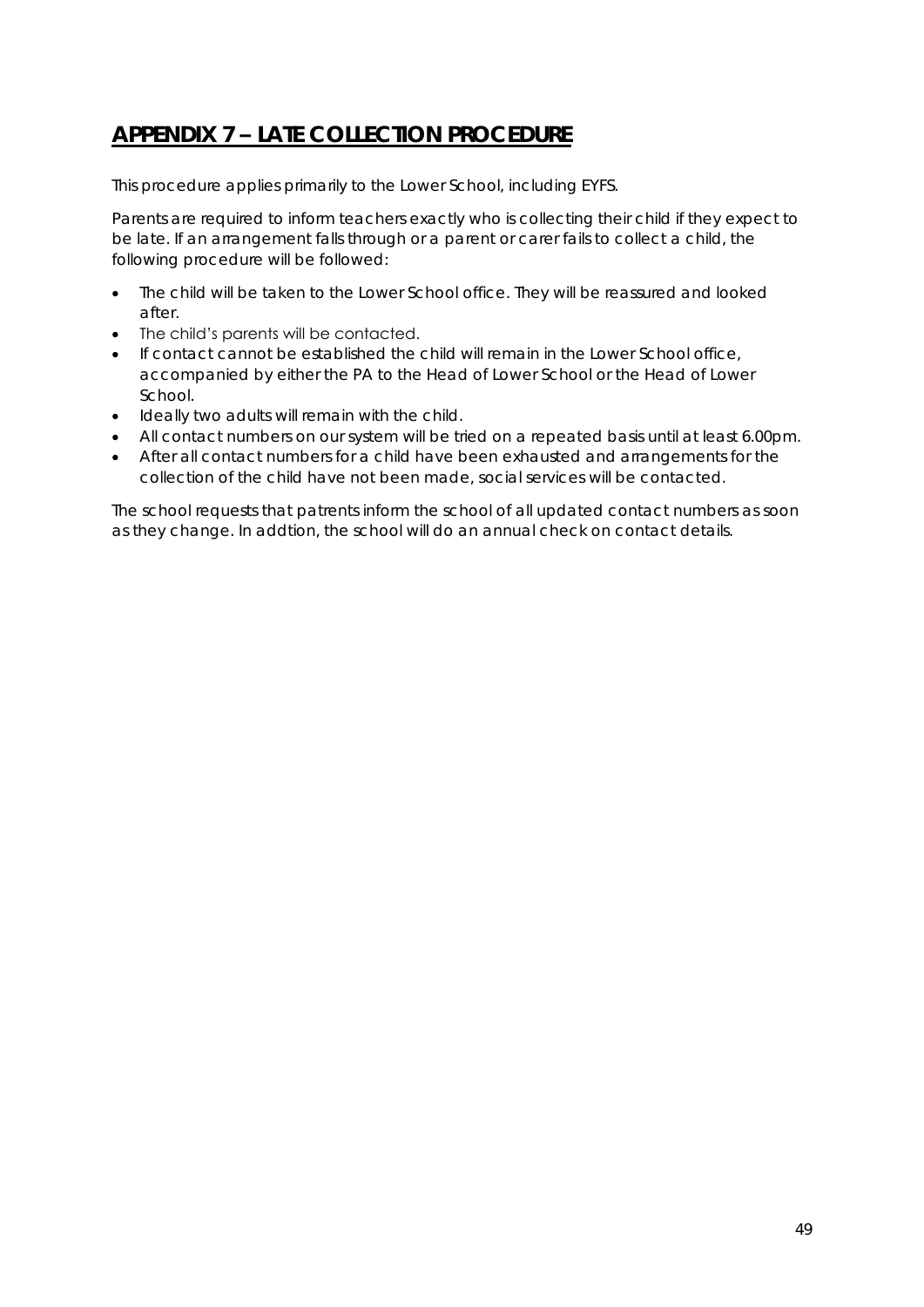# APPENDIX 7 – LATE COLLECTION PROCEDURE

This procedure applies primarily to the Lower School, including EYFS.

Parents are required to inform teachers exactly who is collecting their child if they expect to be late. If an arrangement falls through or a parent or carer fails to collect a child, the following procedure will be followed:

- The child will be taken to the Lower School office. They will be reassured and looked after.
- The child's parents will be contacted.
- If contact cannot be established the child will remain in the Lower School office, accompanied by either the PA to the Head of Lower School or the Head of Lower School.
- Ideally two adults will remain with the child.
- All contact numbers on our system will be tried on a repeated basis until at least 6.00pm.
- After all contact numbers for a child have been exhausted and arrangements for the collection of the child have not been made, social services will be contacted.

The school requests that patrents inform the school of all updated contact numbers as soon as they change. In addtion, the school will do an annual check on contact details.